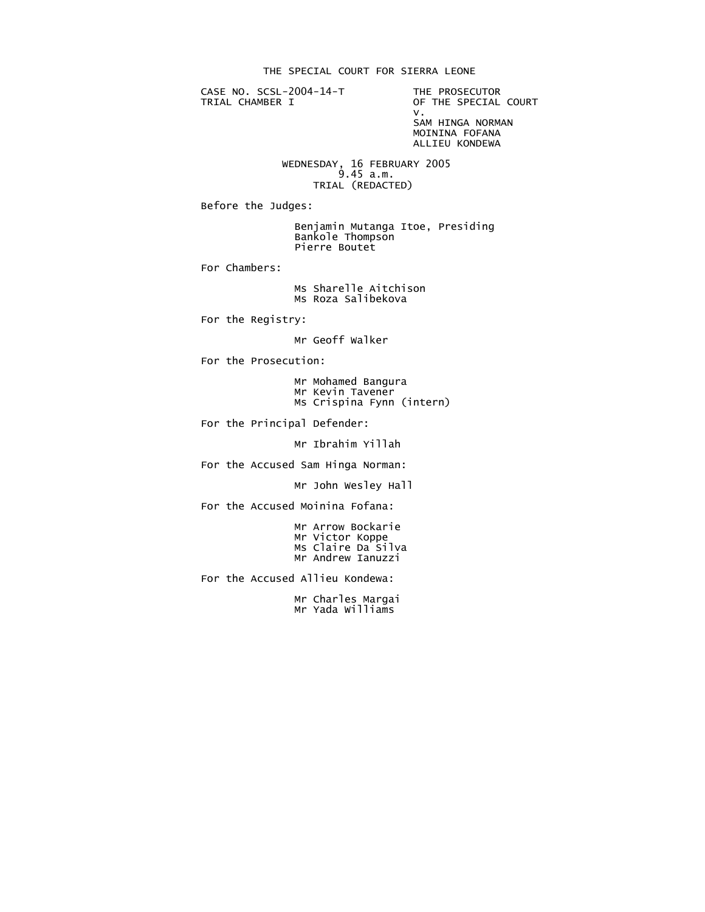# THE SPECIAL COURT FOR SIERRA LEONE

CASE NO. SCSL-2004-14-T
TRIAL CHAMBER I

THE PROSECUTOR
OF THE SPECIAL COURT
v.
SAM HINGA NORMAN
MOININA FOFANA
ALLIEU KONDEWA

WEDNESDAY, 16 FEBRUARY 2005
9.45 a.m.
TRIAL (REDACTED)

Before the Judges:

Benjamin Mutanga Itoe, Presiding
Bankole Thompson
Pierre Boutet

For Chambers:

Ms Sharelle Aitchison
Ms Roza Salibekova

For the Registry:

Mr Geoff Walker

For the Prosecution:

Mr Mohamed Bangura
Mr Kevin Tavener
Ms Crispina Fynn (intern)

For the Principal Defender:

Mr Ibrahim Yillah

For the Accused Sam Hinga Norman:

Mr John Wesley Hall

For the Accused Moinina Fofana:

Mr Arrow Bockarie
Mr Victor Koppe
Ms Claire Da Silva
Mr Andrew Ianuzzi

For the Accused Allieu Kondewa:

Mr Charles Margai
Mr Yada Williams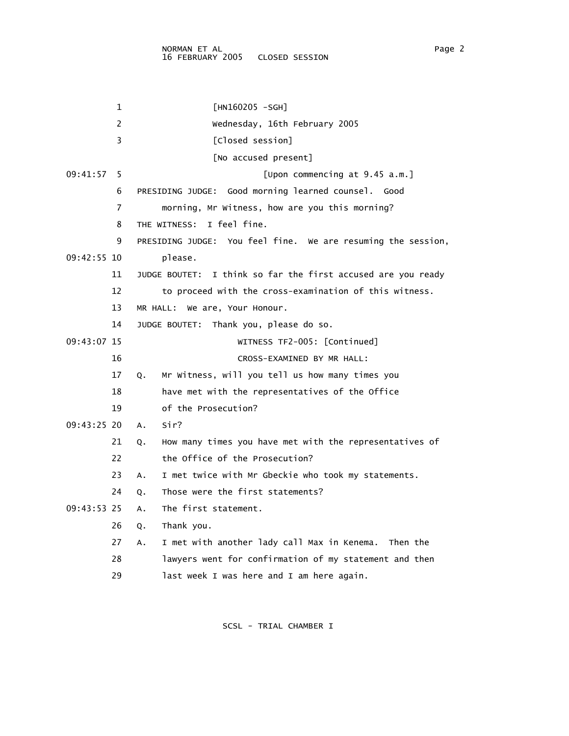[HN160205 -SGH]

Wednesday, 16th February 2005

[Closed session]

[No accused present]

[Upon commencing at 9.45 a.m.]

PRESIDING JUDGE: Good morning learned counsel. Good morning, Mr Witness, how are you this morning?

THE WITNESS: I feel fine.

PRESIDING JUDGE: You feel fine. We are resuming the session, please.

JUDGE BOUTET: I think so far the first accused are you ready to proceed with the cross-examination of this witness.

MR HALL: We are, Your Honour.

JUDGE BOUTET: Thank you, please do so.

WITNESS TF2-005: [Continued]

CROSS-EXAMINED BY MR HALL:

Q. Mr Witness, will you tell us how many times you have met with the representatives of the Office of the Prosecution?

A. Sir?

Q. How many times you have met with the representatives of the Office of the Prosecution?

A. I met twice with Mr Gbeckie who took my statements.

Q. Those were the first statements?

A. The first statement.

Q. Thank you.

A. I met with another lady call Max in Kenema. Then the lawyers went for confirmation of my statement and then last week I was here and I am here again.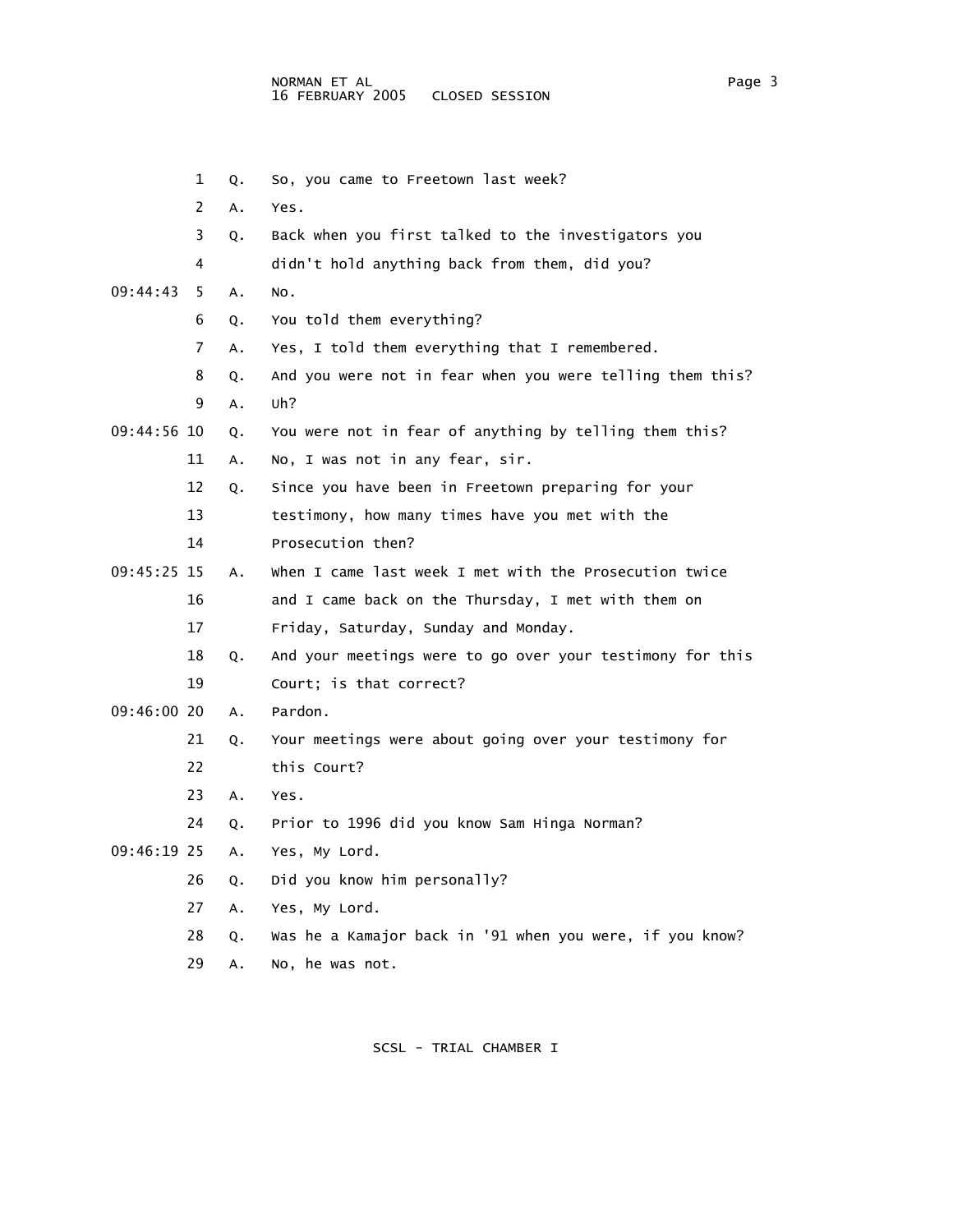1 Q. So, you came to Freetown last week?

2 A. Yes.

3 Q. Back when you first talked to the investigators you

4 didn't hold anything back from them, did you?

09:44:43 5 A. No.

6 Q. You told them everything?

7 A. Yes, I told them everything that I remembered.

8 Q. And you were not in fear when you were telling them this?

9 A. Uh?

09:44:56 10 Q. You were not in fear of anything by telling them this?

11 A. No, I was not in any fear, sir.

12 Q. Since you have been in Freetown preparing for your

13 testimony, how many times have you met with the

14 Prosecution then?

09:45:25 15 A. When I came last week I met with the Prosecution twice

16 and I came back on the Thursday, I met with them on

17 Friday, Saturday, Sunday and Monday.

18 Q. And your meetings were to go over your testimony for this

19 Court; is that correct?

09:46:00 20 A. Pardon.

21 Q. Your meetings were about going over your testimony for

22 this Court?

23 A. Yes.

24 Q. Prior to 1996 did you know Sam Hinga Norman?

09:46:19 25 A. Yes, My Lord.

26 Q. Did you know him personally?

27 A. Yes, My Lord.

28 Q. Was he a Kamajor back in '91 when you were, if you know?

29 A. No, he was not.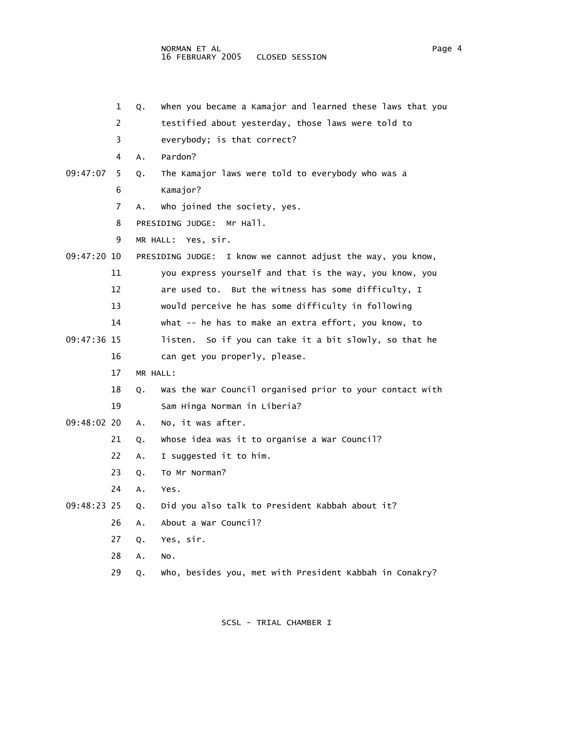1 Q. When you became a Kamajor and learned these laws that you
2 testified about yesterday, those laws were told to
3 everybody; is that correct?
4 A. Pardon?

09:47:07 5 Q. The Kamajor laws were told to everybody who was a
6 Kamajor?
7 A. Who joined the society, yes.
8 PRESIDING JUDGE: Mr Hall.
9 MR HALL: Yes, sir.

09:47:20 10 PRESIDING JUDGE: I know we cannot adjust the way, you know,
11 you express yourself and that is the way, you know, you
12 are used to. But the witness has some difficulty, I
13 would perceive he has some difficulty in following
14 what -- he has to make an extra effort, you know, to

09:47:36 15 listen. So if you can take it a bit slowly, so that he
16 can get you properly, please.
17 MR HALL:
18 Q. Was the War Council organised prior to your contact with
19 Sam Hinga Norman in Liberia?

09:48:02 20 A. No, it was after.
21 Q. Whose idea was it to organise a War Council?
22 A. I suggested it to him.
23 Q. To Mr Norman?
24 A. Yes.

09:48:23 25 Q. Did you also talk to President Kabbah about it?
26 A. About a War Council?
27 Q. Yes, sir.
28 A. No.
29 Q. Who, besides you, met with President Kabbah in Conakry?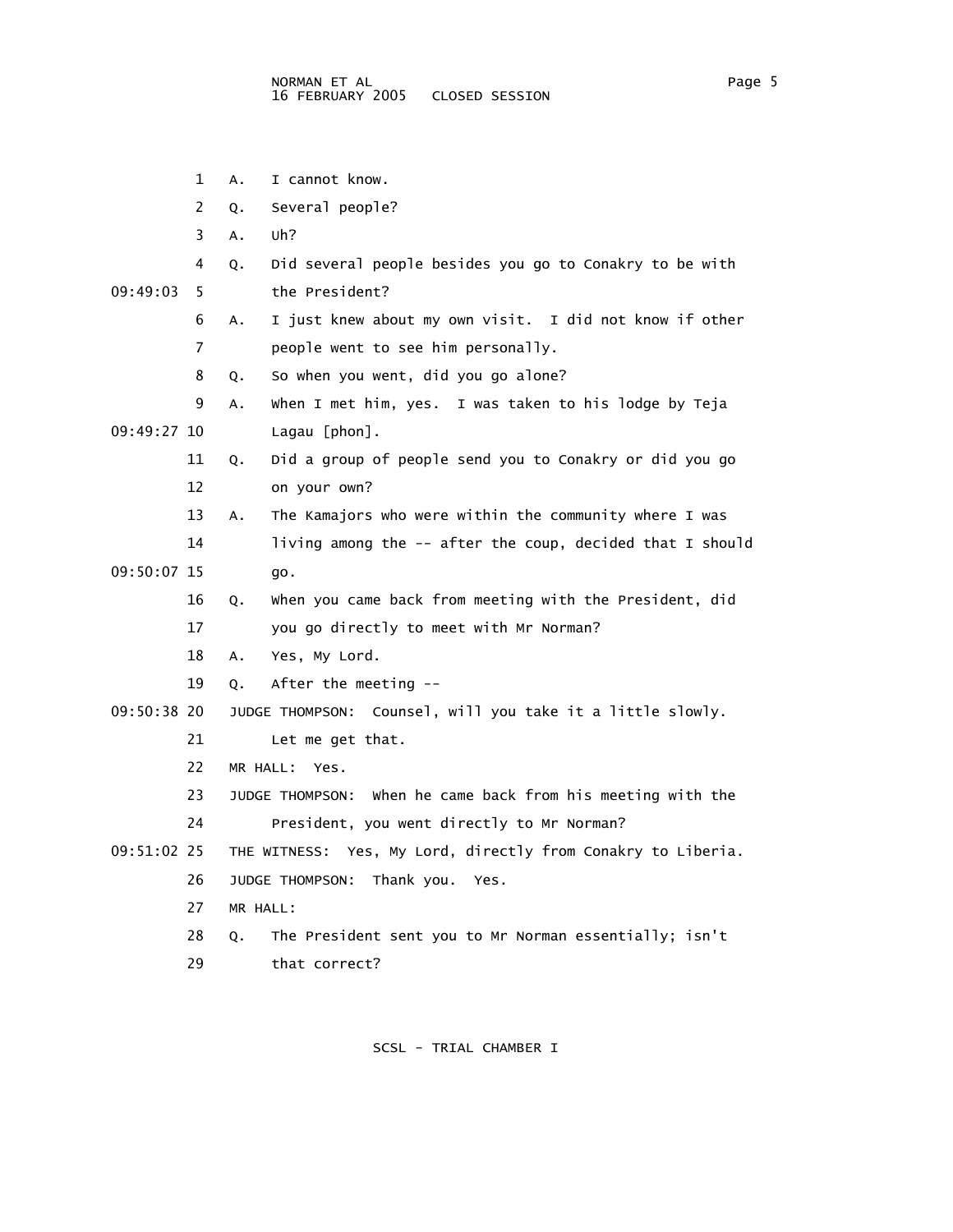1 A. I cannot know.

2 Q. Several people?

3 A. Uh?

4 Q. Did several people besides you go to Conakry to be with

09:49:03 5 the President?

6 A. I just knew about my own visit. I did not know if other

7 people went to see him personally.

8 Q. So when you went, did you go alone?

9 A. When I met him, yes. I was taken to his lodge by Teja

09:49:27 10 Lagau [phon].

11 Q. Did a group of people send you to Conakry or did you go

12 on your own?

13 A. The Kamajors who were within the community where I was

14 living among the -- after the coup, decided that I should

09:50:07 15 go.

16 Q. When you came back from meeting with the President, did

17 you go directly to meet with Mr Norman?

18 A. Yes, My Lord.

19 Q. After the meeting --

09:50:38 20 JUDGE THOMPSON: Counsel, will you take it a little slowly.

21 Let me get that.

22 MR HALL: Yes.

23 JUDGE THOMPSON: When he came back from his meeting with the

24 President, you went directly to Mr Norman?

09:51:02 25 THE WITNESS: Yes, My Lord, directly from Conakry to Liberia.

26 JUDGE THOMPSON: Thank you. Yes.

27 MR HALL:

28 Q. The President sent you to Mr Norman essentially; isn't

29 that correct?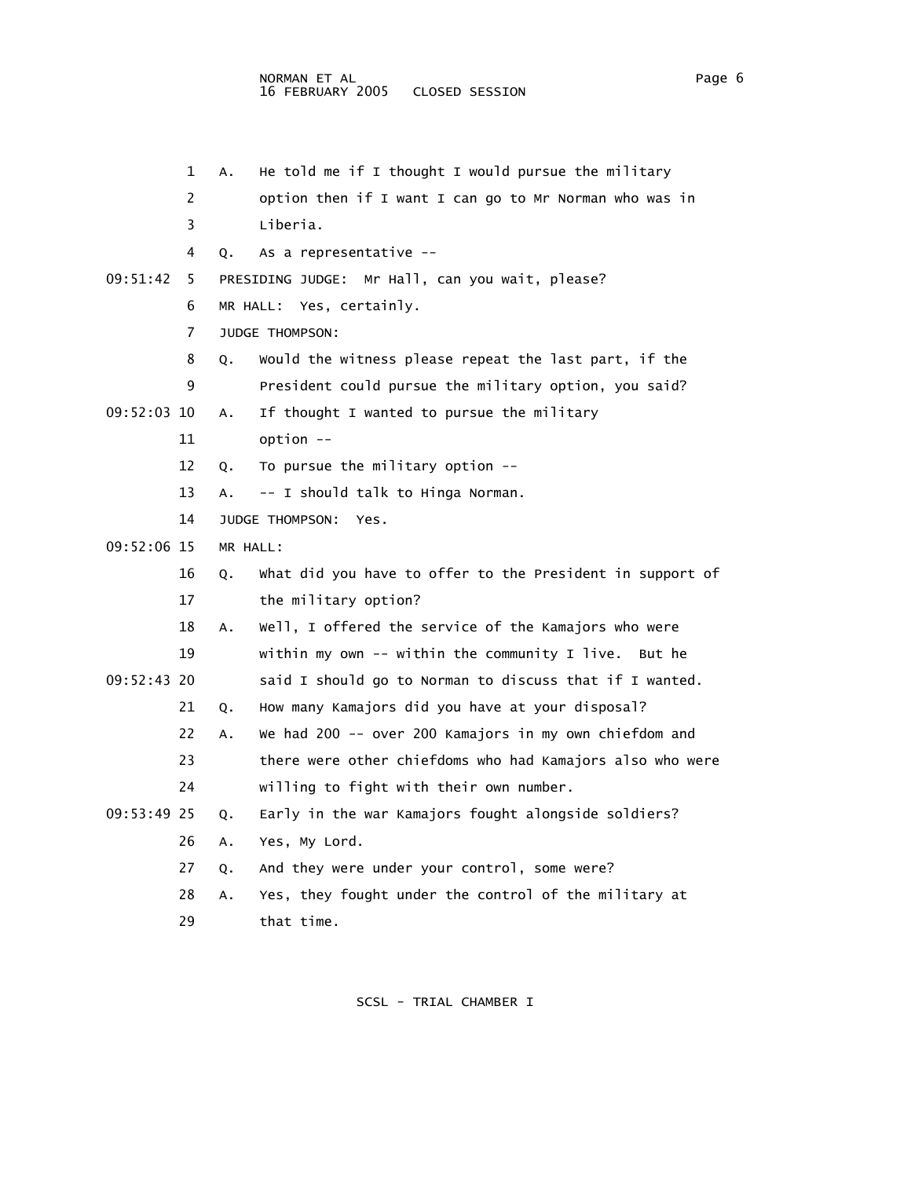1 A. He told me if I thought I would pursue the military
2 option then if I want I can go to Mr Norman who was in
3 Liberia.
4 Q. As a representative --
09:51:42 5 PRESIDING JUDGE: Mr Hall, can you wait, please?
6 MR HALL: Yes, certainly.
7 JUDGE THOMPSON:
8 Q. Would the witness please repeat the last part, if the
9 President could pursue the military option, you said?
09:52:03 10 A. If thought I wanted to pursue the military
11 option --
12 Q. To pursue the military option --
13 A. -- I should talk to Hinga Norman.
14 JUDGE THOMPSON: Yes.
09:52:06 15 MR HALL:
16 Q. What did you have to offer to the President in support of
17 the military option?
18 A. Well, I offered the service of the Kamajors who were
19 within my own -- within the community I live. But he
09:52:43 20 said I should go to Norman to discuss that if I wanted.
21 Q. How many Kamajors did you have at your disposal?
22 A. We had 200 -- over 200 Kamajors in my own chiefdom and
23 there were other chiefdoms who had Kamajors also who were
24 willing to fight with their own number.
09:53:49 25 Q. Early in the war Kamajors fought alongside soldiers?
26 A. Yes, My Lord.
27 Q. And they were under your control, some were?
28 A. Yes, they fought under the control of the military at
29 that time.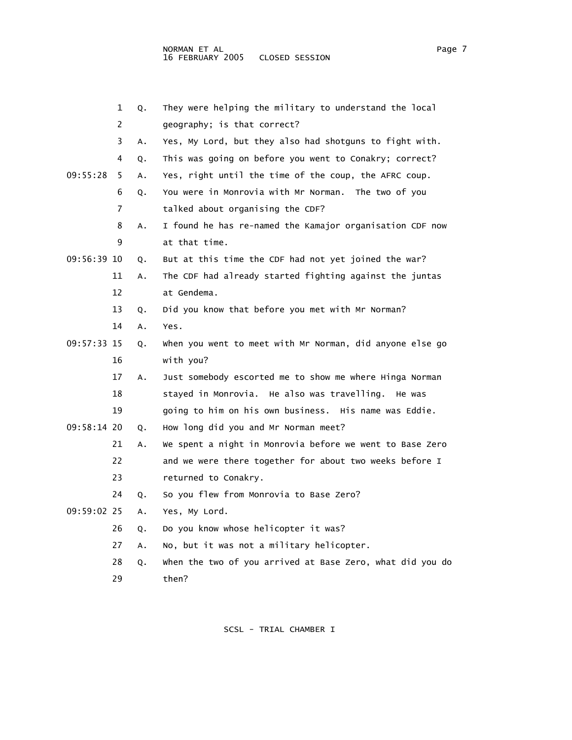1 Q. They were helping the military to understand the local
2 geography; is that correct?
3 A. Yes, My Lord, but they also had shotguns to fight with.
4 Q. This was going on before you went to Conakry; correct?
09:55:28 5 A. Yes, right until the time of the coup, the AFRC coup.
6 Q. You were in Monrovia with Mr Norman. The two of you
7 talked about organising the CDF?
8 A. I found he has re-named the Kamajor organisation CDF now
9 at that time.
09:56:39 10 Q. But at this time the CDF had not yet joined the war?
11 A. The CDF had already started fighting against the juntas
12 at Gendema.
13 Q. Did you know that before you met with Mr Norman?
14 A. Yes.
09:57:33 15 Q. When you went to meet with Mr Norman, did anyone else go
16 with you?
17 A. Just somebody escorted me to show me where Hinga Norman
18 stayed in Monrovia. He also was travelling. He was
19 going to him on his own business. His name was Eddie.
09:58:14 20 Q. How long did you and Mr Norman meet?
21 A. We spent a night in Monrovia before we went to Base Zero
22 and we were there together for about two weeks before I
23 returned to Conakry.
24 Q. So you flew from Monrovia to Base Zero?
09:59:02 25 A. Yes, My Lord.
26 Q. Do you know whose helicopter it was?
27 A. No, but it was not a military helicopter.
28 Q. When the two of you arrived at Base Zero, what did you do
29 then?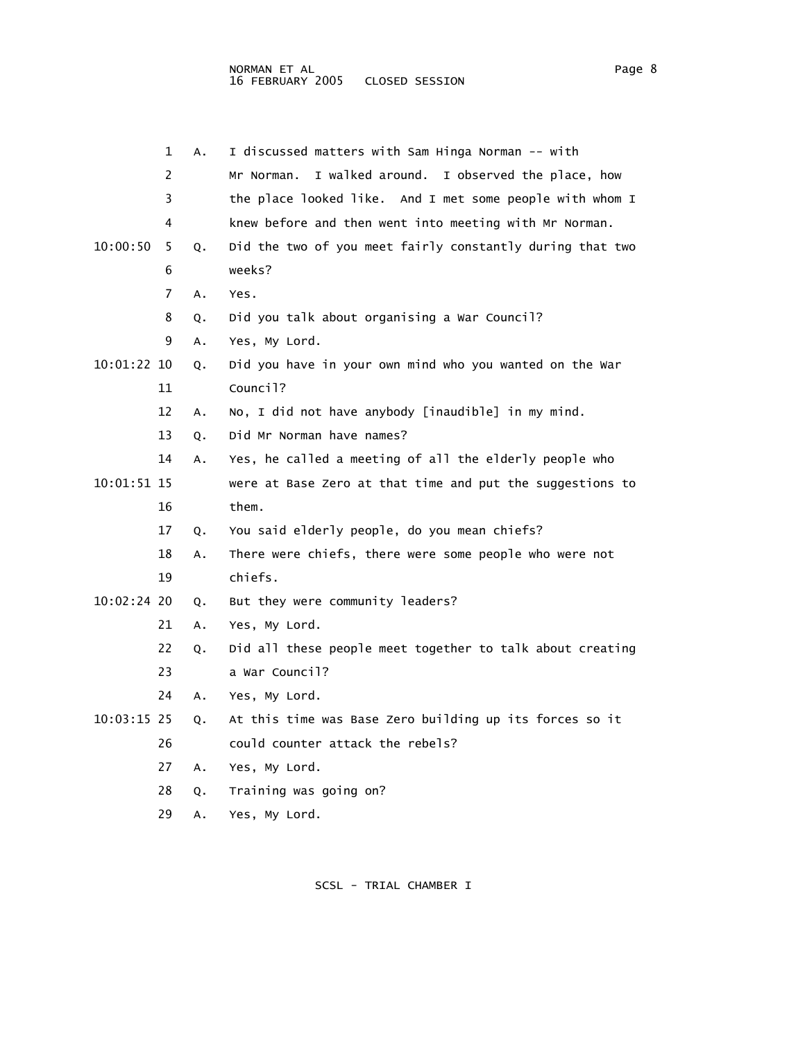1 A. I discussed matters with Sam Hinga Norman -- with
2 Mr Norman. I walked around. I observed the place, how
3 the place looked like. And I met some people with whom I
4 knew before and then went into meeting with Mr Norman.

10:00:50 5 Q. Did the two of you meet fairly constantly during that two
6 weeks?
7 A. Yes.
8 Q. Did you talk about organising a War Council?
9 A. Yes, My Lord.

10:01:22 10 Q. Did you have in your own mind who you wanted on the War
11 Council?
12 A. No, I did not have anybody [inaudible] in my mind.
13 Q. Did Mr Norman have names?
14 A. Yes, he called a meeting of all the elderly people who

10:01:51 15 were at Base Zero at that time and put the suggestions to
16 them.
17 Q. You said elderly people, do you mean chiefs?
18 A. There were chiefs, there were some people who were not
19 chiefs.

10:02:24 20 Q. But they were community leaders?
21 A. Yes, My Lord.
22 Q. Did all these people meet together to talk about creating
23 a War Council?
24 A. Yes, My Lord.

10:03:15 25 Q. At this time was Base Zero building up its forces so it
26 could counter attack the rebels?
27 A. Yes, My Lord.
28 Q. Training was going on?
29 A. Yes, My Lord.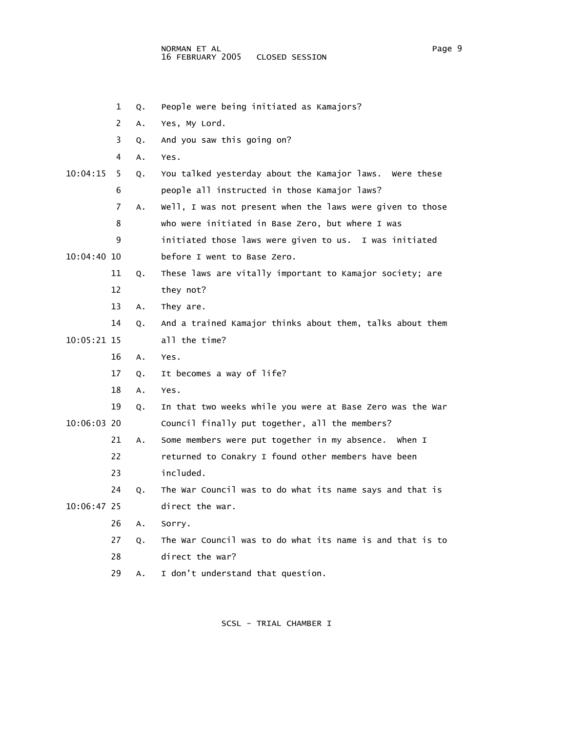1 Q. People were being initiated as Kamajors?

2 A. Yes, My Lord.

3 Q. And you saw this going on?

4 A. Yes.

10:04:15 5 Q. You talked yesterday about the Kamajor laws. Were these

6 people all instructed in those Kamajor laws?

7 A. Well, I was not present when the laws were given to those

8 who were initiated in Base Zero, but where I was

9 initiated those laws were given to us. I was initiated

10:04:40 10 before I went to Base Zero.

11 Q. These laws are vitally important to Kamajor society; are

12 they not?

13 A. They are.

14 Q. And a trained Kamajor thinks about them, talks about them

10:05:21 15 all the time?

16 A. Yes.

17 Q. It becomes a way of life?

18 A. Yes.

19 Q. In that two weeks while you were at Base Zero was the War

10:06:03 20 Council finally put together, all the members?

21 A. Some members were put together in my absence. When I

22 returned to Conakry I found other members have been

23 included.

24 Q. The War Council was to do what its name says and that is

10:06:47 25 direct the war.

26 A. Sorry.

27 Q. The War Council was to do what its name is and that is to

28 direct the war?

29 A. I don't understand that question.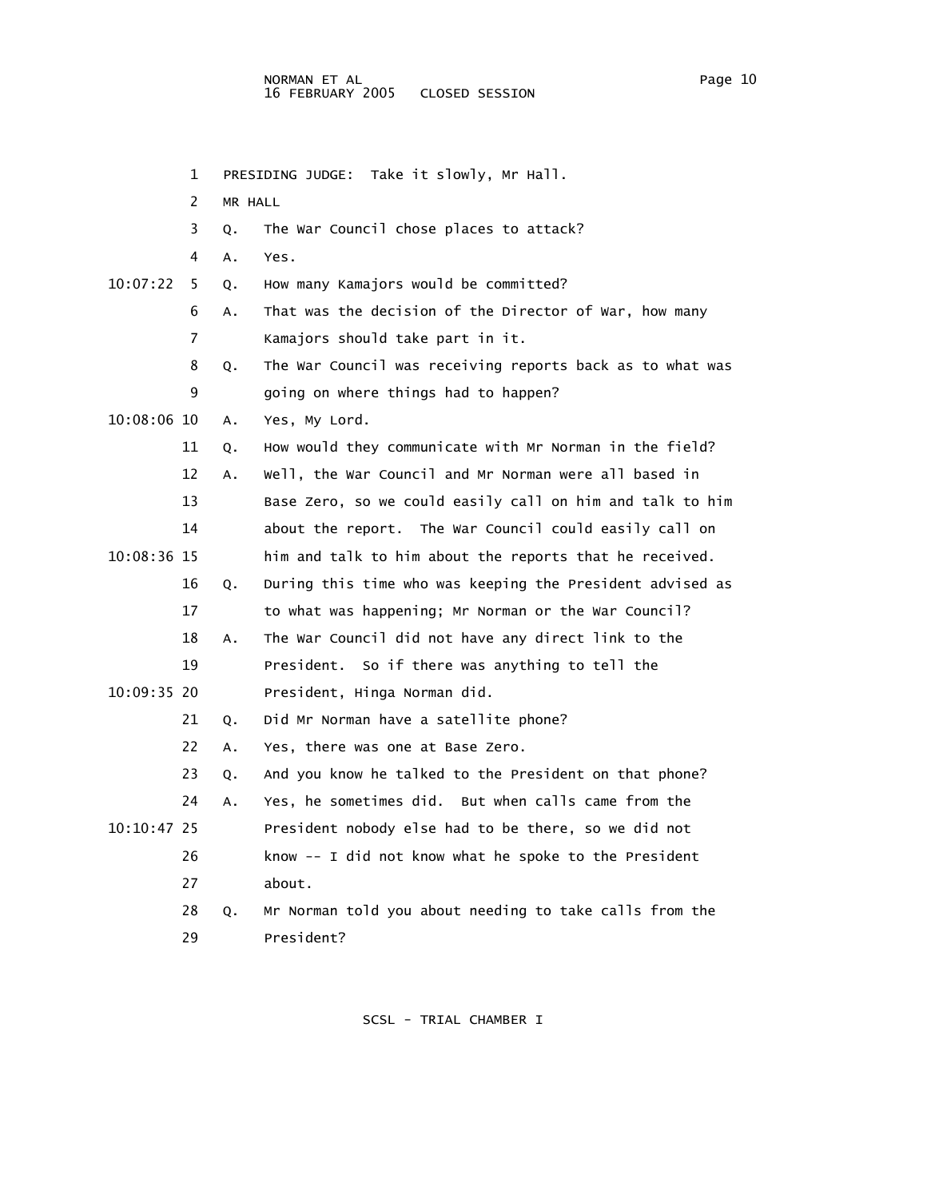PRESIDING JUDGE: Take it slowly, Mr Hall.

MR HALL

Q. The War Council chose places to attack?

A. Yes.

Q. How many Kamajors would be committed?

A. That was the decision of the Director of War, how many Kamajors should take part in it.

Q. The War Council was receiving reports back as to what was going on where things had to happen?

A. Yes, My Lord.

Q. How would they communicate with Mr Norman in the field?

A. Well, the War Council and Mr Norman were all based in Base Zero, so we could easily call on him and talk to him about the report. The War Council could easily call on him and talk to him about the reports that he received.

Q. During this time who was keeping the President advised as to what was happening; Mr Norman or the War Council?

A. The War Council did not have any direct link to the President. So if there was anything to tell the President, Hinga Norman did.

Q. Did Mr Norman have a satellite phone?

A. Yes, there was one at Base Zero.

Q. And you know he talked to the President on that phone?

A. Yes, he sometimes did. But when calls came from the President nobody else had to be there, so we did not know -- I did not know what he spoke to the President about.

Q. Mr Norman told you about needing to take calls from the President?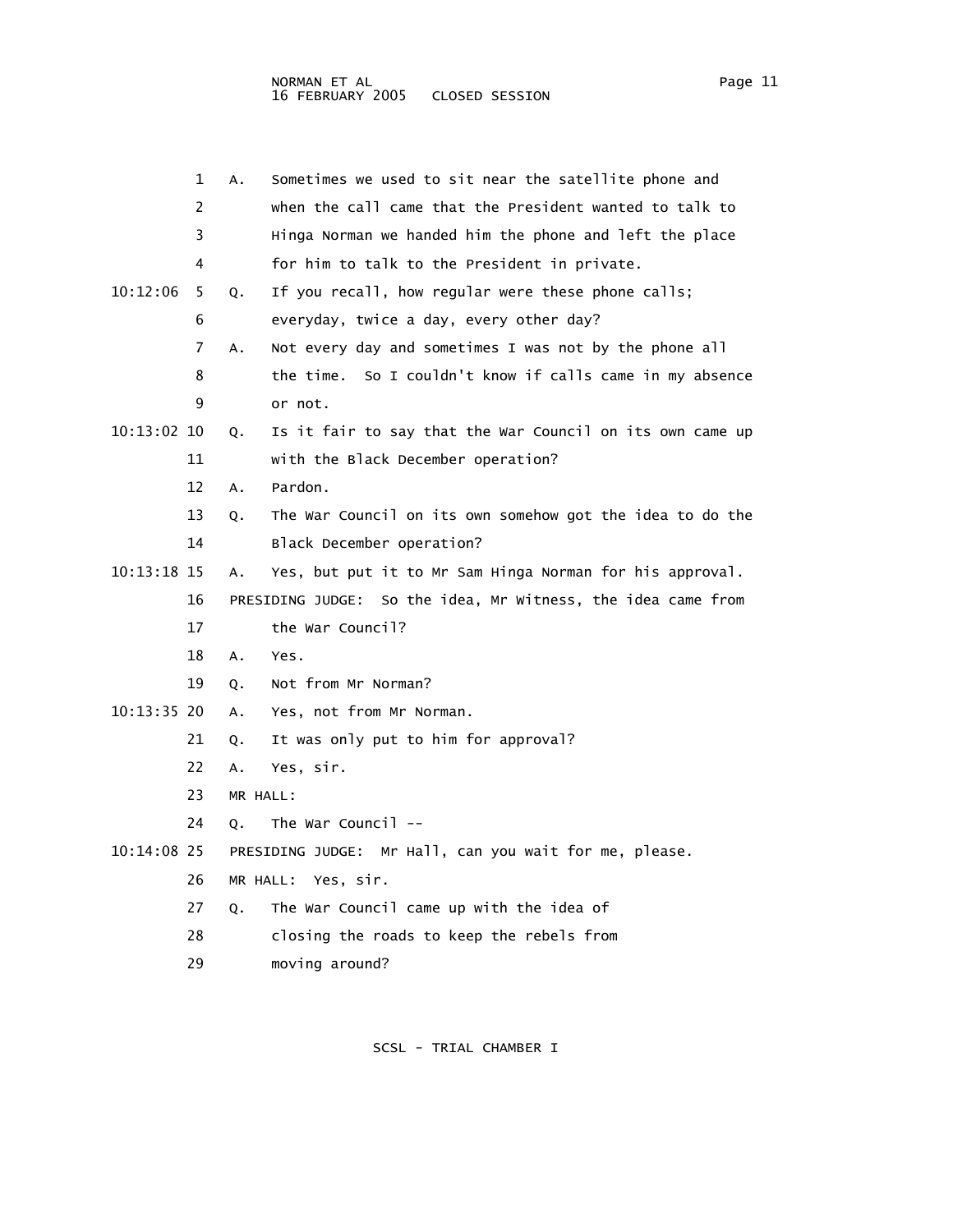1 A. Sometimes we used to sit near the satellite phone and
2 when the call came that the President wanted to talk to
3 Hinga Norman we handed him the phone and left the place
4 for him to talk to the President in private.

10:12:06 5 Q. If you recall, how regular were these phone calls;
6 everyday, twice a day, every other day?
7 A. Not every day and sometimes I was not by the phone all
8 the time. So I couldn't know if calls came in my absence
9 or not.

10:13:02 10 Q. Is it fair to say that the War Council on its own came up
11 with the Black December operation?
12 A. Pardon.
13 Q. The War Council on its own somehow got the idea to do the
14 Black December operation?

10:13:18 15 A. Yes, but put it to Mr Sam Hinga Norman for his approval.
16 PRESIDING JUDGE: So the idea, Mr Witness, the idea came from
17 the War Council?
18 A. Yes.
19 Q. Not from Mr Norman?

10:13:35 20 A. Yes, not from Mr Norman.
21 Q. It was only put to him for approval?
22 A. Yes, sir.
23 MR HALL:
24 Q. The War Council --

10:14:08 25 PRESIDING JUDGE: Mr Hall, can you wait for me, please.
26 MR HALL: Yes, sir.
27 Q. The War Council came up with the idea of
28 closing the roads to keep the rebels from
29 moving around?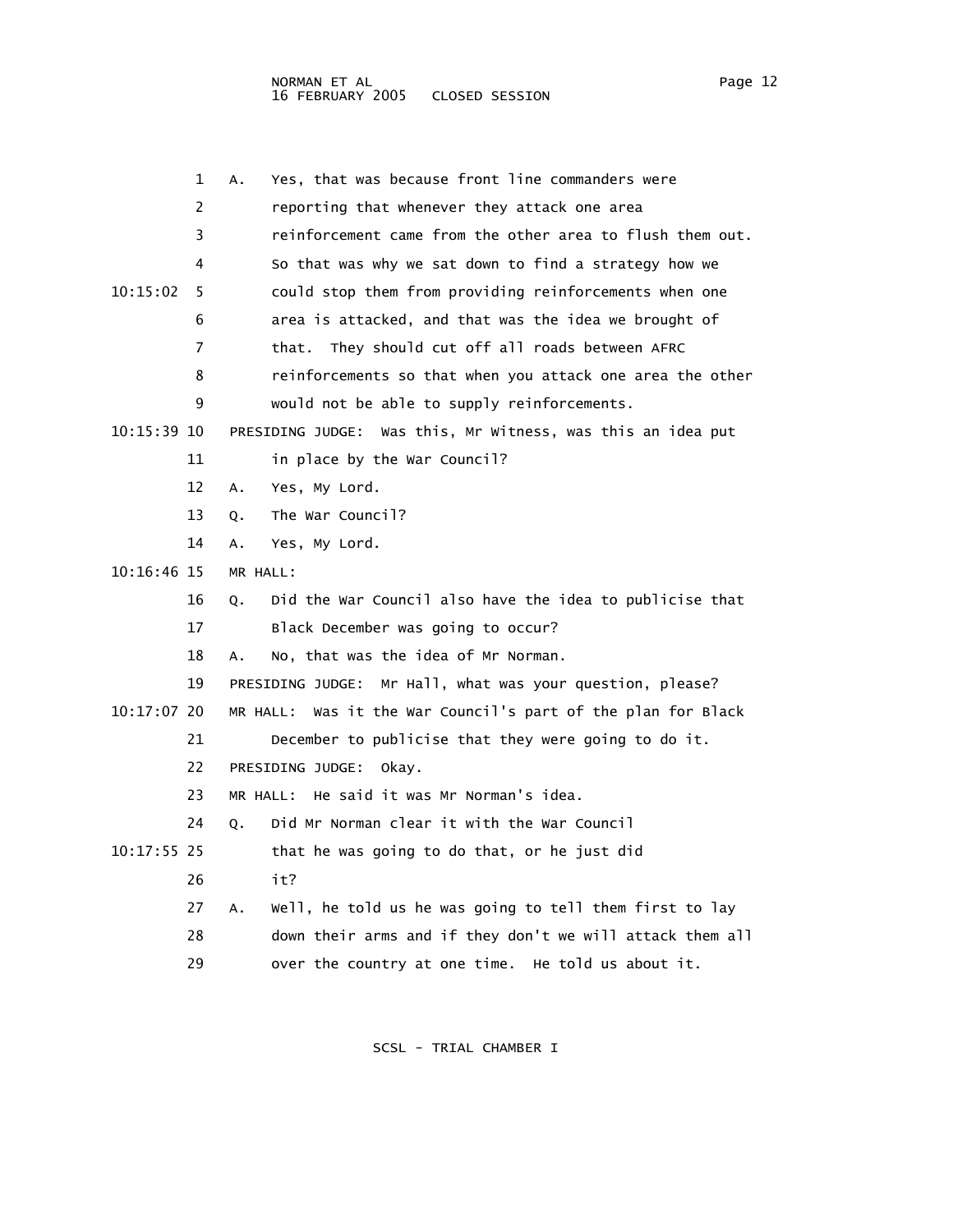A. Yes, that was because front line commanders were reporting that whenever they attack one area reinforcement came from the other area to flush them out. So that was why we sat down to find a strategy how we could stop them from providing reinforcements when one area is attacked, and that was the idea we brought of that. They should cut off all roads between AFRC reinforcements so that when you attack one area the other would not be able to supply reinforcements.

PRESIDING JUDGE: Was this, Mr Witness, was this an idea put in place by the War Council?

A. Yes, My Lord.

Q. The War Council?

A. Yes, My Lord.

MR HALL:

Q. Did the War Council also have the idea to publicise that Black December was going to occur?

A. No, that was the idea of Mr Norman.

PRESIDING JUDGE: Mr Hall, what was your question, please?

MR HALL: Was it the War Council's part of the plan for Black December to publicise that they were going to do it.

PRESIDING JUDGE: Okay.

MR HALL: He said it was Mr Norman's idea.

Q. Did Mr Norman clear it with the War Council that he was going to do that, or he just did it?

A. Well, he told us he was going to tell them first to lay down their arms and if they don't we will attack them all over the country at one time. He told us about it.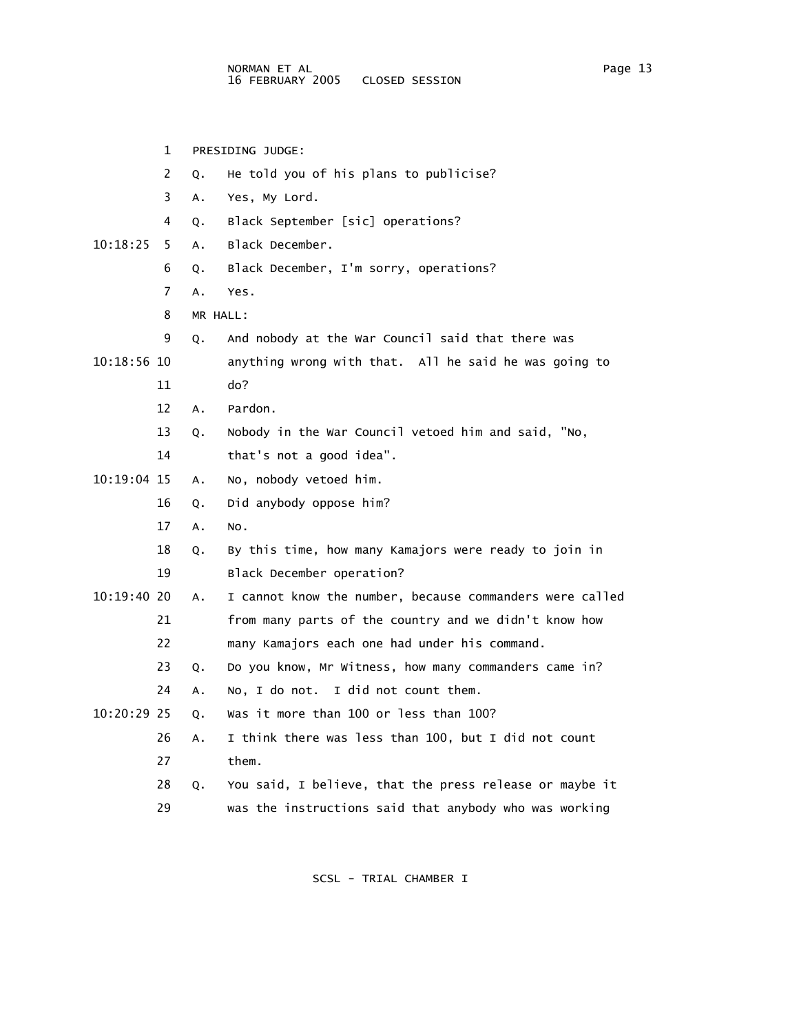PRESIDING JUDGE:

Q. He told you of his plans to publicise?

A. Yes, My Lord.

Q. Black September [sic] operations?

A. Black December.

Q. Black December, I'm sorry, operations?

A. Yes.

MR HALL:

Q. And nobody at the War Council said that there was anything wrong with that. All he said he was going to do?

A. Pardon.

Q. Nobody in the War Council vetoed him and said, "No, that's not a good idea".

A. No, nobody vetoed him.

Q. Did anybody oppose him?

A. No.

Q. By this time, how many Kamajors were ready to join in Black December operation?

A. I cannot know the number, because commanders were called from many parts of the country and we didn't know how many Kamajors each one had under his command.

Q. Do you know, Mr Witness, how many commanders came in?

A. No, I do not. I did not count them.

Q. Was it more than 100 or less than 100?

A. I think there was less than 100, but I did not count them.

Q. You said, I believe, that the press release or maybe it was the instructions said that anybody who was working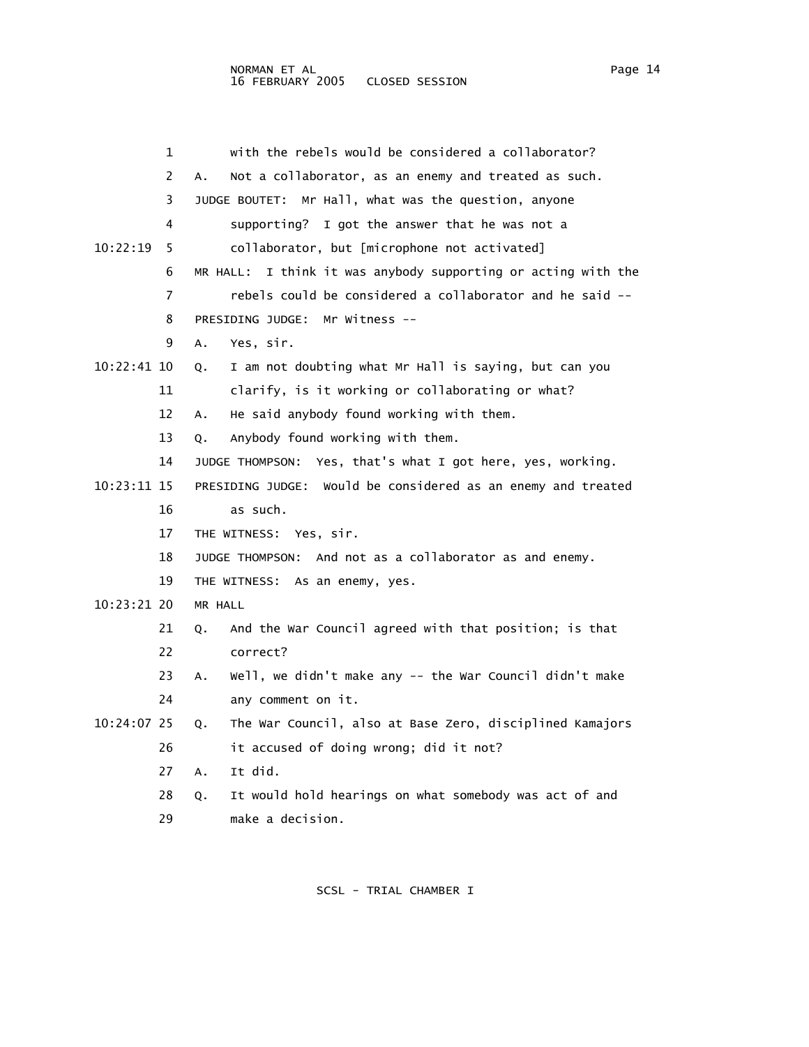1 with the rebels would be considered a collaborator?

2 A. Not a collaborator, as an enemy and treated as such.

3 JUDGE BOUTET: Mr Hall, what was the question, anyone

4 supporting? I got the answer that he was not a

10:22:19 5 collaborator, but [microphone not activated]

6 MR HALL: I think it was anybody supporting or acting with the

7 rebels could be considered a collaborator and he said --

8 PRESIDING JUDGE: Mr Witness --

9 A. Yes, sir.

10:22:41 10 Q. I am not doubting what Mr Hall is saying, but can you

11 clarify, is it working or collaborating or what?

12 A. He said anybody found working with them.

13 Q. Anybody found working with them.

14 JUDGE THOMPSON: Yes, that's what I got here, yes, working.

10:23:11 15 PRESIDING JUDGE: Would be considered as an enemy and treated

16 as such.

17 THE WITNESS: Yes, sir.

18 JUDGE THOMPSON: And not as a collaborator as and enemy.

19 THE WITNESS: As an enemy, yes.

10:23:21 20 MR HALL

21 Q. And the War Council agreed with that position; is that

22 correct?

23 A. Well, we didn't make any -- the War Council didn't make

24 any comment on it.

10:24:07 25 Q. The War Council, also at Base Zero, disciplined Kamajors

26 it accused of doing wrong; did it not?

27 A. It did.

28 Q. It would hold hearings on what somebody was act of and

29 make a decision.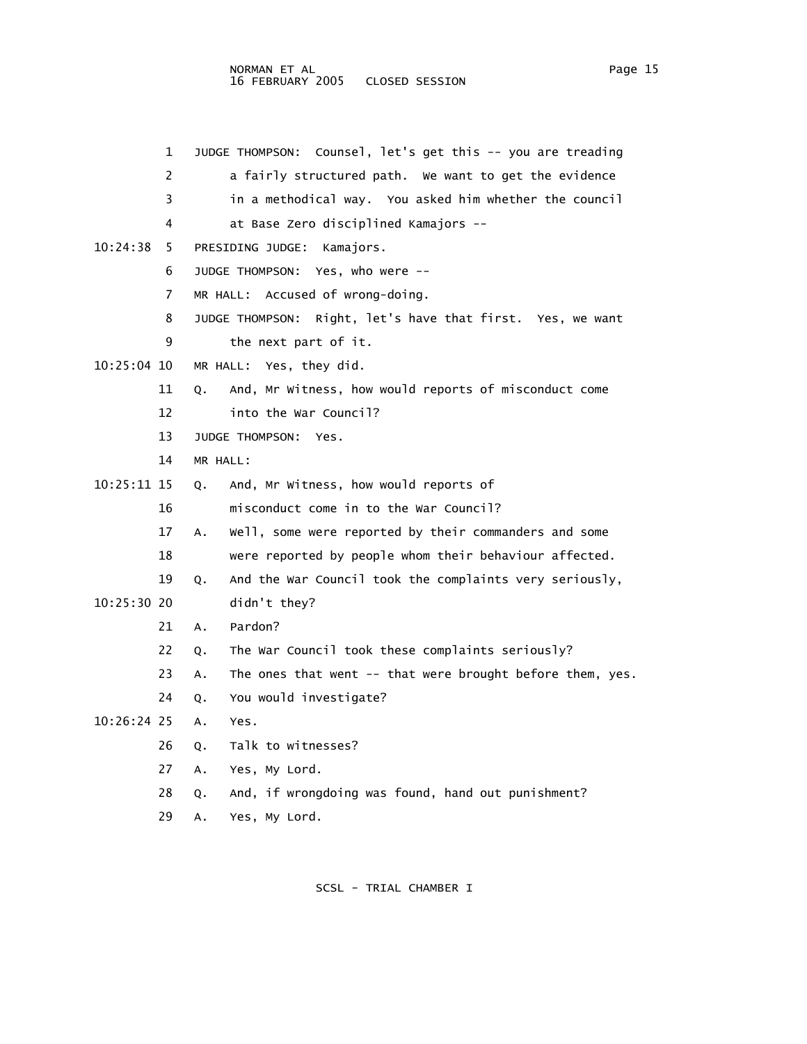1 JUDGE THOMPSON: Counsel, let's get this -- you are treading
2 a fairly structured path. We want to get the evidence
3 in a methodical way. You asked him whether the council
4 at Base Zero disciplined Kamajors --
10:24:38 5 PRESIDING JUDGE: Kamajors.
6 JUDGE THOMPSON: Yes, who were --
7 MR HALL: Accused of wrong-doing.
8 JUDGE THOMPSON: Right, let's have that first. Yes, we want
9 the next part of it.
10:25:04 10 MR HALL: Yes, they did.
11 Q. And, Mr Witness, how would reports of misconduct come
12 into the War Council?
13 JUDGE THOMPSON: Yes.
14 MR HALL:
10:25:11 15 Q. And, Mr Witness, how would reports of
16 misconduct come in to the War Council?
17 A. Well, some were reported by their commanders and some
18 were reported by people whom their behaviour affected.
19 Q. And the War Council took the complaints very seriously,
10:25:30 20 didn't they?
21 A. Pardon?
22 Q. The War Council took these complaints seriously?
23 A. The ones that went -- that were brought before them, yes.
24 Q. You would investigate?
10:26:24 25 A. Yes.
26 Q. Talk to witnesses?
27 A. Yes, My Lord.
28 Q. And, if wrongdoing was found, hand out punishment?
29 A. Yes, My Lord.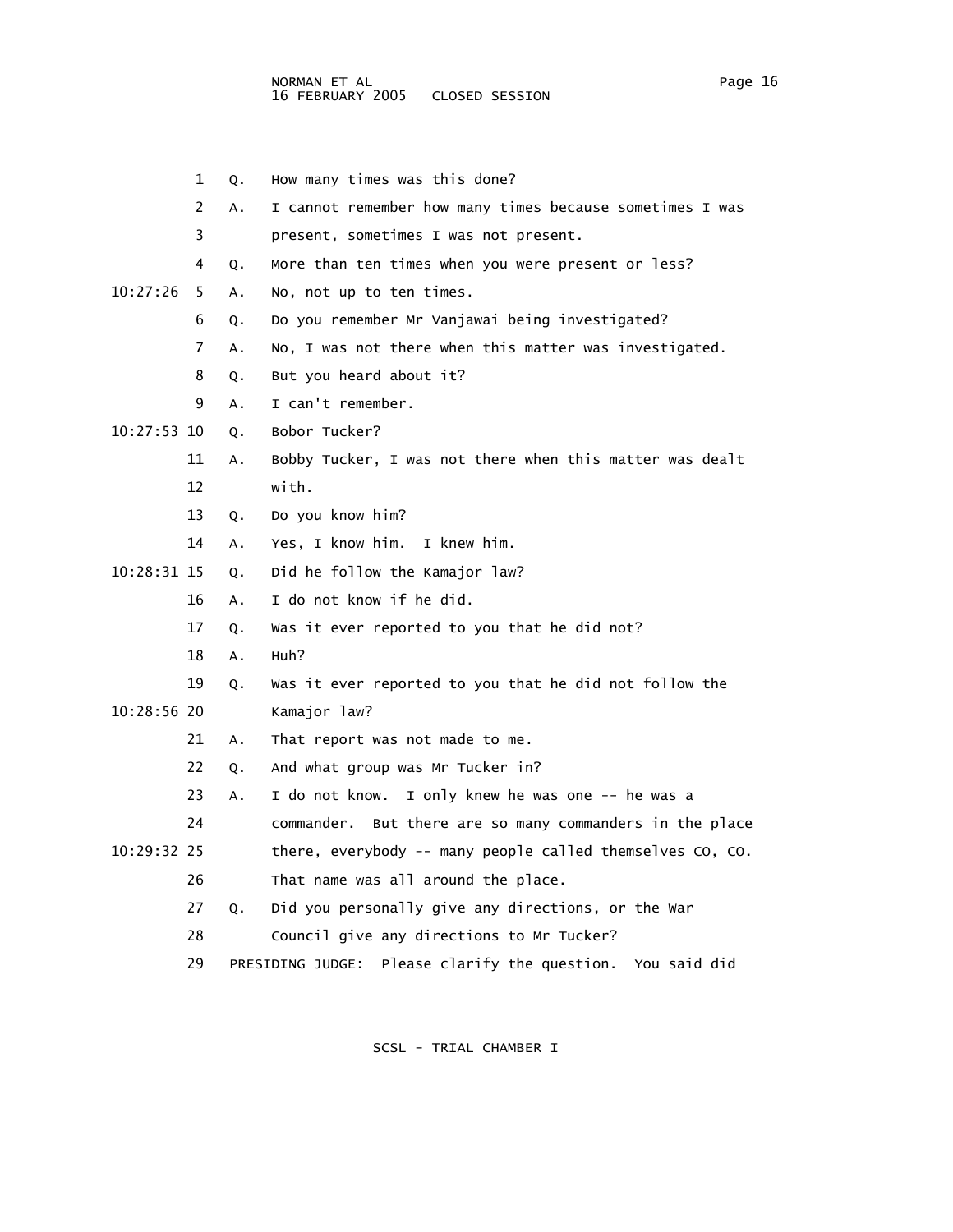1 Q. How many times was this done?

2 A. I cannot remember how many times because sometimes I was

3 present, sometimes I was not present.

4 Q. More than ten times when you were present or less?

10:27:26 5 A. No, not up to ten times.

6 Q. Do you remember Mr Vanjawai being investigated?

7 A. No, I was not there when this matter was investigated.

8 Q. But you heard about it?

9 A. I can't remember.

10:27:53 10 Q. Bobor Tucker?

11 A. Bobby Tucker, I was not there when this matter was dealt

12 with.

13 Q. Do you know him?

14 A. Yes, I know him. I knew him.

10:28:31 15 Q. Did he follow the Kamajor law?

16 A. I do not know if he did.

17 Q. Was it ever reported to you that he did not?

18 A. Huh?

19 Q. Was it ever reported to you that he did not follow the

10:28:56 20 Kamajor law?

21 A. That report was not made to me.

22 Q. And what group was Mr Tucker in?

23 A. I do not know. I only knew he was one -- he was a

24 commander. But there are so many commanders in the place

10:29:32 25 there, everybody -- many people called themselves CO, CO.

26 That name was all around the place.

27 Q. Did you personally give any directions, or the War

28 Council give any directions to Mr Tucker?

29 PRESIDING JUDGE: Please clarify the question. You said did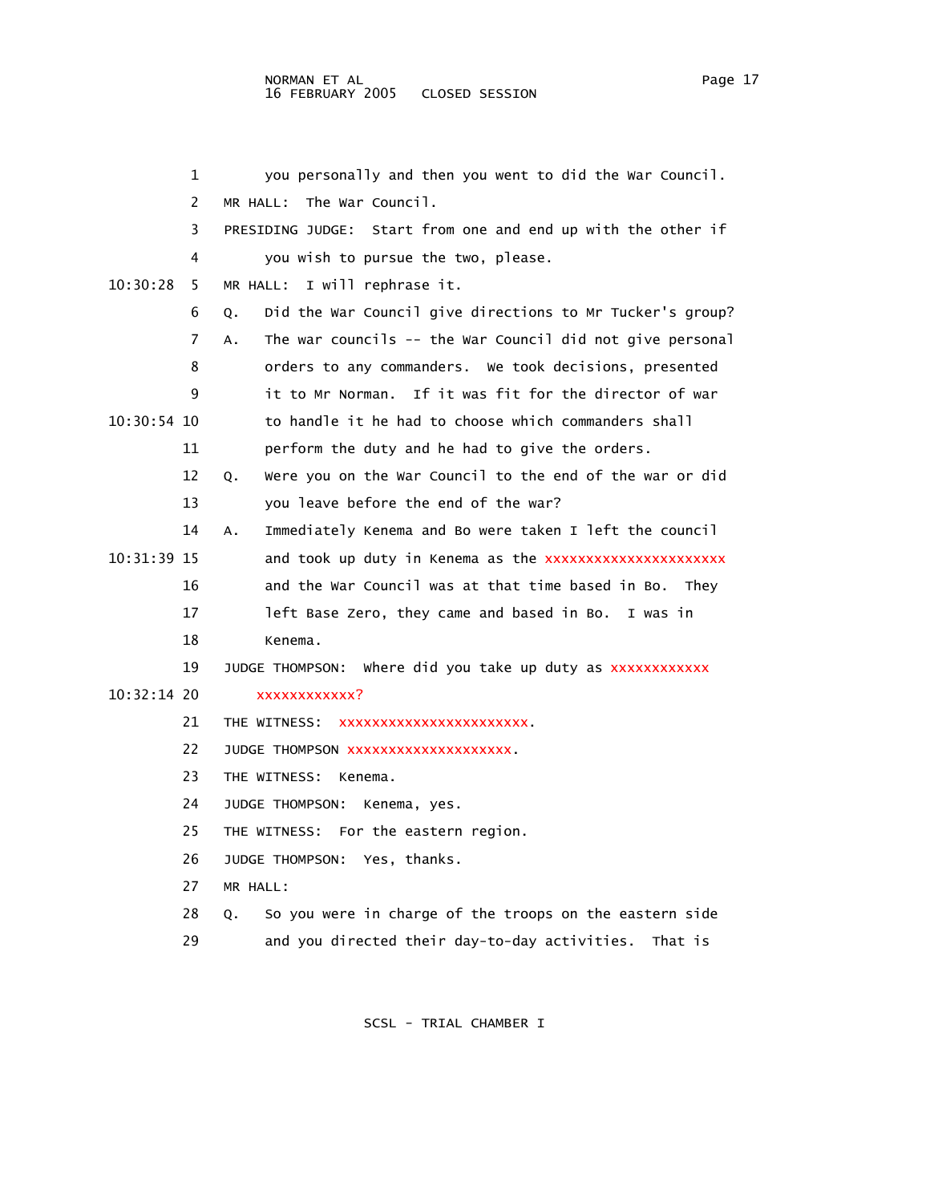1 you personally and then you went to did the War Council.

2 MR HALL: The War Council.

3 PRESIDING JUDGE: Start from one and end up with the other if

4 you wish to pursue the two, please.

10:30:28 5 MR HALL: I will rephrase it.

6 Q. Did the War Council give directions to Mr Tucker's group?

7 A. The war councils -- the War Council did not give personal

8 orders to any commanders. We took decisions, presented

9 it to Mr Norman. If it was fit for the director of war

10:30:54 10 to handle it he had to choose which commanders shall

11 perform the duty and he had to give the orders.

12 Q. Were you on the War Council to the end of the war or did

13 you leave before the end of the war?

14 A. Immediately Kenema and Bo were taken I left the council

10:31:39 15 and took up duty in Kenema as the xxxxxxxxxxxxxxxxxxxxxx

16 and the War Council was at that time based in Bo. They

17 left Base Zero, they came and based in Bo. I was in

18 Kenema.

19 JUDGE THOMPSON: Where did you take up duty as xxxxxxxxxxxx

10:32:14 20 xxxxxxxxxxxx?

21 THE WITNESS: xxxxxxxxxxxxxxxxxxxxxxx.

22 JUDGE THOMPSON xxxxxxxxxxxxxxxxxxxx.

23 THE WITNESS: Kenema.

24 JUDGE THOMPSON: Kenema, yes.

25 THE WITNESS: For the eastern region.

26 JUDGE THOMPSON: Yes, thanks.

27 MR HALL:

28 Q. So you were in charge of the troops on the eastern side

29 and you directed their day-to-day activities. That is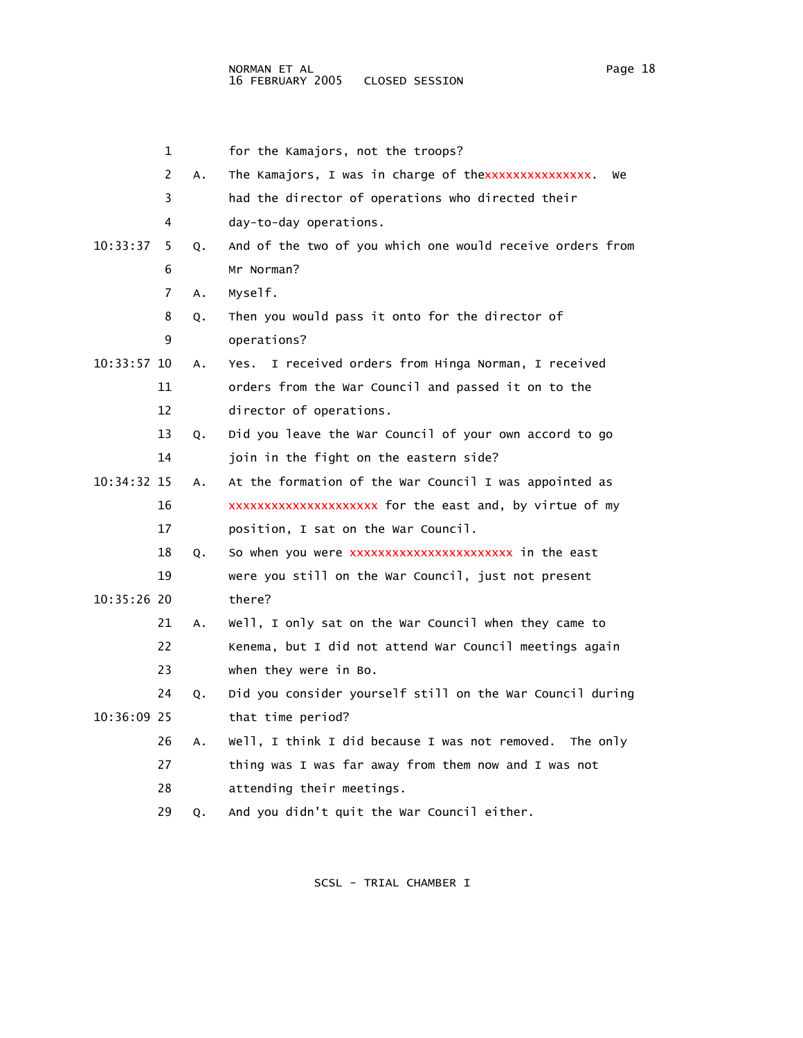1 for the Kamajors, not the troops?

2 A. The Kamajors, I was in charge of thexxxxxxxxxxxxxxx. We

3 had the director of operations who directed their

4 day-to-day operations.

10:33:37 5 Q. And of the two of you which one would receive orders from

6 Mr Norman?

7 A. Myself.

8 Q. Then you would pass it onto for the director of

9 operations?

10:33:57 10 A. Yes. I received orders from Hinga Norman, I received

11 orders from the War Council and passed it on to the

12 director of operations.

13 Q. Did you leave the War Council of your own accord to go

14 join in the fight on the eastern side?

10:34:32 15 A. At the formation of the War Council I was appointed as

16 xxxxxxxxxxxxxxxxxxxxx for the east and, by virtue of my

17 position, I sat on the War Council.

18 Q. So when you were xxxxxxxxxxxxxxxxxxxxxxx in the east

19 were you still on the War Council, just not present

10:35:26 20 there?

21 A. Well, I only sat on the War Council when they came to

22 Kenema, but I did not attend War Council meetings again

23 when they were in Bo.

24 Q. Did you consider yourself still on the War Council during

10:36:09 25 that time period?

26 A. Well, I think I did because I was not removed. The only

27 thing was I was far away from them now and I was not

28 attending their meetings.

29 Q. And you didn't quit the War Council either.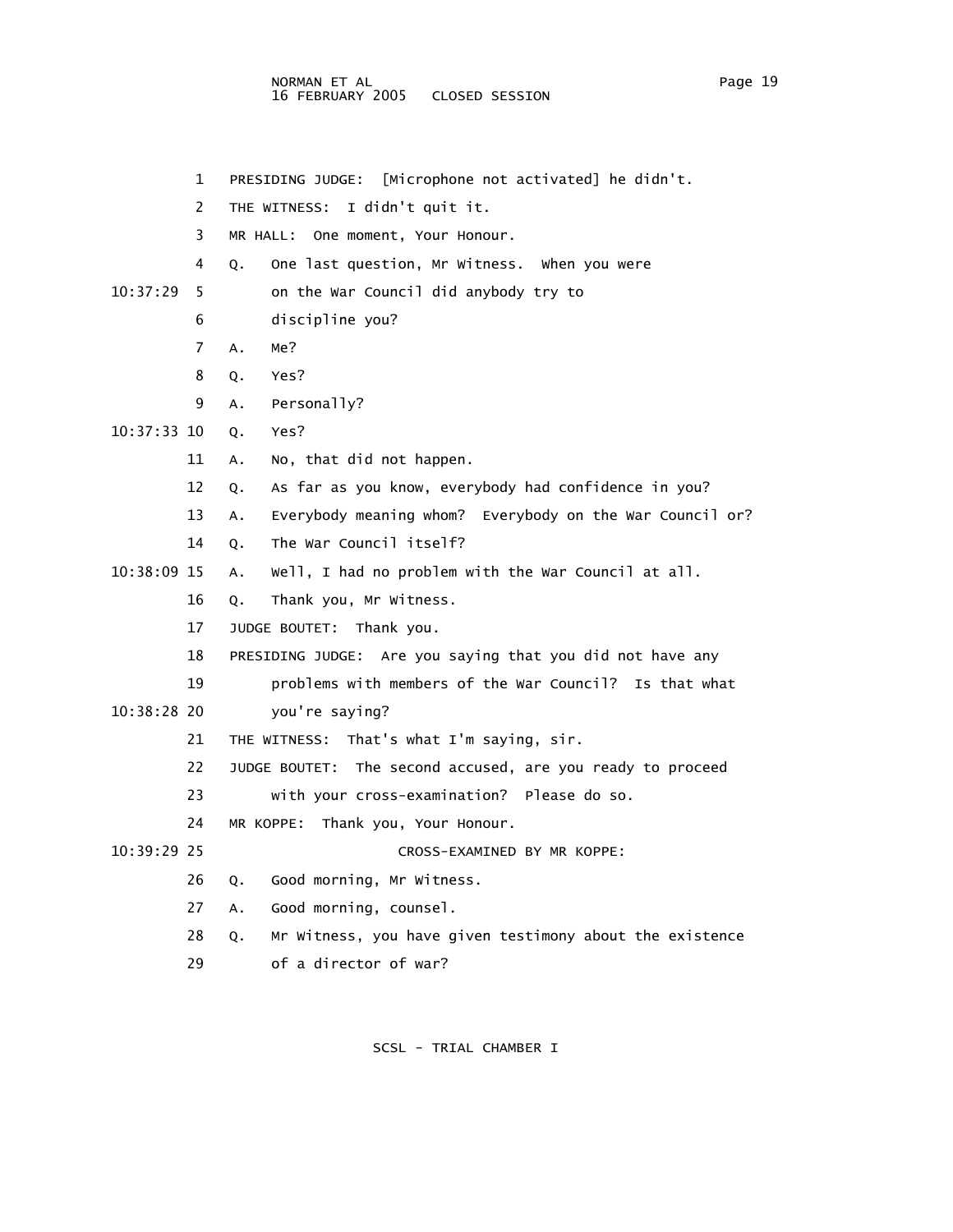PRESIDING JUDGE: [Microphone not activated] he didn't.

THE WITNESS: I didn't quit it.

MR HALL: One moment, Your Honour.

Q. One last question, Mr Witness. When you were on the War Council did anybody try to discipline you?

A. Me?

Q. Yes?

A. Personally?

Q. Yes?

A. No, that did not happen.

Q. As far as you know, everybody had confidence in you?

A. Everybody meaning whom? Everybody on the War Council or?

Q. The War Council itself?

A. Well, I had no problem with the War Council at all.

Q. Thank you, Mr Witness.

JUDGE BOUTET: Thank you.

PRESIDING JUDGE: Are you saying that you did not have any problems with members of the War Council? Is that what you're saying?

THE WITNESS: That's what I'm saying, sir.

JUDGE BOUTET: The second accused, are you ready to proceed with your cross-examination? Please do so.

MR KOPPE: Thank you, Your Honour.

CROSS-EXAMINED BY MR KOPPE:

Q. Good morning, Mr Witness.

A. Good morning, counsel.

Q. Mr Witness, you have given testimony about the existence of a director of war?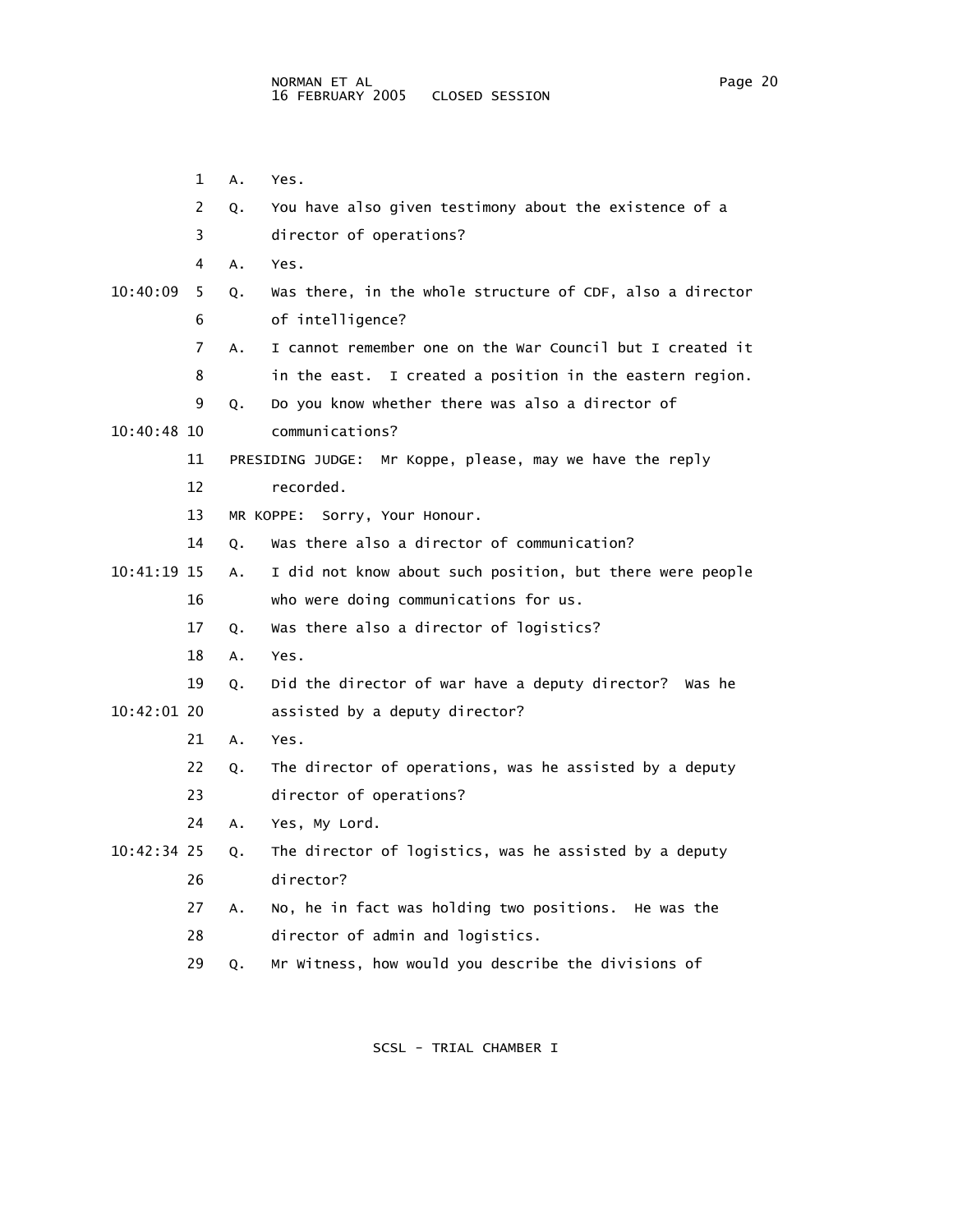1 A. Yes.

2 Q. You have also given testimony about the existence of a

3 director of operations?

4 A. Yes.

10:40:09 5 Q. Was there, in the whole structure of CDF, also a director

6 of intelligence?

7 A. I cannot remember one on the War Council but I created it

8 in the east. I created a position in the eastern region.

9 Q. Do you know whether there was also a director of

10:40:48 10 communications?

11 PRESIDING JUDGE: Mr Koppe, please, may we have the reply

12 recorded.

13 MR KOPPE: Sorry, Your Honour.

14 Q. Was there also a director of communication?

10:41:19 15 A. I did not know about such position, but there were people

16 who were doing communications for us.

17 Q. Was there also a director of logistics?

18 A. Yes.

19 Q. Did the director of war have a deputy director? Was he

10:42:01 20 assisted by a deputy director?

21 A. Yes.

22 Q. The director of operations, was he assisted by a deputy

23 director of operations?

24 A. Yes, My Lord.

10:42:34 25 Q. The director of logistics, was he assisted by a deputy

26 director?

27 A. No, he in fact was holding two positions. He was the

28 director of admin and logistics.

29 Q. Mr Witness, how would you describe the divisions of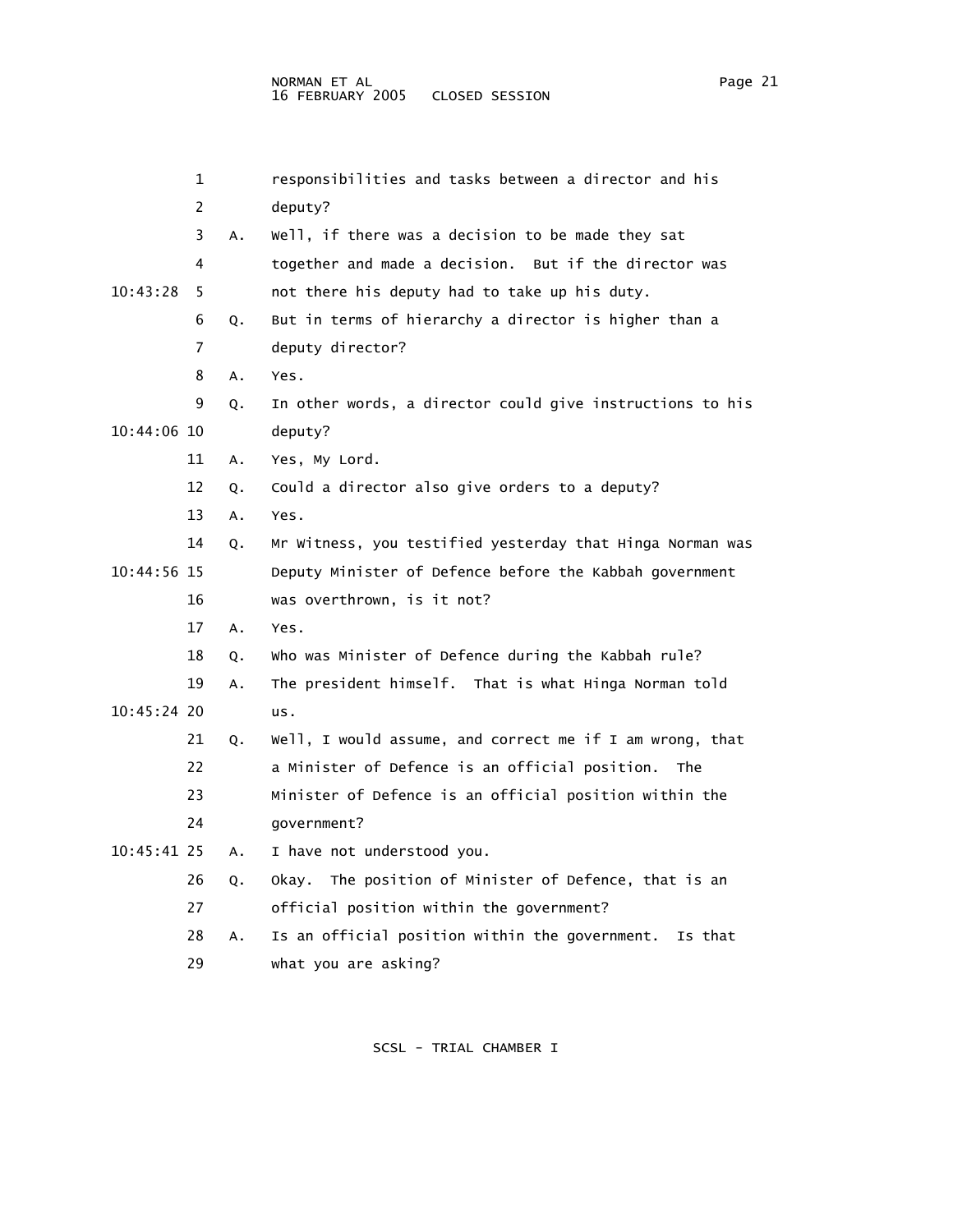1 responsibilities and tasks between a director and his
2 deputy?
3 A. Well, if there was a decision to be made they sat
4 together and made a decision. But if the director was
10:43:28 5 not there his deputy had to take up his duty.
6 Q. But in terms of hierarchy a director is higher than a
7 deputy director?
8 A. Yes.
9 Q. In other words, a director could give instructions to his
10:44:06 10 deputy?
11 A. Yes, My Lord.
12 Q. Could a director also give orders to a deputy?
13 A. Yes.
14 Q. Mr Witness, you testified yesterday that Hinga Norman was
10:44:56 15 Deputy Minister of Defence before the Kabbah government
16 was overthrown, is it not?
17 A. Yes.
18 Q. Who was Minister of Defence during the Kabbah rule?
19 A. The president himself. That is what Hinga Norman told
10:45:24 20 us.
21 Q. Well, I would assume, and correct me if I am wrong, that
22 a Minister of Defence is an official position. The
23 Minister of Defence is an official position within the
24 government?
10:45:41 25 A. I have not understood you.
26 Q. Okay. The position of Minister of Defence, that is an
27 official position within the government?
28 A. Is an official position within the government. Is that
29 what you are asking?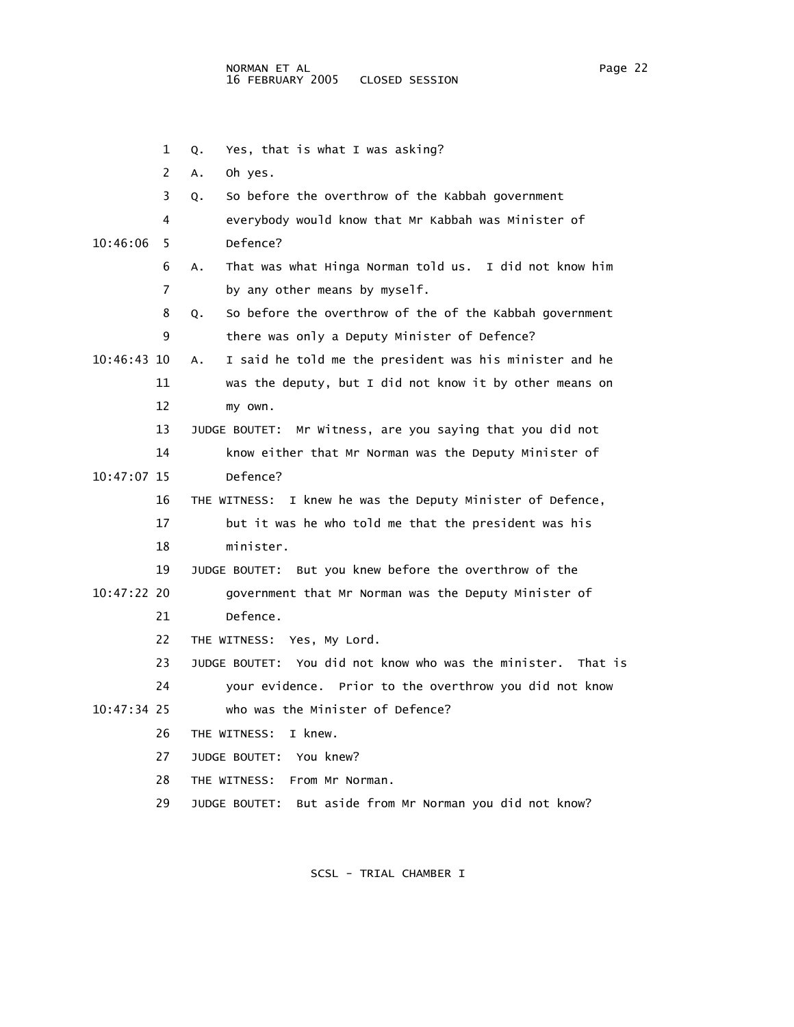Q. Yes, that is what I was asking?

A. Oh yes.

Q. So before the overthrow of the Kabbah government everybody would know that Mr Kabbah was Minister of Defence?

A. That was what Hinga Norman told us. I did not know him by any other means by myself.

Q. So before the overthrow of the of the Kabbah government there was only a Deputy Minister of Defence?

A. I said he told me the president was his minister and he was the deputy, but I did not know it by other means on my own.

JUDGE BOUTET: Mr Witness, are you saying that you did not know either that Mr Norman was the Deputy Minister of Defence?

THE WITNESS: I knew he was the Deputy Minister of Defence, but it was he who told me that the president was his minister.

JUDGE BOUTET: But you knew before the overthrow of the government that Mr Norman was the Deputy Minister of Defence.

THE WITNESS: Yes, My Lord.

JUDGE BOUTET: You did not know who was the minister. That is your evidence. Prior to the overthrow you did not know who was the Minister of Defence?

THE WITNESS: I knew.

JUDGE BOUTET: You knew?

THE WITNESS: From Mr Norman.

JUDGE BOUTET: But aside from Mr Norman you did not know?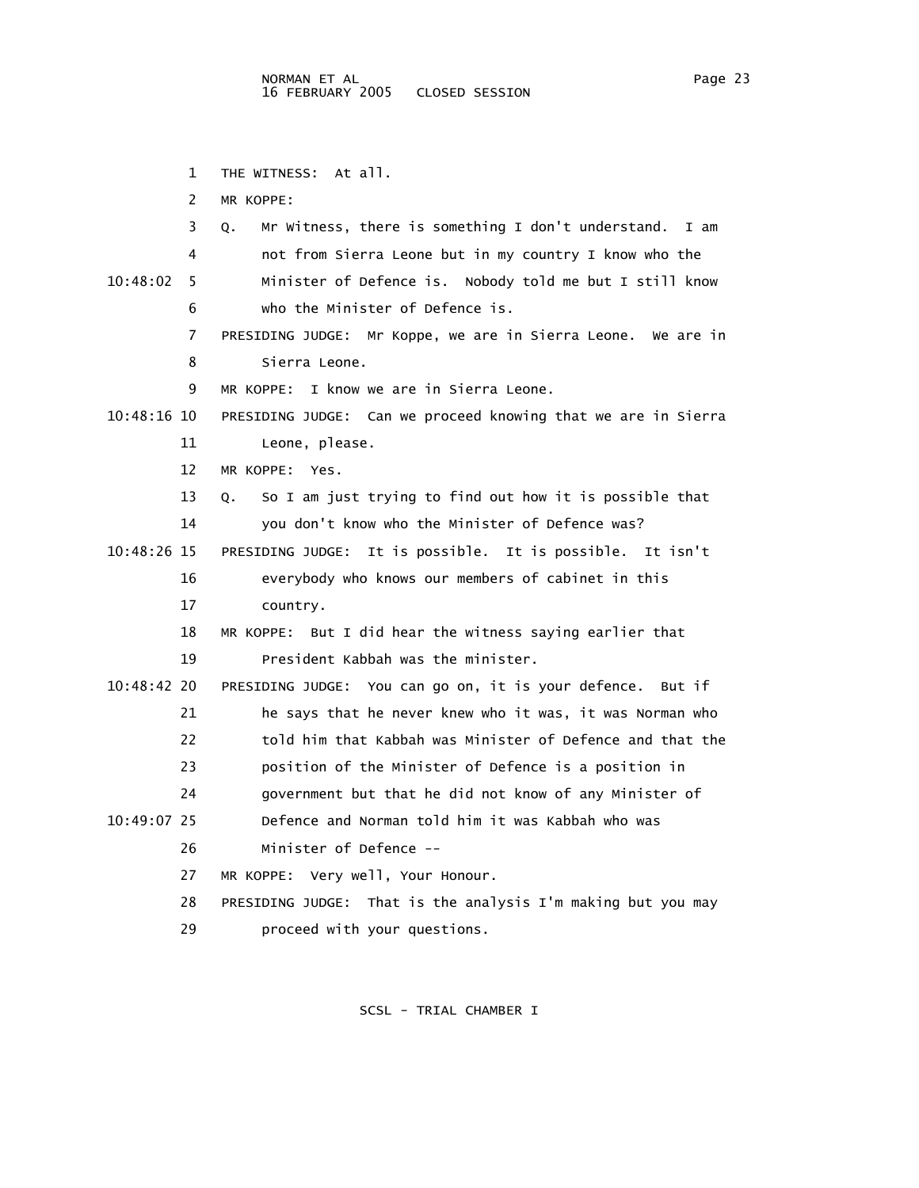THE WITNESS: At all.

MR KOPPE:

Q. Mr Witness, there is something I don't understand. I am not from Sierra Leone but in my country I know who the Minister of Defence is. Nobody told me but I still know who the Minister of Defence is.

PRESIDING JUDGE: Mr Koppe, we are in Sierra Leone. We are in Sierra Leone.

MR KOPPE: I know we are in Sierra Leone.

PRESIDING JUDGE: Can we proceed knowing that we are in Sierra Leone, please.

MR KOPPE: Yes.

Q. So I am just trying to find out how it is possible that you don't know who the Minister of Defence was?

PRESIDING JUDGE: It is possible. It is possible. It isn't everybody who knows our members of cabinet in this country.

MR KOPPE: But I did hear the witness saying earlier that President Kabbah was the minister.

PRESIDING JUDGE: You can go on, it is your defence. But if he says that he never knew who it was, it was Norman who told him that Kabbah was Minister of Defence and that the position of the Minister of Defence is a position in government but that he did not know of any Minister of Defence and Norman told him it was Kabbah who was Minister of Defence --

MR KOPPE: Very well, Your Honour.

PRESIDING JUDGE: That is the analysis I'm making but you may proceed with your questions.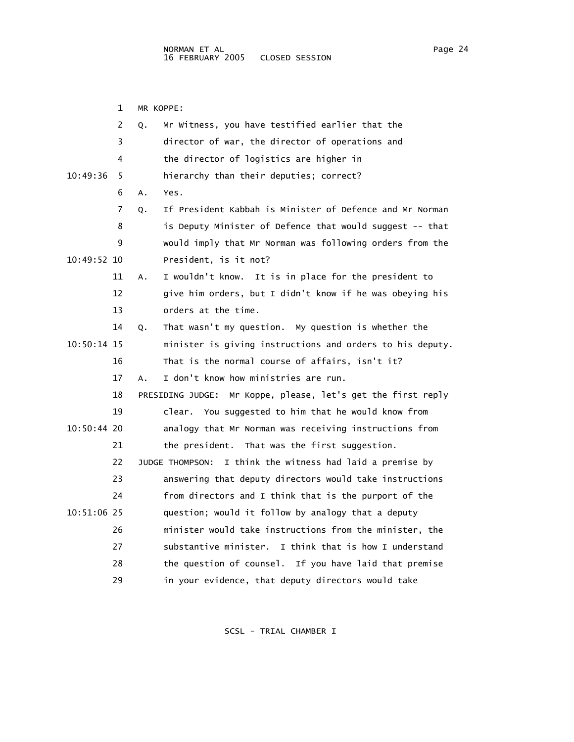MR KOPPE:

Q. Mr Witness, you have testified earlier that the director of war, the director of operations and the director of logistics are higher in hierarchy than their deputies; correct?

A. Yes.

Q. If President Kabbah is Minister of Defence and Mr Norman is Deputy Minister of Defence that would suggest -- that would imply that Mr Norman was following orders from the President, is it not?

A. I wouldn't know. It is in place for the president to give him orders, but I didn't know if he was obeying his orders at the time.

Q. That wasn't my question. My question is whether the minister is giving instructions and orders to his deputy. That is the normal course of affairs, isn't it?

A. I don't know how ministries are run.

PRESIDING JUDGE: Mr Koppe, please, let's get the first reply clear. You suggested to him that he would know from analogy that Mr Norman was receiving instructions from the president. That was the first suggestion.

JUDGE THOMPSON: I think the witness had laid a premise by answering that deputy directors would take instructions from directors and I think that is the purport of the question; would it follow by analogy that a deputy minister would take instructions from the minister, the substantive minister. I think that is how I understand the question of counsel. If you have laid that premise in your evidence, that deputy directors would take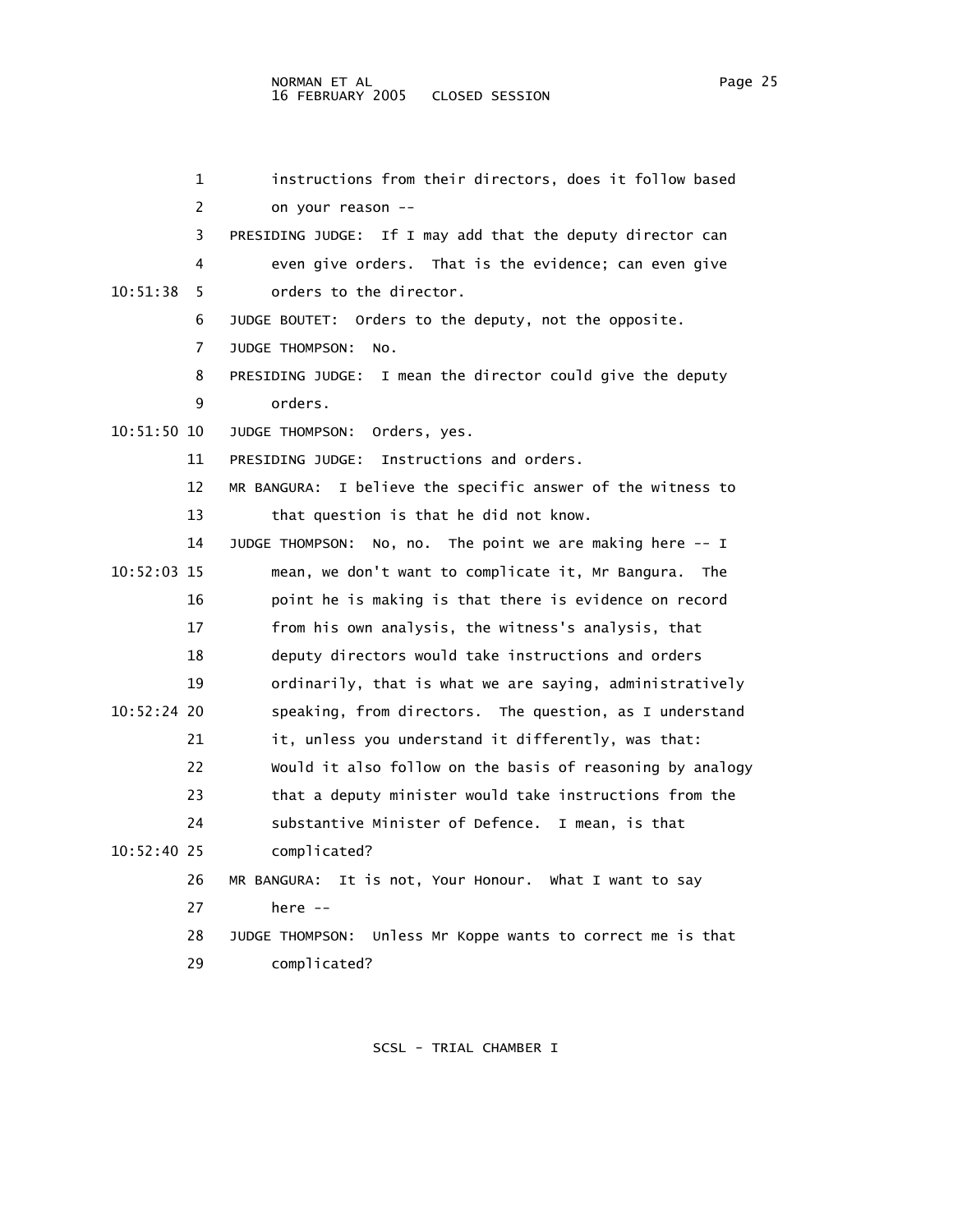instructions from their directors, does it follow based on your reason --

PRESIDING JUDGE: If I may add that the deputy director can even give orders. That is the evidence; can even give orders to the director.

JUDGE BOUTET: Orders to the deputy, not the opposite.

JUDGE THOMPSON: No.

PRESIDING JUDGE: I mean the director could give the deputy orders.

JUDGE THOMPSON: Orders, yes.

PRESIDING JUDGE: Instructions and orders.

MR BANGURA: I believe the specific answer of the witness to that question is that he did not know.

JUDGE THOMPSON: No, no. The point we are making here -- I mean, we don't want to complicate it, Mr Bangura. The point he is making is that there is evidence on record from his own analysis, the witness's analysis, that deputy directors would take instructions and orders ordinarily, that is what we are saying, administratively speaking, from directors. The question, as I understand it, unless you understand it differently, was that: Would it also follow on the basis of reasoning by analogy that a deputy minister would take instructions from the substantive Minister of Defence. I mean, is that complicated?

MR BANGURA: It is not, Your Honour. What I want to say here --

JUDGE THOMPSON: Unless Mr Koppe wants to correct me is that complicated?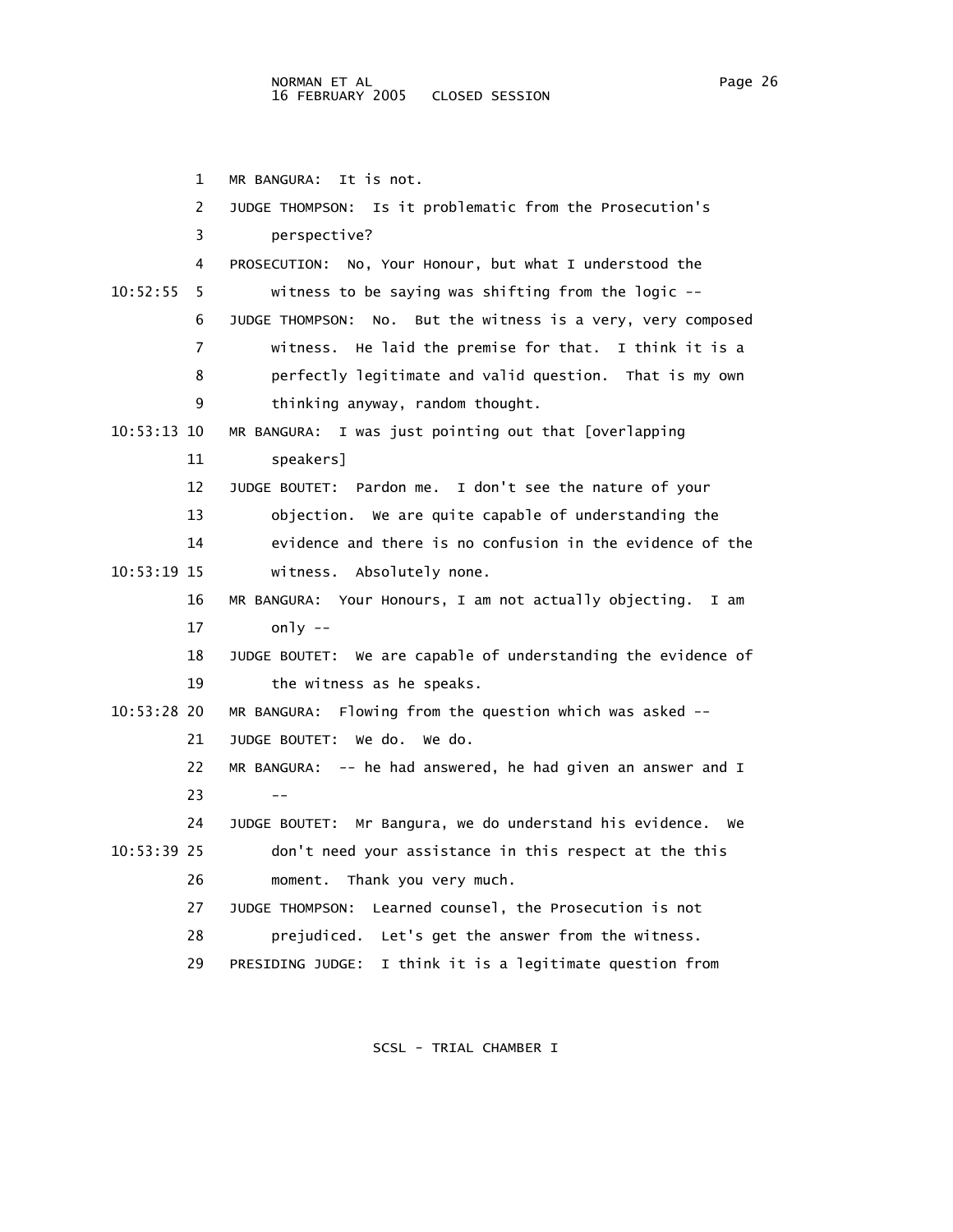MR BANGURA: It is not.

JUDGE THOMPSON: Is it problematic from the Prosecution's perspective?

PROSECUTION: No, Your Honour, but what I understood the witness to be saying was shifting from the logic --

JUDGE THOMPSON: No. But the witness is a very, very composed witness. He laid the premise for that. I think it is a perfectly legitimate and valid question. That is my own thinking anyway, random thought.

MR BANGURA: I was just pointing out that [overlapping speakers]

JUDGE BOUTET: Pardon me. I don't see the nature of your objection. We are quite capable of understanding the evidence and there is no confusion in the evidence of the witness. Absolutely none.

MR BANGURA: Your Honours, I am not actually objecting. I am only --

JUDGE BOUTET: We are capable of understanding the evidence of the witness as he speaks.

MR BANGURA: Flowing from the question which was asked --

JUDGE BOUTET: We do. We do.

MR BANGURA: -- he had answered, he had given an answer and I --

JUDGE BOUTET: Mr Bangura, we do understand his evidence. We don't need your assistance in this respect at the this moment. Thank you very much.

JUDGE THOMPSON: Learned counsel, the Prosecution is not prejudiced. Let's get the answer from the witness.

PRESIDING JUDGE: I think it is a legitimate question from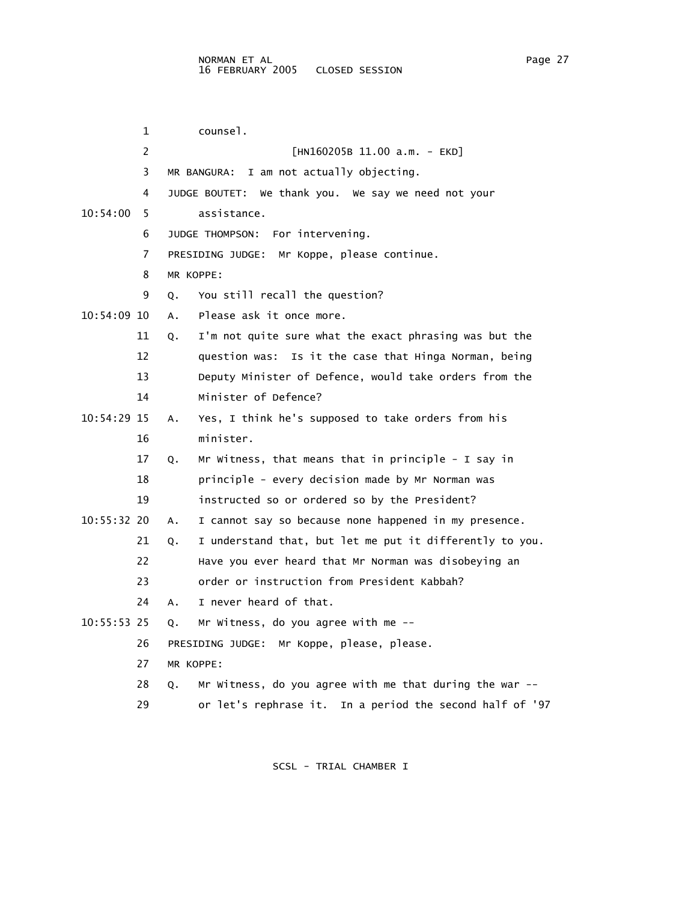counsel.

[HN160205B 11.00 a.m. - EKD]

MR BANGURA: I am not actually objecting.

JUDGE BOUTET: We thank you. We say we need not your assistance.

JUDGE THOMPSON: For intervening.

PRESIDING JUDGE: Mr Koppe, please continue.

MR KOPPE:

Q. You still recall the question?

A. Please ask it once more.

Q. I'm not quite sure what the exact phrasing was but the question was: Is it the case that Hinga Norman, being Deputy Minister of Defence, would take orders from the Minister of Defence?

A. Yes, I think he's supposed to take orders from his minister.

Q. Mr Witness, that means that in principle - I say in principle - every decision made by Mr Norman was instructed so or ordered so by the President?

A. I cannot say so because none happened in my presence.

Q. I understand that, but let me put it differently to you. Have you ever heard that Mr Norman was disobeying an order or instruction from President Kabbah?

A. I never heard of that.

Q. Mr Witness, do you agree with me --

PRESIDING JUDGE: Mr Koppe, please, please.

MR KOPPE:

Q. Mr Witness, do you agree with me that during the war -- or let's rephrase it. In a period the second half of '97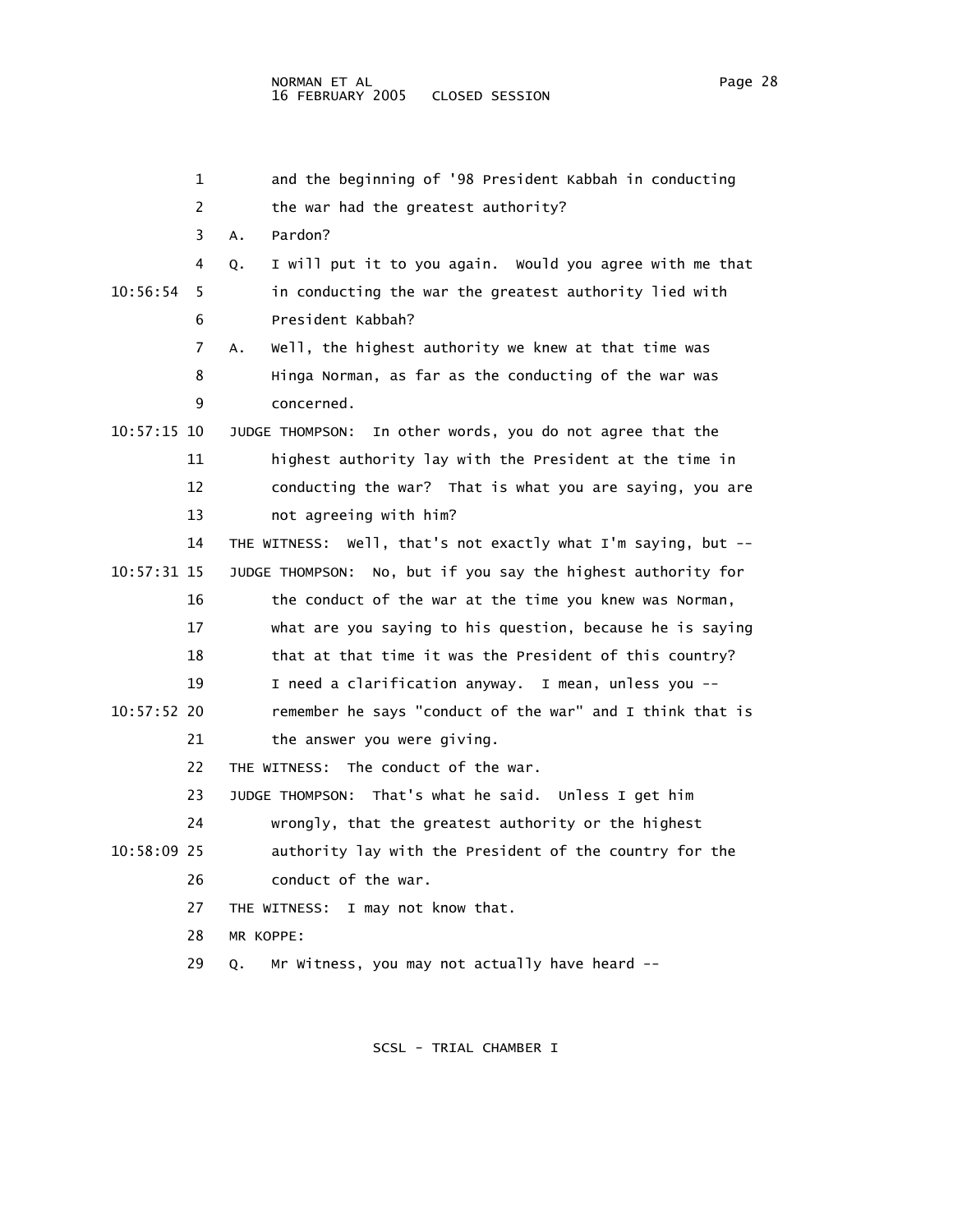1 and the beginning of '98 President Kabbah in conducting
2 the war had the greatest authority?
3 A. Pardon?
4 Q. I will put it to you again. Would you agree with me that
10:56:54 5 in conducting the war the greatest authority lied with
6 President Kabbah?
7 A. Well, the highest authority we knew at that time was
8 Hinga Norman, as far as the conducting of the war was
9 concerned.
10:57:15 10 JUDGE THOMPSON: In other words, you do not agree that the
11 highest authority lay with the President at the time in
12 conducting the war? That is what you are saying, you are
13 not agreeing with him?
14 THE WITNESS: Well, that's not exactly what I'm saying, but --
10:57:31 15 JUDGE THOMPSON: No, but if you say the highest authority for
16 the conduct of the war at the time you knew was Norman,
17 what are you saying to his question, because he is saying
18 that at that time it was the President of this country?
19 I need a clarification anyway. I mean, unless you --
10:57:52 20 remember he says "conduct of the war" and I think that is
21 the answer you were giving.
22 THE WITNESS: The conduct of the war.
23 JUDGE THOMPSON: That's what he said. Unless I get him
24 wrongly, that the greatest authority or the highest
10:58:09 25 authority lay with the President of the country for the
26 conduct of the war.
27 THE WITNESS: I may not know that.
28 MR KOPPE:
29 Q. Mr Witness, you may not actually have heard --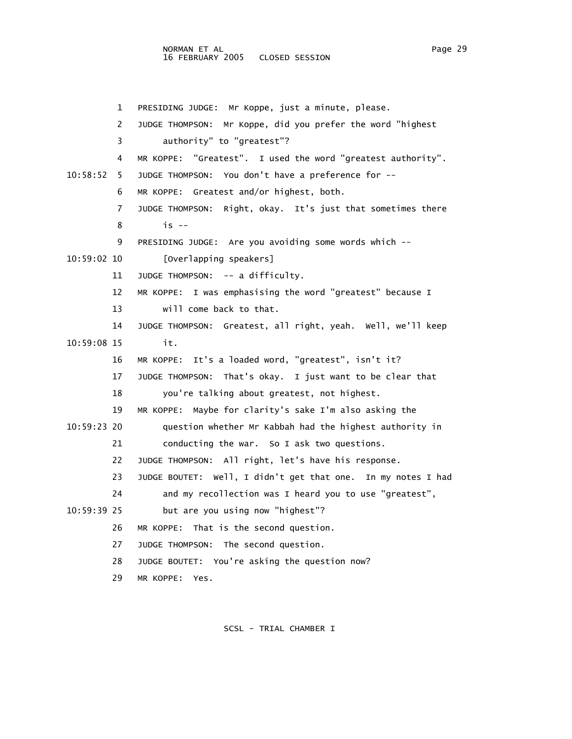1 PRESIDING JUDGE: Mr Koppe, just a minute, please.

2 JUDGE THOMPSON: Mr Koppe, did you prefer the word "highest

3 authority" to "greatest"?

4 MR KOPPE: "Greatest". I used the word "greatest authority".

10:58:52 5 JUDGE THOMPSON: You don't have a preference for --

6 MR KOPPE: Greatest and/or highest, both.

7 JUDGE THOMPSON: Right, okay. It's just that sometimes there

8 is --

9 PRESIDING JUDGE: Are you avoiding some words which --

10:59:02 10 [Overlapping speakers]

11 JUDGE THOMPSON: -- a difficulty.

12 MR KOPPE: I was emphasising the word "greatest" because I

13 will come back to that.

14 JUDGE THOMPSON: Greatest, all right, yeah. Well, we'll keep

10:59:08 15 it.

16 MR KOPPE: It's a loaded word, "greatest", isn't it?

17 JUDGE THOMPSON: That's okay. I just want to be clear that

18 you're talking about greatest, not highest.

19 MR KOPPE: Maybe for clarity's sake I'm also asking the

10:59:23 20 question whether Mr Kabbah had the highest authority in

21 conducting the war. So I ask two questions.

22 JUDGE THOMPSON: All right, let's have his response.

23 JUDGE BOUTET: Well, I didn't get that one. In my notes I had

24 and my recollection was I heard you to use "greatest",

10:59:39 25 but are you using now "highest"?

26 MR KOPPE: That is the second question.

27 JUDGE THOMPSON: The second question.

28 JUDGE BOUTET: You're asking the question now?

29 MR KOPPE: Yes.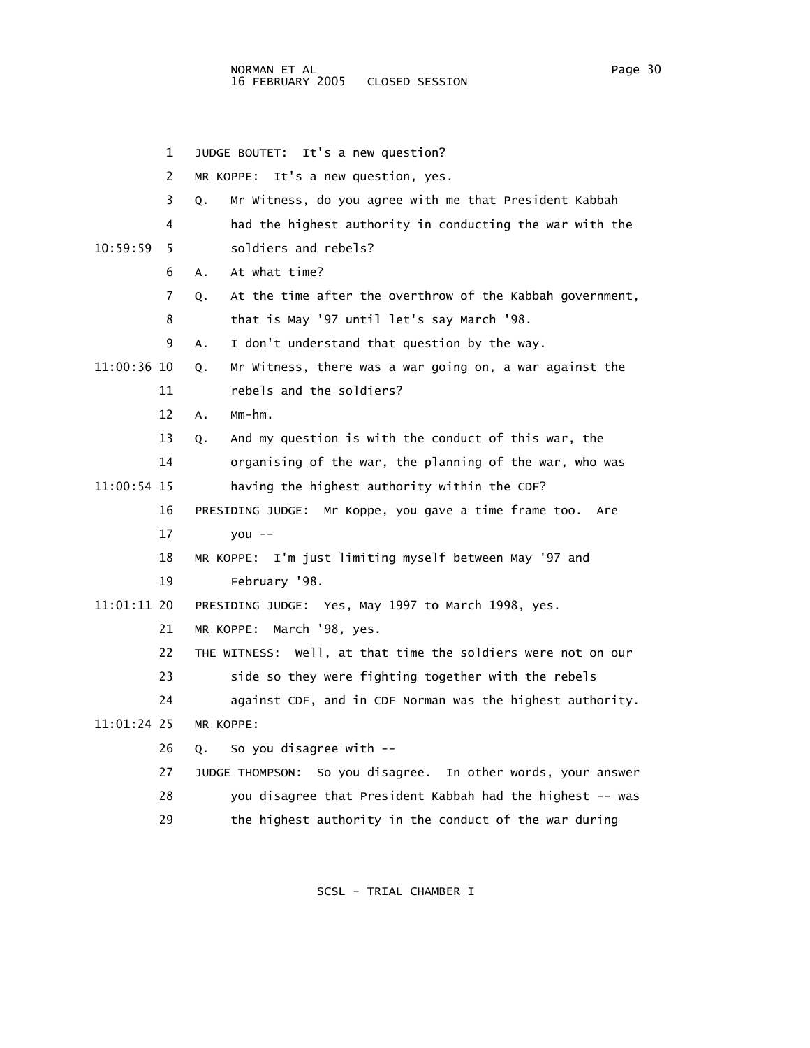1 JUDGE BOUTET: It's a new question?

2 MR KOPPE: It's a new question, yes.

3 Q. Mr Witness, do you agree with me that President Kabbah

4 had the highest authority in conducting the war with the

10:59:59 5 soldiers and rebels?

6 A. At what time?

7 Q. At the time after the overthrow of the Kabbah government,

8 that is May '97 until let's say March '98.

9 A. I don't understand that question by the way.

11:00:36 10 Q. Mr Witness, there was a war going on, a war against the

11 rebels and the soldiers?

12 A. Mm-hm.

13 Q. And my question is with the conduct of this war, the

14 organising of the war, the planning of the war, who was

11:00:54 15 having the highest authority within the CDF?

16 PRESIDING JUDGE: Mr Koppe, you gave a time frame too. Are

17 you --

18 MR KOPPE: I'm just limiting myself between May '97 and

19 February '98.

11:01:11 20 PRESIDING JUDGE: Yes, May 1997 to March 1998, yes.

21 MR KOPPE: March '98, yes.

22 THE WITNESS: Well, at that time the soldiers were not on our

23 side so they were fighting together with the rebels

24 against CDF, and in CDF Norman was the highest authority.

11:01:24 25 MR KOPPE:

26 Q. So you disagree with --

27 JUDGE THOMPSON: So you disagree. In other words, your answer

28 you disagree that President Kabbah had the highest -- was

29 the highest authority in the conduct of the war during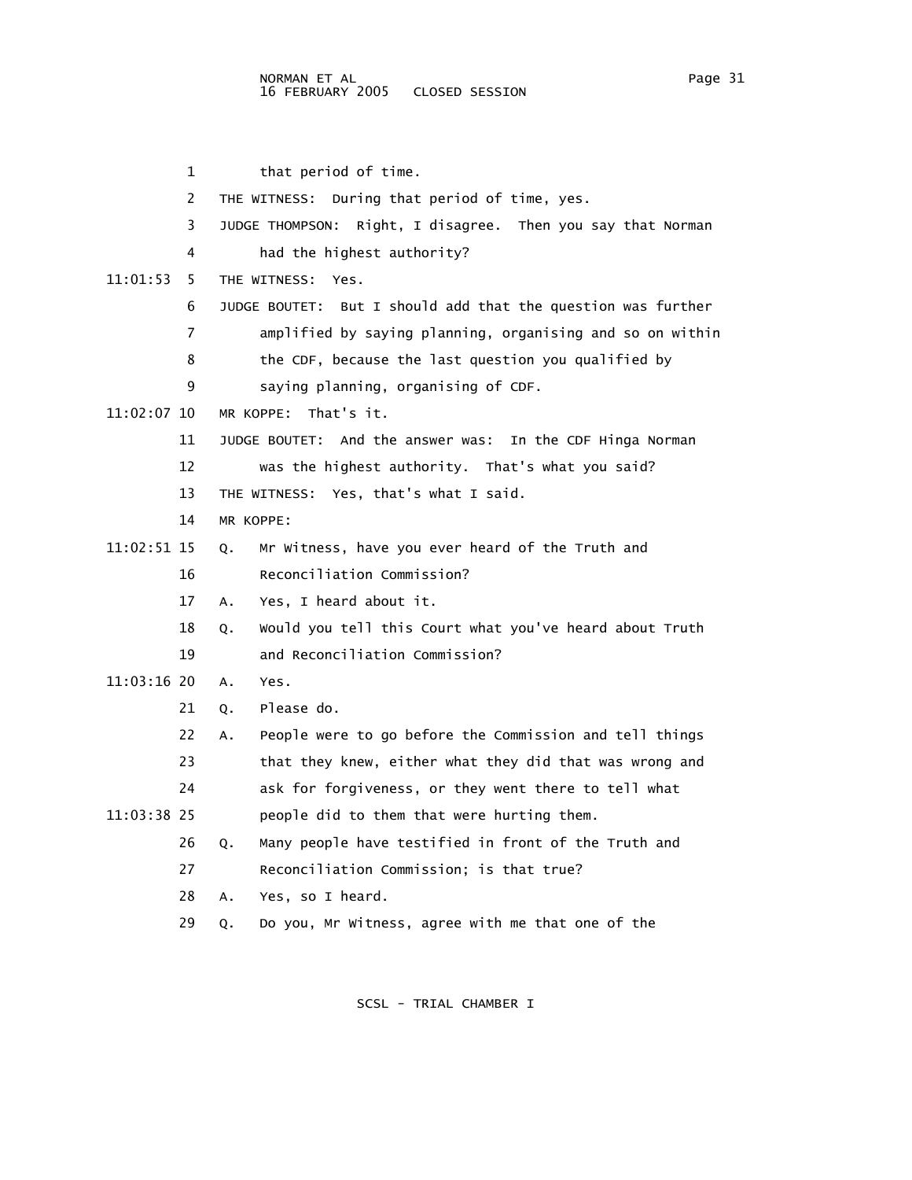that period of time.

THE WITNESS: During that period of time, yes.

JUDGE THOMPSON: Right, I disagree. Then you say that Norman had the highest authority?

THE WITNESS: Yes.

JUDGE BOUTET: But I should add that the question was further amplified by saying planning, organising and so on within the CDF, because the last question you qualified by saying planning, organising of CDF.

MR KOPPE: That's it.

JUDGE BOUTET: And the answer was: In the CDF Hinga Norman was the highest authority. That's what you said?

THE WITNESS: Yes, that's what I said.

MR KOPPE:

Q. Mr Witness, have you ever heard of the Truth and Reconciliation Commission?

A. Yes, I heard about it.

Q. Would you tell this Court what you've heard about Truth and Reconciliation Commission?

A. Yes.

Q. Please do.

A. People were to go before the Commission and tell things that they knew, either what they did that was wrong and ask for forgiveness, or they went there to tell what people did to them that were hurting them.

Q. Many people have testified in front of the Truth and Reconciliation Commission; is that true?

A. Yes, so I heard.

Q. Do you, Mr Witness, agree with me that one of the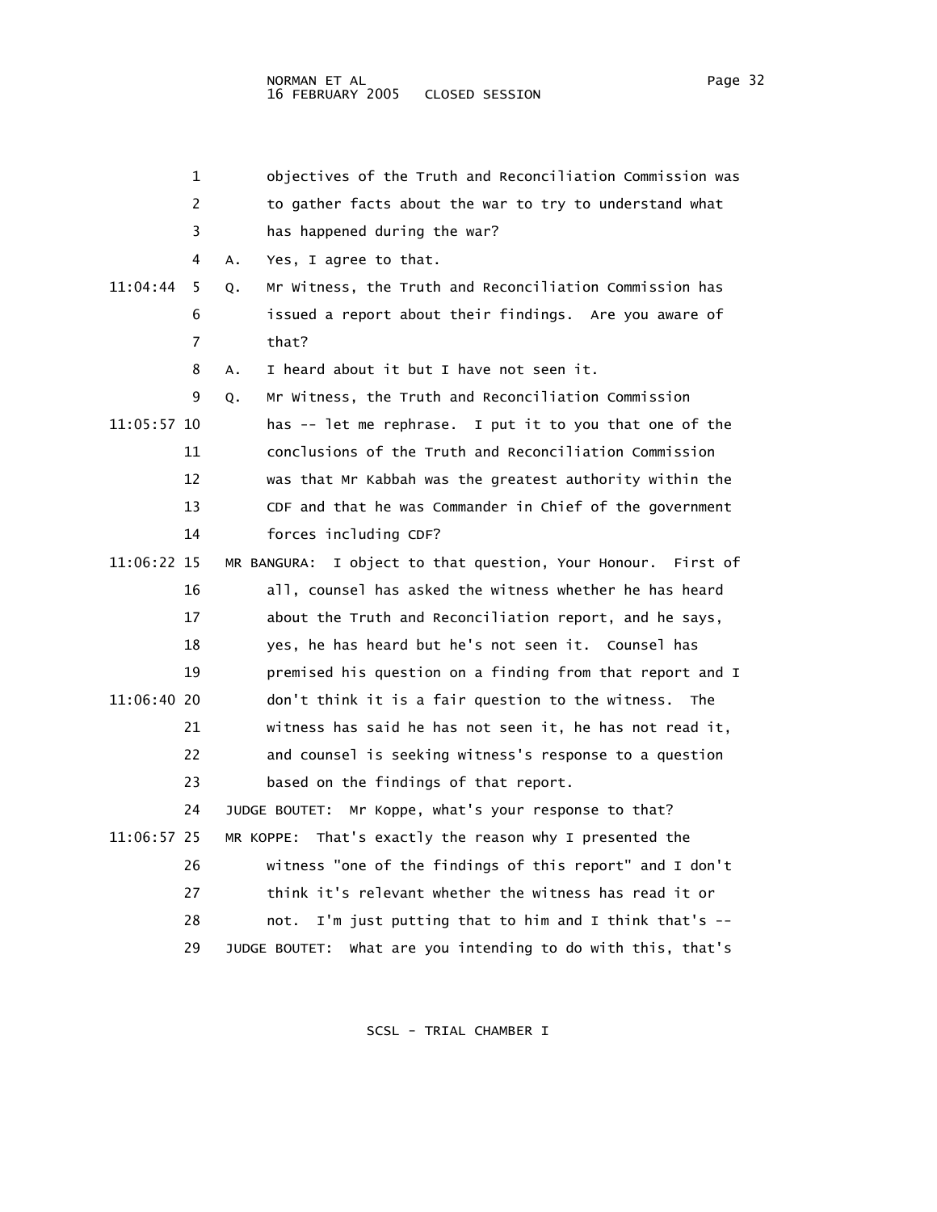objectives of the Truth and Reconciliation Commission was to gather facts about the war to try to understand what has happened during the war?

A. Yes, I agree to that.

Q. Mr Witness, the Truth and Reconciliation Commission has issued a report about their findings. Are you aware of that?

A. I heard about it but I have not seen it.

Q. Mr Witness, the Truth and Reconciliation Commission has -- let me rephrase. I put it to you that one of the conclusions of the Truth and Reconciliation Commission was that Mr Kabbah was the greatest authority within the CDF and that he was Commander in Chief of the government forces including CDF?

MR BANGURA: I object to that question, Your Honour. First of all, counsel has asked the witness whether he has heard about the Truth and Reconciliation report, and he says, yes, he has heard but he's not seen it. Counsel has premised his question on a finding from that report and I don't think it is a fair question to the witness. The witness has said he has not seen it, he has not read it, and counsel is seeking witness's response to a question based on the findings of that report.

JUDGE BOUTET: Mr Koppe, what's your response to that?

MR KOPPE: That's exactly the reason why I presented the witness "one of the findings of this report" and I don't think it's relevant whether the witness has read it or not. I'm just putting that to him and I think that's --

JUDGE BOUTET: What are you intending to do with this, that's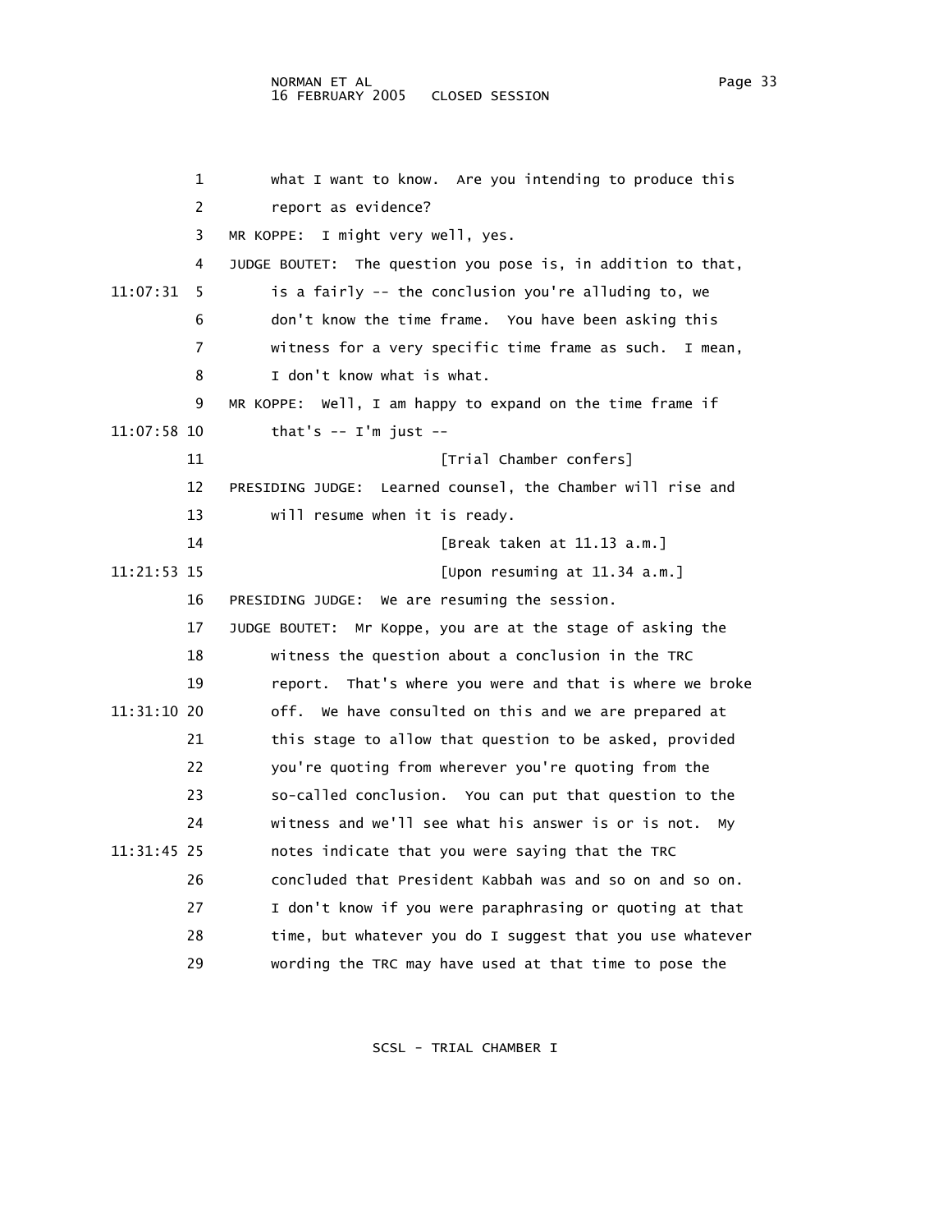what I want to know. Are you intending to produce this report as evidence?

MR KOPPE: I might very well, yes.

JUDGE BOUTET: The question you pose is, in addition to that, is a fairly -- the conclusion you're alluding to, we don't know the time frame. You have been asking this witness for a very specific time frame as such. I mean, I don't know what is what.

MR KOPPE: Well, I am happy to expand on the time frame if that's -- I'm just --

[Trial Chamber confers]

PRESIDING JUDGE: Learned counsel, the Chamber will rise and will resume when it is ready.

[Break taken at 11.13 a.m.]

[Upon resuming at 11.34 a.m.]

PRESIDING JUDGE: We are resuming the session.

JUDGE BOUTET: Mr Koppe, you are at the stage of asking the witness the question about a conclusion in the TRC report. That's where you were and that is where we broke off. We have consulted on this and we are prepared at this stage to allow that question to be asked, provided you're quoting from wherever you're quoting from the so-called conclusion. You can put that question to the witness and we'll see what his answer is or is not. My notes indicate that you were saying that the TRC concluded that President Kabbah was and so on and so on. I don't know if you were paraphrasing or quoting at that time, but whatever you do I suggest that you use whatever wording the TRC may have used at that time to pose the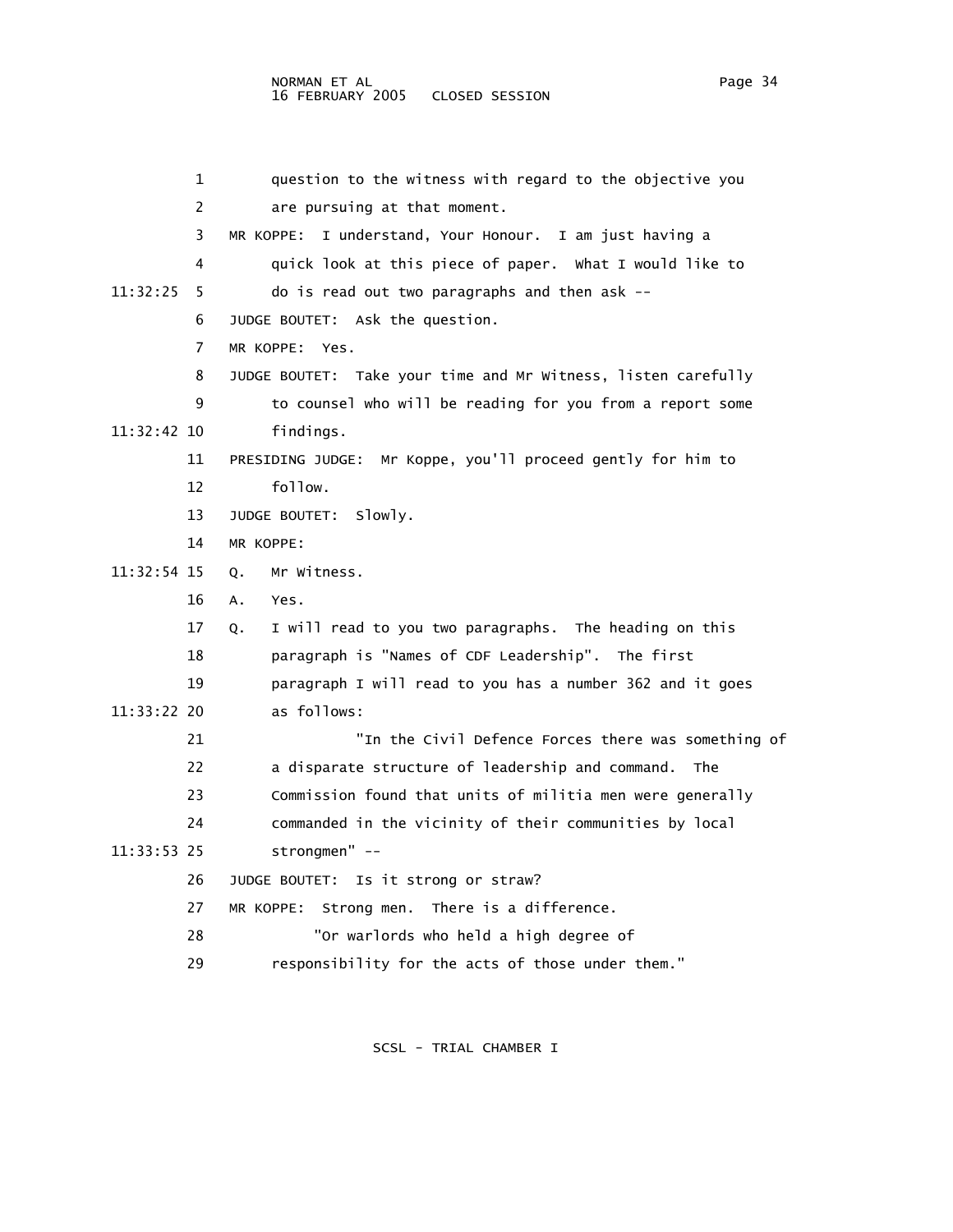1 question to the witness with regard to the objective you
2 are pursuing at that moment.
3 MR KOPPE: I understand, Your Honour. I am just having a
4 quick look at this piece of paper. What I would like to
11:32:25 5 do is read out two paragraphs and then ask --
6 JUDGE BOUTET: Ask the question.
7 MR KOPPE: Yes.
8 JUDGE BOUTET: Take your time and Mr Witness, listen carefully
9 to counsel who will be reading for you from a report some
11:32:42 10 findings.
11 PRESIDING JUDGE: Mr Koppe, you'll proceed gently for him to
12 follow.
13 JUDGE BOUTET: Slowly.
14 MR KOPPE:
11:32:54 15 Q. Mr Witness.
16 A. Yes.
17 Q. I will read to you two paragraphs. The heading on this
18 paragraph is "Names of CDF Leadership". The first
19 paragraph I will read to you has a number 362 and it goes
11:33:22 20 as follows:
21 "In the Civil Defence Forces there was something of
22 a disparate structure of leadership and command. The
23 Commission found that units of militia men were generally
24 commanded in the vicinity of their communities by local
11:33:53 25 strongmen" --
26 JUDGE BOUTET: Is it strong or straw?
27 MR KOPPE: Strong men. There is a difference.
28 "Or warlords who held a high degree of
29 responsibility for the acts of those under them."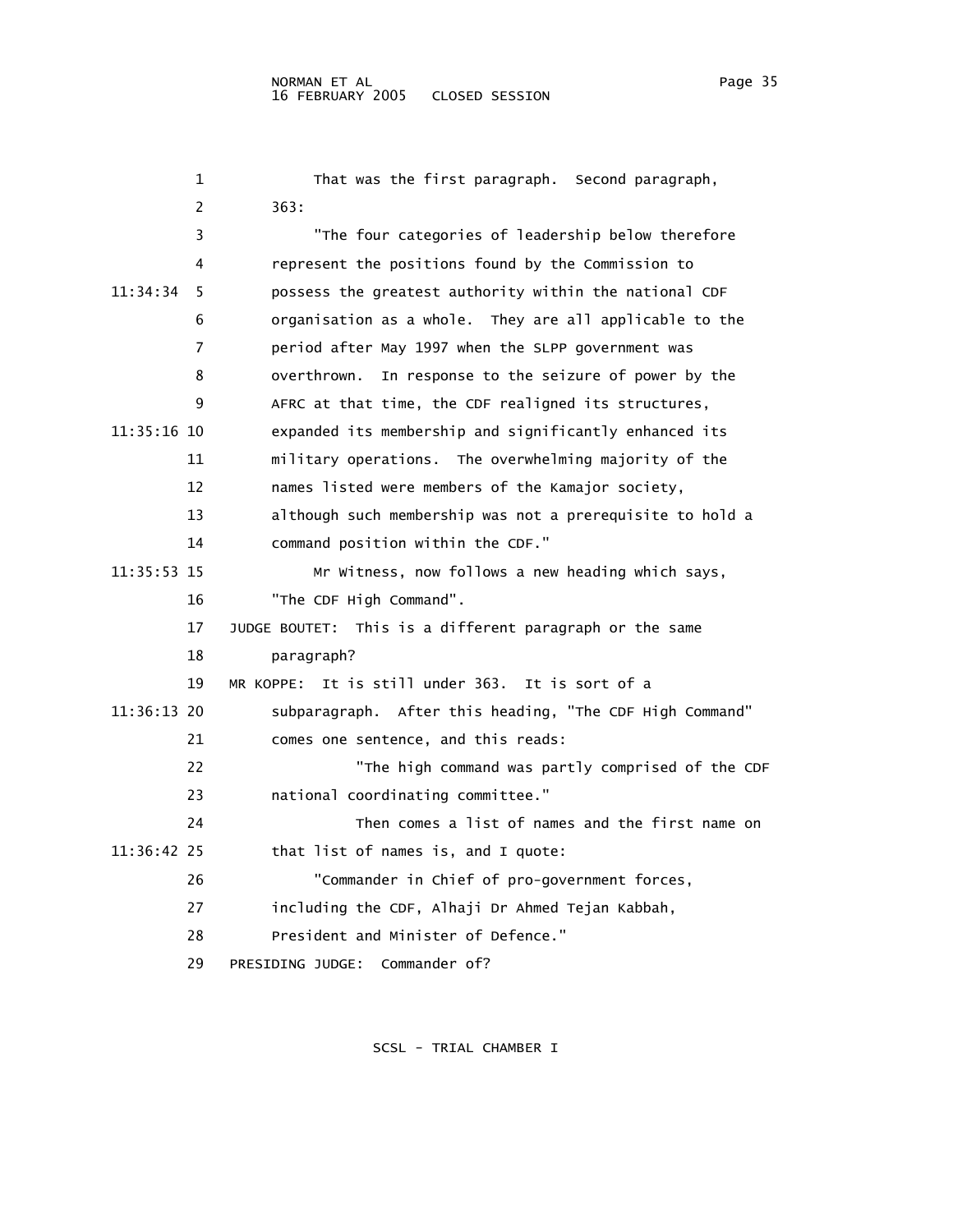That was the first paragraph. Second paragraph, 363:

"The four categories of leadership below therefore represent the positions found by the Commission to possess the greatest authority within the national CDF organisation as a whole. They are all applicable to the period after May 1997 when the SLPP government was overthrown. In response to the seizure of power by the AFRC at that time, the CDF realigned its structures, expanded its membership and significantly enhanced its military operations. The overwhelming majority of the names listed were members of the Kamajor society, although such membership was not a prerequisite to hold a command position within the CDF."

Mr Witness, now follows a new heading which says, "The CDF High Command".

JUDGE BOUTET: This is a different paragraph or the same paragraph?

MR KOPPE: It is still under 363. It is sort of a subparagraph. After this heading, "The CDF High Command" comes one sentence, and this reads:

"The high command was partly comprised of the CDF national coordinating committee."

Then comes a list of names and the first name on that list of names is, and I quote:

"Commander in Chief of pro-government forces, including the CDF, Alhaji Dr Ahmed Tejan Kabbah, President and Minister of Defence."

PRESIDING JUDGE: Commander of?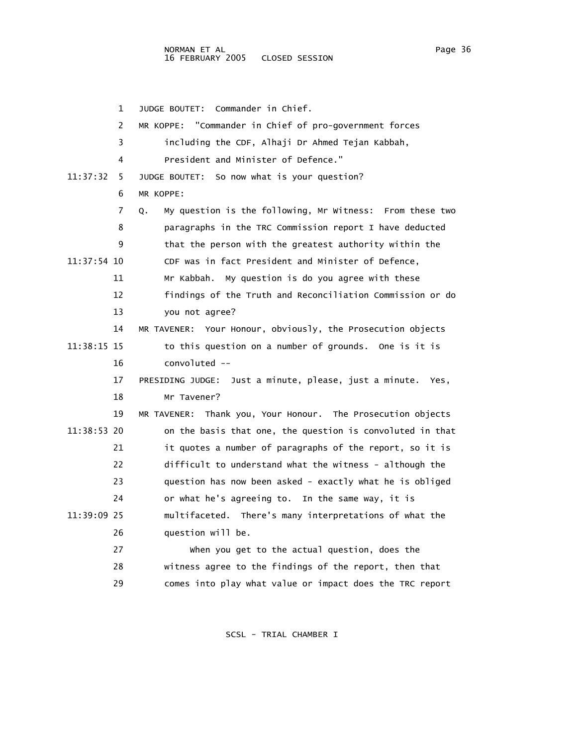JUDGE BOUTET: Commander in Chief.

MR KOPPE: "Commander in Chief of pro-government forces including the CDF, Alhaji Dr Ahmed Tejan Kabbah, President and Minister of Defence."

JUDGE BOUTET: So now what is your question?

MR KOPPE:

Q. My question is the following, Mr Witness: From these two paragraphs in the TRC Commission report I have deducted that the person with the greatest authority within the CDF was in fact President and Minister of Defence, Mr Kabbah. My question is do you agree with these findings of the Truth and Reconciliation Commission or do you not agree?

MR TAVENER: Your Honour, obviously, the Prosecution objects to this question on a number of grounds. One is it is convoluted --

PRESIDING JUDGE: Just a minute, please, just a minute. Yes, Mr Tavener?

MR TAVENER: Thank you, Your Honour. The Prosecution objects on the basis that one, the question is convoluted in that it quotes a number of paragraphs of the report, so it is difficult to understand what the witness - although the question has now been asked - exactly what he is obliged or what he's agreeing to. In the same way, it is multifaceted. There's many interpretations of what the question will be.

When you get to the actual question, does the witness agree to the findings of the report, then that comes into play what value or impact does the TRC report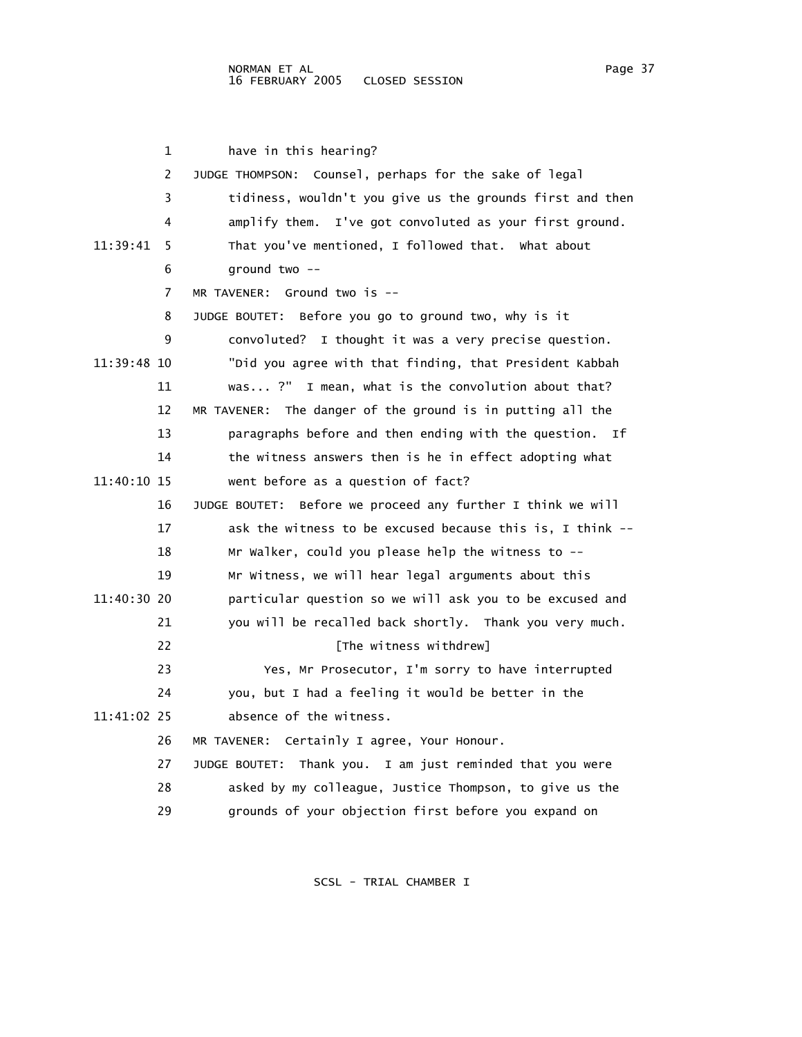1 have in this hearing?

2 JUDGE THOMPSON: Counsel, perhaps for the sake of legal

3 tidiness, wouldn't you give us the grounds first and then

4 amplify them. I've got convoluted as your first ground.

11:39:41 5 That you've mentioned, I followed that. What about

6 ground two --

7 MR TAVENER: Ground two is --

8 JUDGE BOUTET: Before you go to ground two, why is it

9 convoluted? I thought it was a very precise question.

11:39:48 10 "Did you agree with that finding, that President Kabbah

11 was... ?" I mean, what is the convolution about that?

12 MR TAVENER: The danger of the ground is in putting all the

13 paragraphs before and then ending with the question. If

14 the witness answers then is he in effect adopting what

11:40:10 15 went before as a question of fact?

16 JUDGE BOUTET: Before we proceed any further I think we will

17 ask the witness to be excused because this is, I think --

18 Mr Walker, could you please help the witness to --

19 Mr Witness, we will hear legal arguments about this

11:40:30 20 particular question so we will ask you to be excused and

21 you will be recalled back shortly. Thank you very much.

22 [The witness withdrew]

23 Yes, Mr Prosecutor, I'm sorry to have interrupted

24 you, but I had a feeling it would be better in the

11:41:02 25 absence of the witness.

26 MR TAVENER: Certainly I agree, Your Honour.

27 JUDGE BOUTET: Thank you. I am just reminded that you were

28 asked by my colleague, Justice Thompson, to give us the

29 grounds of your objection first before you expand on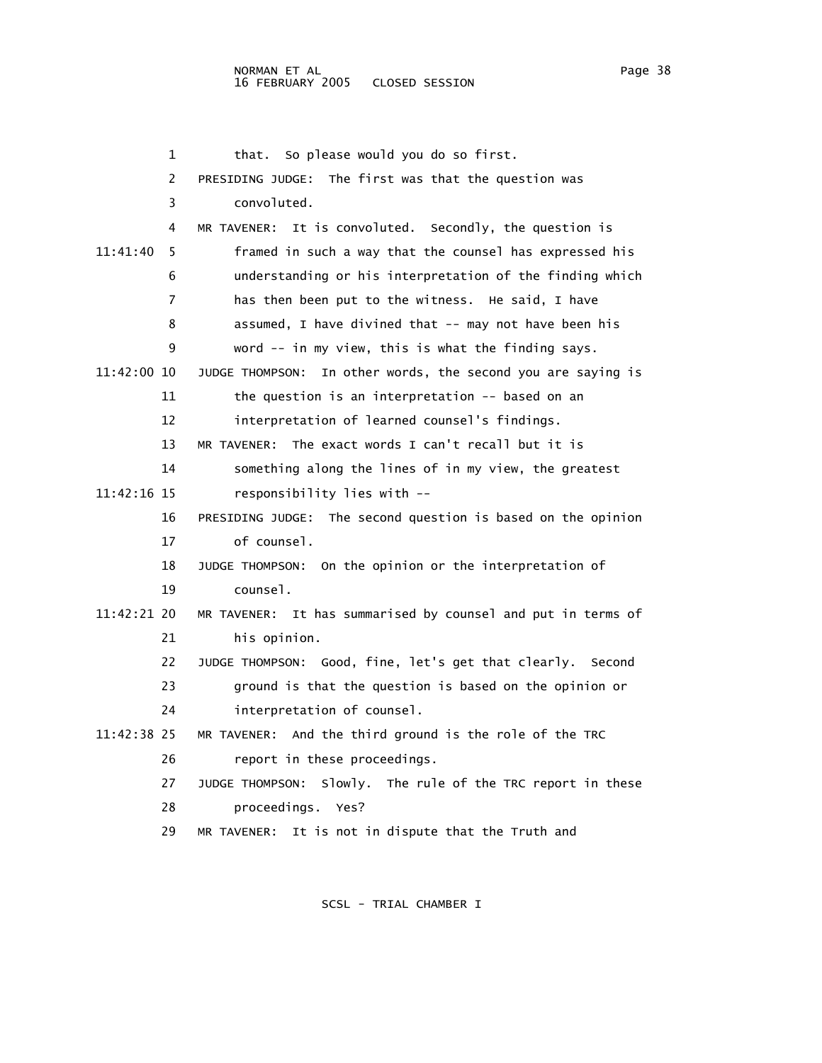that. So please would you do so first.

PRESIDING JUDGE: The first was that the question was convoluted.

MR TAVENER: It is convoluted. Secondly, the question is framed in such a way that the counsel has expressed his understanding or his interpretation of the finding which has then been put to the witness. He said, I have assumed, I have divined that -- may not have been his word -- in my view, this is what the finding says.

JUDGE THOMPSON: In other words, the second you are saying is the question is an interpretation -- based on an interpretation of learned counsel's findings.

MR TAVENER: The exact words I can't recall but it is something along the lines of in my view, the greatest responsibility lies with --

PRESIDING JUDGE: The second question is based on the opinion of counsel.

JUDGE THOMPSON: On the opinion or the interpretation of counsel.

MR TAVENER: It has summarised by counsel and put in terms of his opinion.

JUDGE THOMPSON: Good, fine, let's get that clearly. Second ground is that the question is based on the opinion or interpretation of counsel.

MR TAVENER: And the third ground is the role of the TRC report in these proceedings.

JUDGE THOMPSON: Slowly. The rule of the TRC report in these proceedings. Yes?

MR TAVENER: It is not in dispute that the Truth and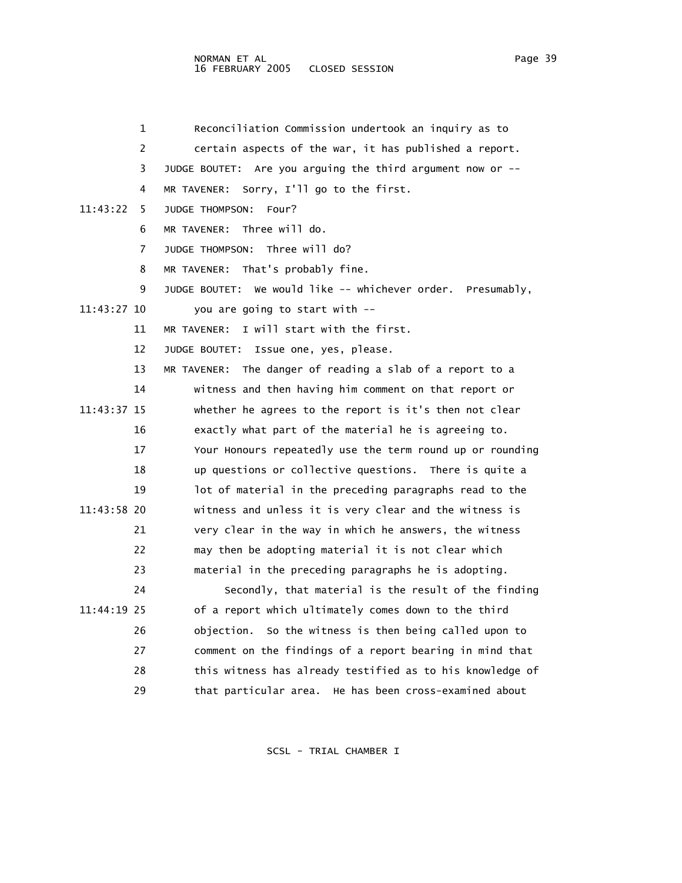1 Reconciliation Commission undertook an inquiry as to
2 certain aspects of the war, it has published a report.
3 JUDGE BOUTET: Are you arguing the third argument now or --
4 MR TAVENER: Sorry, I'll go to the first.
11:43:22 5 JUDGE THOMPSON: Four?
6 MR TAVENER: Three will do.
7 JUDGE THOMPSON: Three will do?
8 MR TAVENER: That's probably fine.
9 JUDGE BOUTET: We would like -- whichever order. Presumably,
11:43:27 10 you are going to start with --
11 MR TAVENER: I will start with the first.
12 JUDGE BOUTET: Issue one, yes, please.
13 MR TAVENER: The danger of reading a slab of a report to a
14 witness and then having him comment on that report or
11:43:37 15 whether he agrees to the report is it's then not clear
16 exactly what part of the material he is agreeing to.
17 Your Honours repeatedly use the term round up or rounding
18 up questions or collective questions. There is quite a
19 lot of material in the preceding paragraphs read to the
11:43:58 20 witness and unless it is very clear and the witness is
21 very clear in the way in which he answers, the witness
22 may then be adopting material it is not clear which
23 material in the preceding paragraphs he is adopting.
24 Secondly, that material is the result of the finding
11:44:19 25 of a report which ultimately comes down to the third
26 objection. So the witness is then being called upon to
27 comment on the findings of a report bearing in mind that
28 this witness has already testified as to his knowledge of
29 that particular area. He has been cross-examined about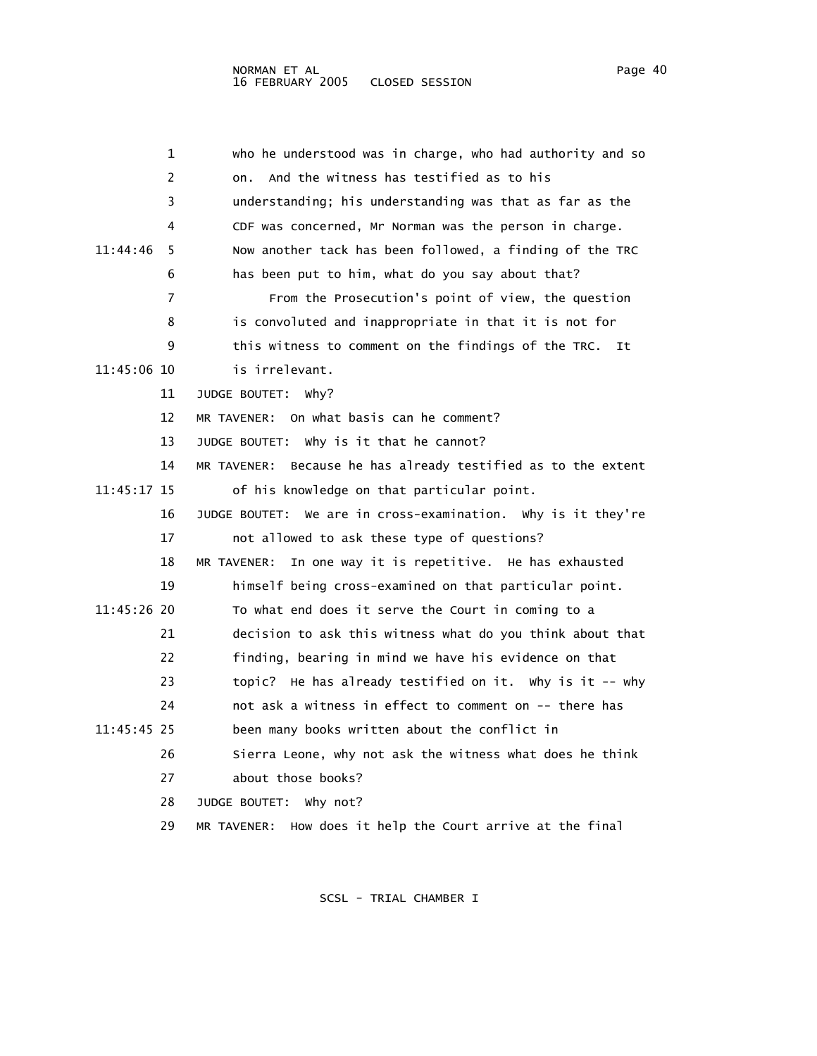who he understood was in charge, who had authority and so on. And the witness has testified as to his understanding; his understanding was that as far as the CDF was concerned, Mr Norman was the person in charge. Now another tack has been followed, a finding of the TRC has been put to him, what do you say about that?

From the Prosecution's point of view, the question is convoluted and inappropriate in that it is not for this witness to comment on the findings of the TRC. It is irrelevant.

JUDGE BOUTET: Why?

MR TAVENER: On what basis can he comment?

JUDGE BOUTET: Why is it that he cannot?

MR TAVENER: Because he has already testified as to the extent of his knowledge on that particular point.

JUDGE BOUTET: We are in cross-examination. Why is it they're not allowed to ask these type of questions?

MR TAVENER: In one way it is repetitive. He has exhausted himself being cross-examined on that particular point. To what end does it serve the Court in coming to a decision to ask this witness what do you think about that finding, bearing in mind we have his evidence on that topic? He has already testified on it. Why is it -- why not ask a witness in effect to comment on -- there has been many books written about the conflict in Sierra Leone, why not ask the witness what does he think about those books?

JUDGE BOUTET: Why not?

MR TAVENER: How does it help the Court arrive at the final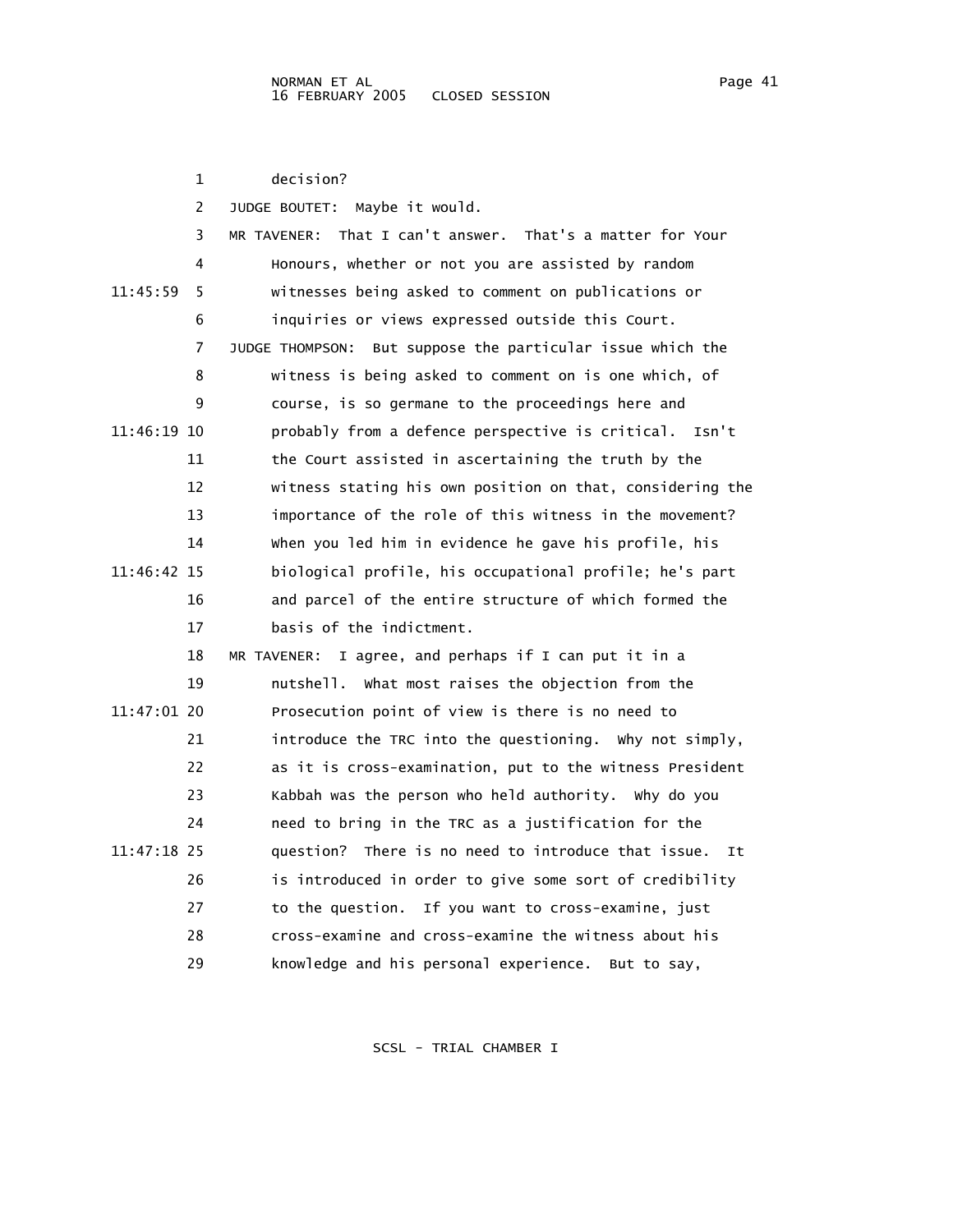decision?

JUDGE BOUTET: Maybe it would.

MR TAVENER: That I can't answer. That's a matter for Your Honours, whether or not you are assisted by random witnesses being asked to comment on publications or inquiries or views expressed outside this Court.

JUDGE THOMPSON: But suppose the particular issue which the witness is being asked to comment on is one which, of course, is so germane to the proceedings here and probably from a defence perspective is critical. Isn't the Court assisted in ascertaining the truth by the witness stating his own position on that, considering the importance of the role of this witness in the movement? When you led him in evidence he gave his profile, his biological profile, his occupational profile; he's part and parcel of the entire structure of which formed the basis of the indictment.

MR TAVENER: I agree, and perhaps if I can put it in a nutshell. What most raises the objection from the Prosecution point of view is there is no need to introduce the TRC into the questioning. Why not simply, as it is cross-examination, put to the witness President Kabbah was the person who held authority. Why do you need to bring in the TRC as a justification for the question? There is no need to introduce that issue. It is introduced in order to give some sort of credibility to the question. If you want to cross-examine, just cross-examine and cross-examine the witness about his knowledge and his personal experience. But to say,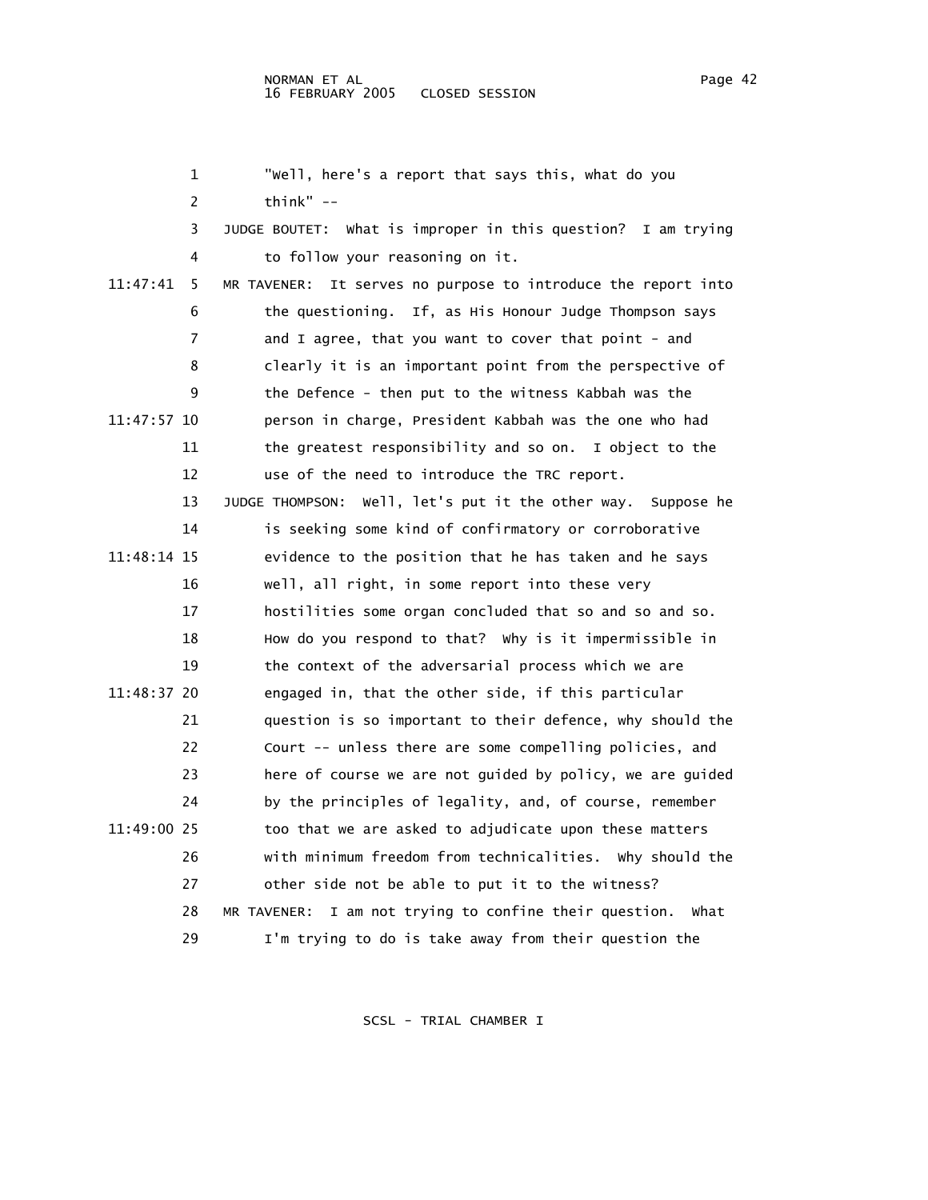"Well, here's a report that says this, what do you think" --

JUDGE BOUTET: What is improper in this question? I am trying to follow your reasoning on it.

MR TAVENER: It serves no purpose to introduce the report into the questioning. If, as His Honour Judge Thompson says and I agree, that you want to cover that point - and clearly it is an important point from the perspective of the Defence - then put to the witness Kabbah was the person in charge, President Kabbah was the one who had the greatest responsibility and so on. I object to the use of the need to introduce the TRC report.

JUDGE THOMPSON: Well, let's put it the other way. Suppose he is seeking some kind of confirmatory or corroborative evidence to the position that he has taken and he says well, all right, in some report into these very hostilities some organ concluded that so and so and so. How do you respond to that? Why is it impermissible in the context of the adversarial process which we are engaged in, that the other side, if this particular question is so important to their defence, why should the Court -- unless there are some compelling policies, and here of course we are not guided by policy, we are guided by the principles of legality, and, of course, remember too that we are asked to adjudicate upon these matters with minimum freedom from technicalities. Why should the other side not be able to put it to the witness?

MR TAVENER: I am not trying to confine their question. What I'm trying to do is take away from their question the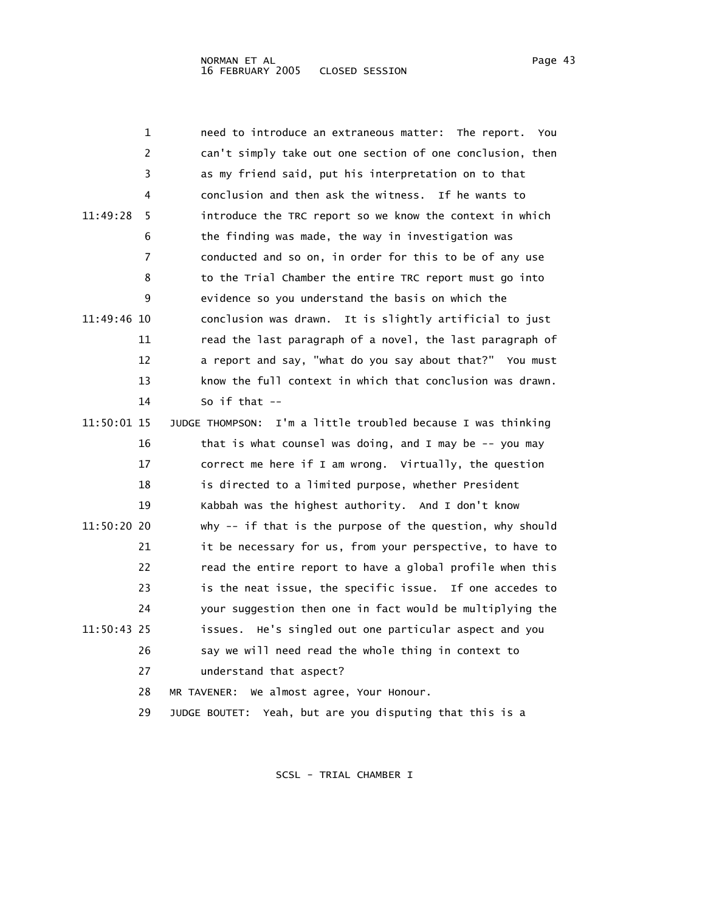need to introduce an extraneous matter: The report. You can't simply take out one section of one conclusion, then as my friend said, put his interpretation on to that conclusion and then ask the witness. If he wants to introduce the TRC report so we know the context in which the finding was made, the way in investigation was conducted and so on, in order for this to be of any use to the Trial Chamber the entire TRC report must go into evidence so you understand the basis on which the conclusion was drawn. It is slightly artificial to just read the last paragraph of a novel, the last paragraph of a report and say, "what do you say about that?" You must know the full context in which that conclusion was drawn. So if that --

JUDGE THOMPSON: I'm a little troubled because I was thinking that is what counsel was doing, and I may be -- you may correct me here if I am wrong. Virtually, the question is directed to a limited purpose, whether President Kabbah was the highest authority. And I don't know why -- if that is the purpose of the question, why should it be necessary for us, from your perspective, to have to read the entire report to have a global profile when this is the neat issue, the specific issue. If one accedes to your suggestion then one in fact would be multiplying the issues. He's singled out one particular aspect and you say we will need read the whole thing in context to understand that aspect?

MR TAVENER: We almost agree, Your Honour.

JUDGE BOUTET: Yeah, but are you disputing that this is a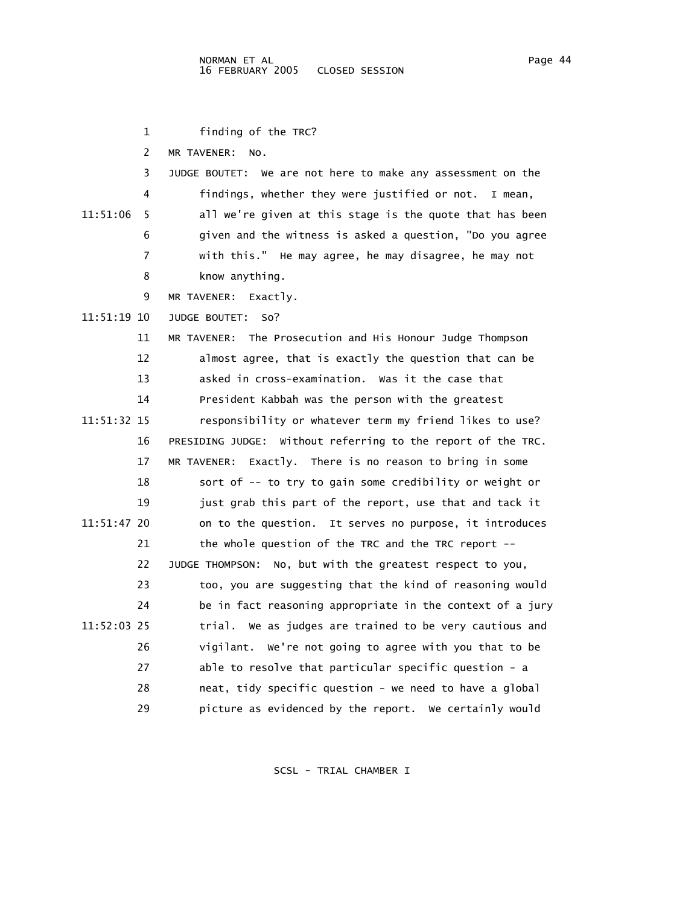finding of the TRC?

MR TAVENER: No.

JUDGE BOUTET: We are not here to make any assessment on the findings, whether they were justified or not. I mean, all we're given at this stage is the quote that has been given and the witness is asked a question, "Do you agree with this." He may agree, he may disagree, he may not know anything.

MR TAVENER: Exactly.

JUDGE BOUTET: So?

MR TAVENER: The Prosecution and His Honour Judge Thompson almost agree, that is exactly the question that can be asked in cross-examination. Was it the case that President Kabbah was the person with the greatest responsibility or whatever term my friend likes to use?

PRESIDING JUDGE: Without referring to the report of the TRC.

MR TAVENER: Exactly. There is no reason to bring in some sort of -- to try to gain some credibility or weight or just grab this part of the report, use that and tack it on to the question. It serves no purpose, it introduces the whole question of the TRC and the TRC report --

JUDGE THOMPSON: No, but with the greatest respect to you, too, you are suggesting that the kind of reasoning would be in fact reasoning appropriate in the context of a jury trial. We as judges are trained to be very cautious and vigilant. We're not going to agree with you that to be able to resolve that particular specific question - a neat, tidy specific question - we need to have a global picture as evidenced by the report. We certainly would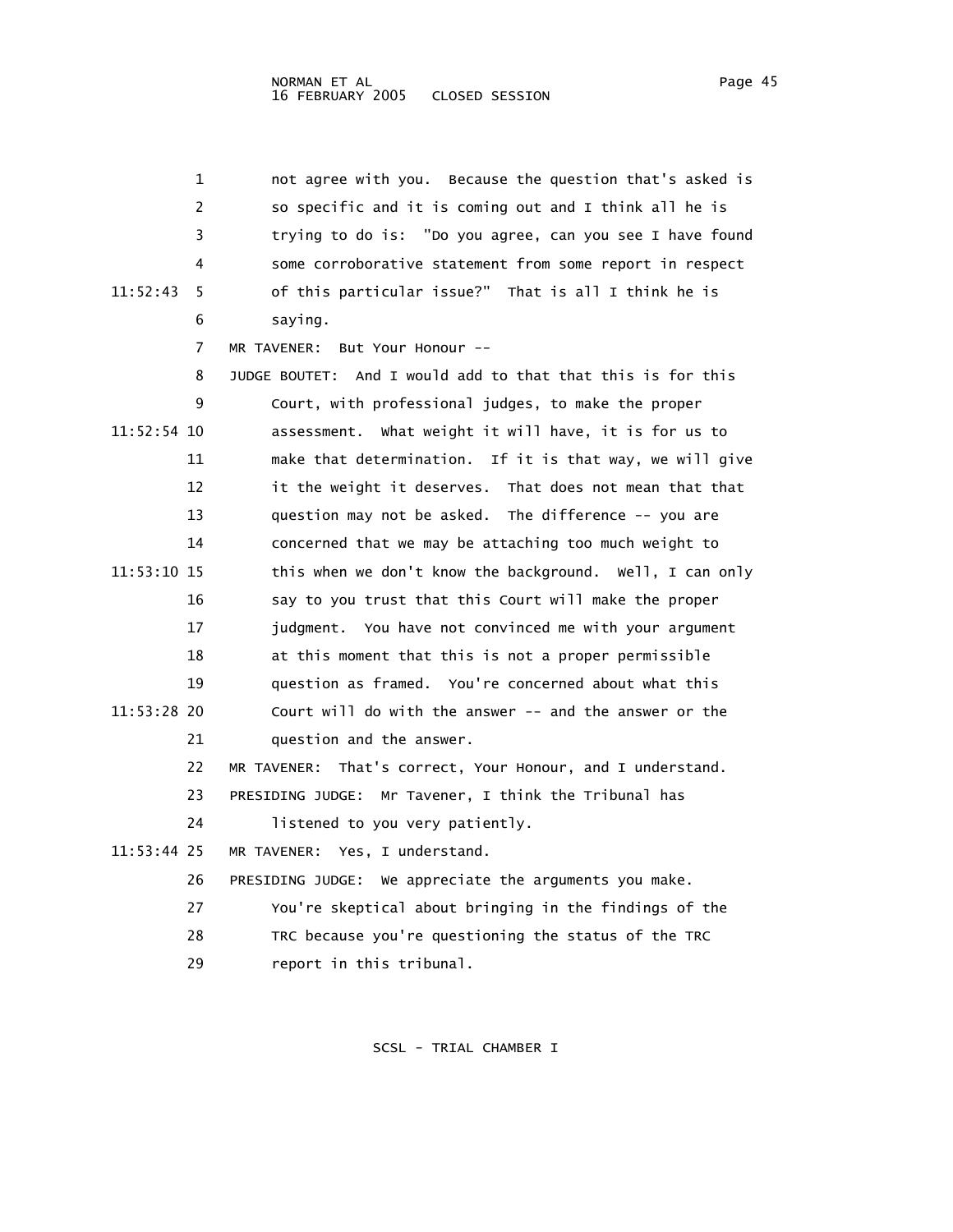not agree with you. Because the question that's asked is so specific and it is coming out and I think all he is trying to do is: "Do you agree, can you see I have found some corroborative statement from some report in respect of this particular issue?" That is all I think he is saying.

MR TAVENER: But Your Honour --

JUDGE BOUTET: And I would add to that that this is for this Court, with professional judges, to make the proper assessment. What weight it will have, it is for us to make that determination. If it is that way, we will give it the weight it deserves. That does not mean that that question may not be asked. The difference -- you are concerned that we may be attaching too much weight to this when we don't know the background. Well, I can only say to you trust that this Court will make the proper judgment. You have not convinced me with your argument at this moment that this is not a proper permissible question as framed. You're concerned about what this Court will do with the answer -- and the answer or the question and the answer.

MR TAVENER: That's correct, Your Honour, and I understand.

PRESIDING JUDGE: Mr Tavener, I think the Tribunal has listened to you very patiently.

MR TAVENER: Yes, I understand.

PRESIDING JUDGE: We appreciate the arguments you make. You're skeptical about bringing in the findings of the TRC because you're questioning the status of the TRC report in this tribunal.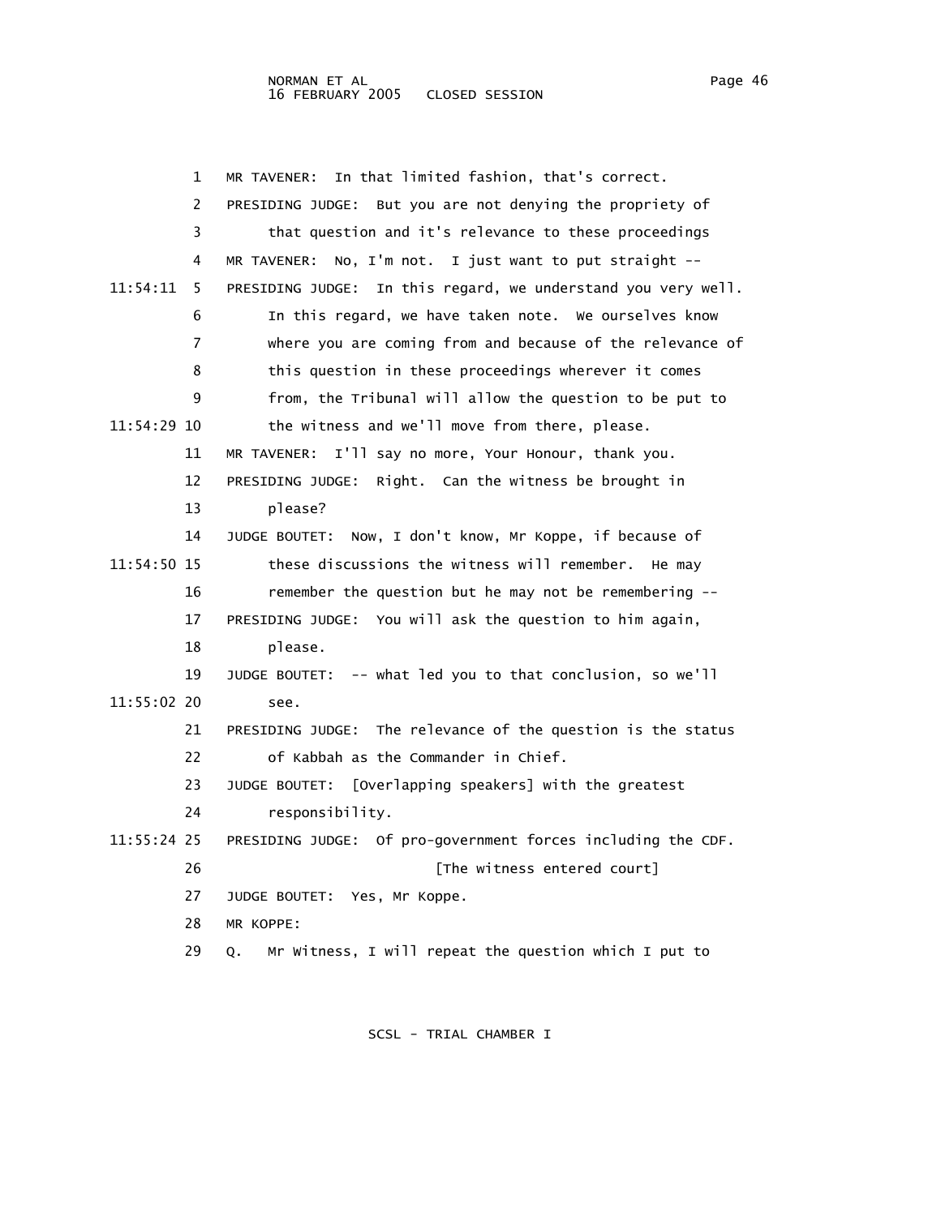MR TAVENER: In that limited fashion, that's correct.

PRESIDING JUDGE: But you are not denying the propriety of that question and it's relevance to these proceedings

MR TAVENER: No, I'm not. I just want to put straight --

PRESIDING JUDGE: In this regard, we understand you very well. In this regard, we have taken note. We ourselves know where you are coming from and because of the relevance of this question in these proceedings wherever it comes from, the Tribunal will allow the question to be put to the witness and we'll move from there, please.

MR TAVENER: I'll say no more, Your Honour, thank you.

PRESIDING JUDGE: Right. Can the witness be brought in please?

JUDGE BOUTET: Now, I don't know, Mr Koppe, if because of these discussions the witness will remember. He may remember the question but he may not be remembering --

PRESIDING JUDGE: You will ask the question to him again, please.

JUDGE BOUTET: -- what led you to that conclusion, so we'll see.

PRESIDING JUDGE: The relevance of the question is the status of Kabbah as the Commander in Chief.

JUDGE BOUTET: [Overlapping speakers] with the greatest responsibility.

PRESIDING JUDGE: Of pro-government forces including the CDF.

[The witness entered court]

JUDGE BOUTET: Yes, Mr Koppe.

MR KOPPE:

Q. Mr Witness, I will repeat the question which I put to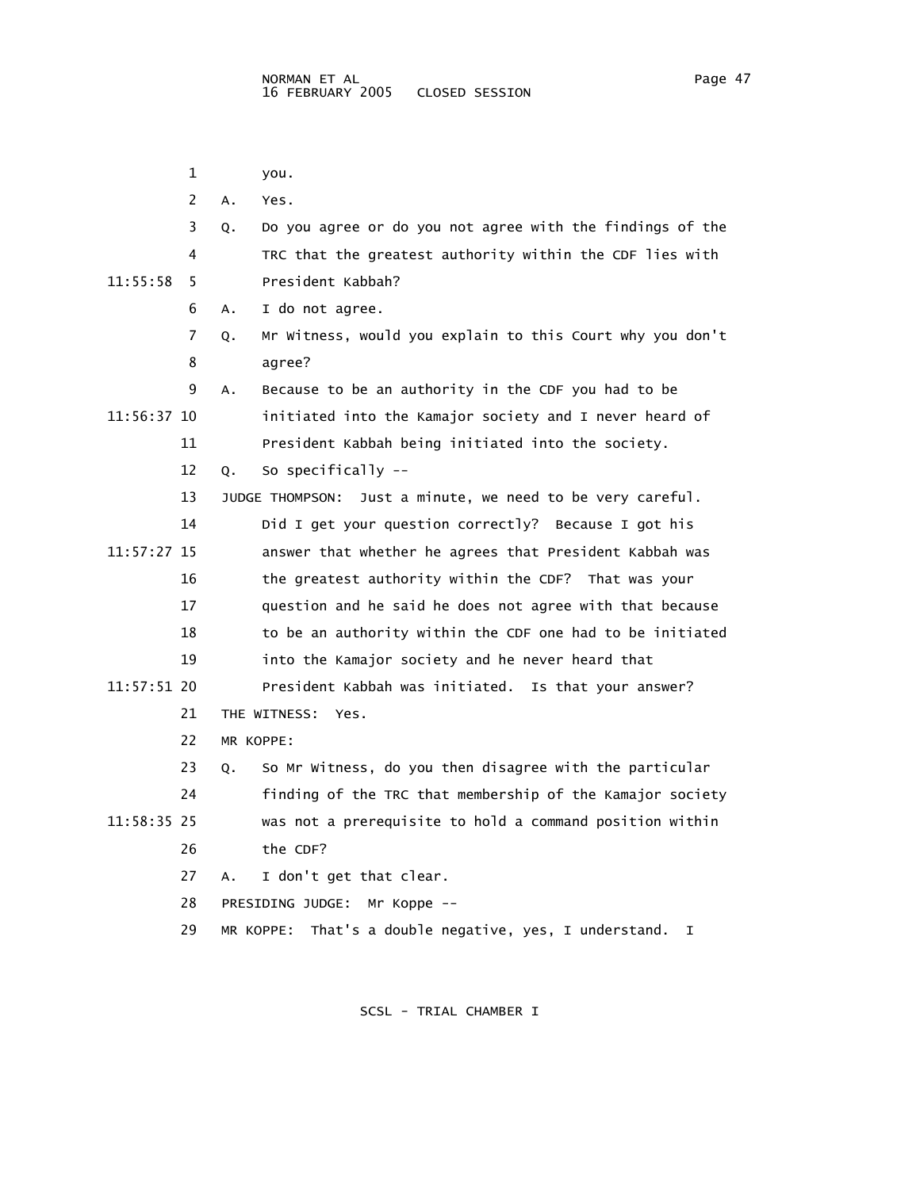you.

A. Yes.

Q. Do you agree or do you not agree with the findings of the TRC that the greatest authority within the CDF lies with President Kabbah?

A. I do not agree.

Q. Mr Witness, would you explain to this Court why you don't agree?

A. Because to be an authority in the CDF you had to be initiated into the Kamajor society and I never heard of President Kabbah being initiated into the society.

Q. So specifically --

JUDGE THOMPSON: Just a minute, we need to be very careful. Did I get your question correctly? Because I got his answer that whether he agrees that President Kabbah was the greatest authority within the CDF? That was your question and he said he does not agree with that because to be an authority within the CDF one had to be initiated into the Kamajor society and he never heard that President Kabbah was initiated. Is that your answer?

THE WITNESS: Yes.

MR KOPPE:

Q. So Mr Witness, do you then disagree with the particular finding of the TRC that membership of the Kamajor society was not a prerequisite to hold a command position within the CDF?

A. I don't get that clear.

PRESIDING JUDGE: Mr Koppe --

MR KOPPE: That's a double negative, yes, I understand. I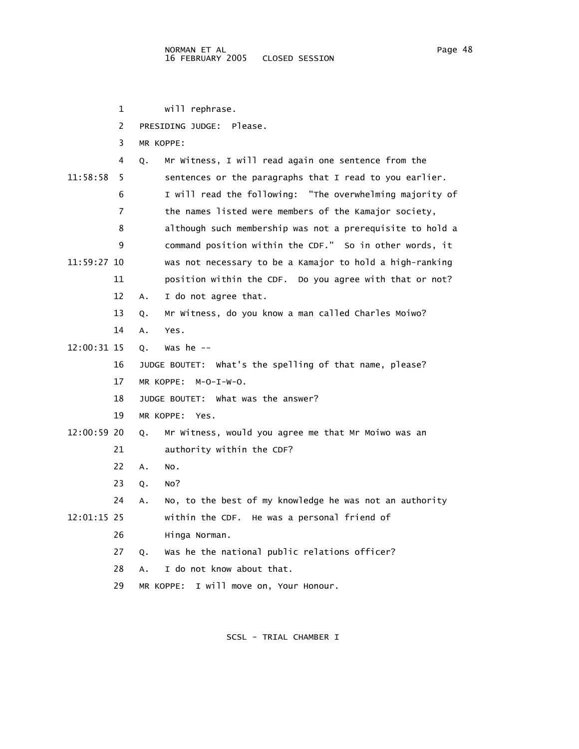1 will rephrase.

2 PRESIDING JUDGE: Please.

3 MR KOPPE:

4 Q. Mr Witness, I will read again one sentence from the

11:58:58 5 sentences or the paragraphs that I read to you earlier.

6 I will read the following: "The overwhelming majority of

7 the names listed were members of the Kamajor society,

8 although such membership was not a prerequisite to hold a

9 command position within the CDF." So in other words, it

11:59:27 10 was not necessary to be a Kamajor to hold a high-ranking

11 position within the CDF. Do you agree with that or not?

12 A. I do not agree that.

13 Q. Mr Witness, do you know a man called Charles Moiwo?

14 A. Yes.

12:00:31 15 Q. Was he --

16 JUDGE BOUTET: What's the spelling of that name, please?

17 MR KOPPE: M-O-I-W-O.

18 JUDGE BOUTET: What was the answer?

19 MR KOPPE: Yes.

12:00:59 20 Q. Mr Witness, would you agree me that Mr Moiwo was an

21 authority within the CDF?

22 A. No.

23 Q. No?

24 A. No, to the best of my knowledge he was not an authority

12:01:15 25 within the CDF. He was a personal friend of

26 Hinga Norman.

27 Q. Was he the national public relations officer?

28 A. I do not know about that.

29 MR KOPPE: I will move on, Your Honour.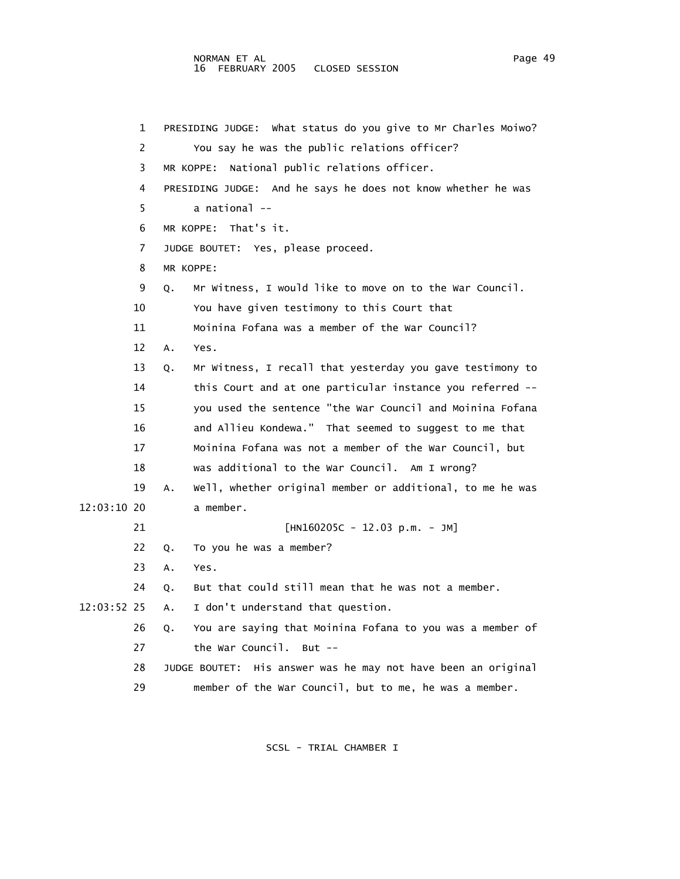PRESIDING JUDGE: What status do you give to Mr Charles Moiwo? You say he was the public relations officer?

MR KOPPE: National public relations officer.

PRESIDING JUDGE: And he says he does not know whether he was a national --

MR KOPPE: That's it.

JUDGE BOUTET: Yes, please proceed.

MR KOPPE:

Q. Mr Witness, I would like to move on to the War Council. You have given testimony to this Court that Moinina Fofana was a member of the War Council?

A. Yes.

Q. Mr Witness, I recall that yesterday you gave testimony to this Court and at one particular instance you referred -- you used the sentence "the War Council and Moinina Fofana and Allieu Kondewa." That seemed to suggest to me that Moinina Fofana was not a member of the War Council, but was additional to the War Council. Am I wrong?

A. Well, whether original member or additional, to me he was a member.

[HN160205C - 12.03 p.m. - JM]

Q. To you he was a member?

A. Yes.

Q. But that could still mean that he was not a member.

A. I don't understand that question.

Q. You are saying that Moinina Fofana to you was a member of the War Council. But --

JUDGE BOUTET: His answer was he may not have been an original member of the War Council, but to me, he was a member.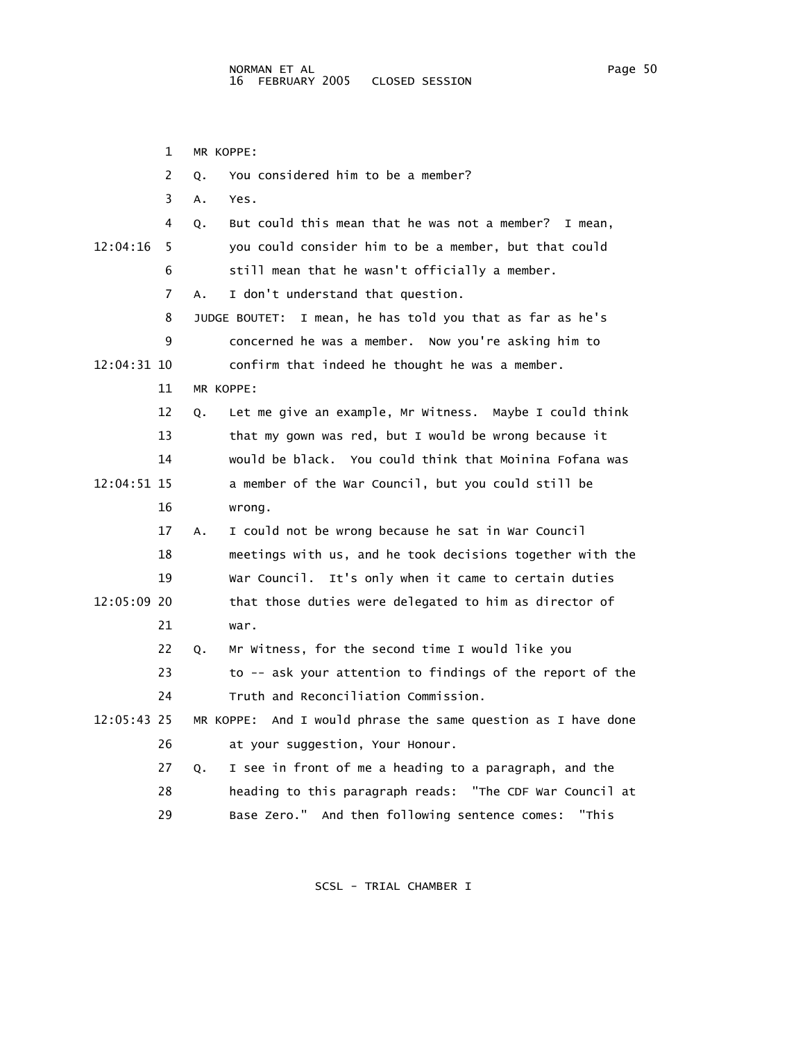MR KOPPE:

Q. You considered him to be a member?

A. Yes.

Q. But could this mean that he was not a member? I mean, you could consider him to be a member, but that could still mean that he wasn't officially a member.

A. I don't understand that question.

JUDGE BOUTET: I mean, he has told you that as far as he's concerned he was a member. Now you're asking him to confirm that indeed he thought he was a member.

MR KOPPE:

Q. Let me give an example, Mr Witness. Maybe I could think that my gown was red, but I would be wrong because it would be black. You could think that Moinina Fofana was a member of the War Council, but you could still be wrong.

A. I could not be wrong because he sat in War Council meetings with us, and he took decisions together with the War Council. It's only when it came to certain duties that those duties were delegated to him as director of war.

Q. Mr Witness, for the second time I would like you to -- ask your attention to findings of the report of the Truth and Reconciliation Commission.

MR KOPPE: And I would phrase the same question as I have done at your suggestion, Your Honour.

Q. I see in front of me a heading to a paragraph, and the heading to this paragraph reads: "The CDF War Council at Base Zero." And then following sentence comes: "This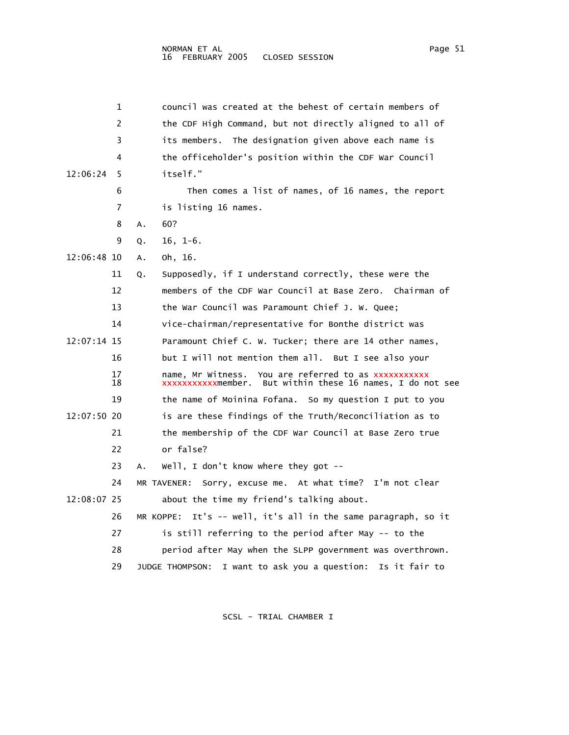council was created at the behest of certain members of the CDF High Command, but not directly aligned to all of its members. The designation given above each name is the officeholder's position within the CDF War Council itself."

Then comes a list of names, of 16 names, the report is listing 16 names.

A. 60?

Q. 16, 1-6.

A. Oh, 16.

Q. Supposedly, if I understand correctly, these were the members of the CDF War Council at Base Zero. Chairman of the War Council was Paramount Chief J. W. Quee; vice-chairman/representative for Bonthe district was Paramount Chief C. W. Tucker; there are 14 other names, but I will not mention them all. But I see also your name, Mr Witness. You are referred to as xxxxxxxxxxx xxxxxxxxxxxmember. But within these 16 names, I do not see the name of Moinina Fofana. So my question I put to you is are these findings of the Truth/Reconciliation as to the membership of the CDF War Council at Base Zero true or false?

A. Well, I don't know where they got --

MR TAVENER: Sorry, excuse me. At what time? I'm not clear about the time my friend's talking about.

MR KOPPE: It's -- well, it's all in the same paragraph, so it is still referring to the period after May -- to the period after May when the SLPP government was overthrown.

JUDGE THOMPSON: I want to ask you a question: Is it fair to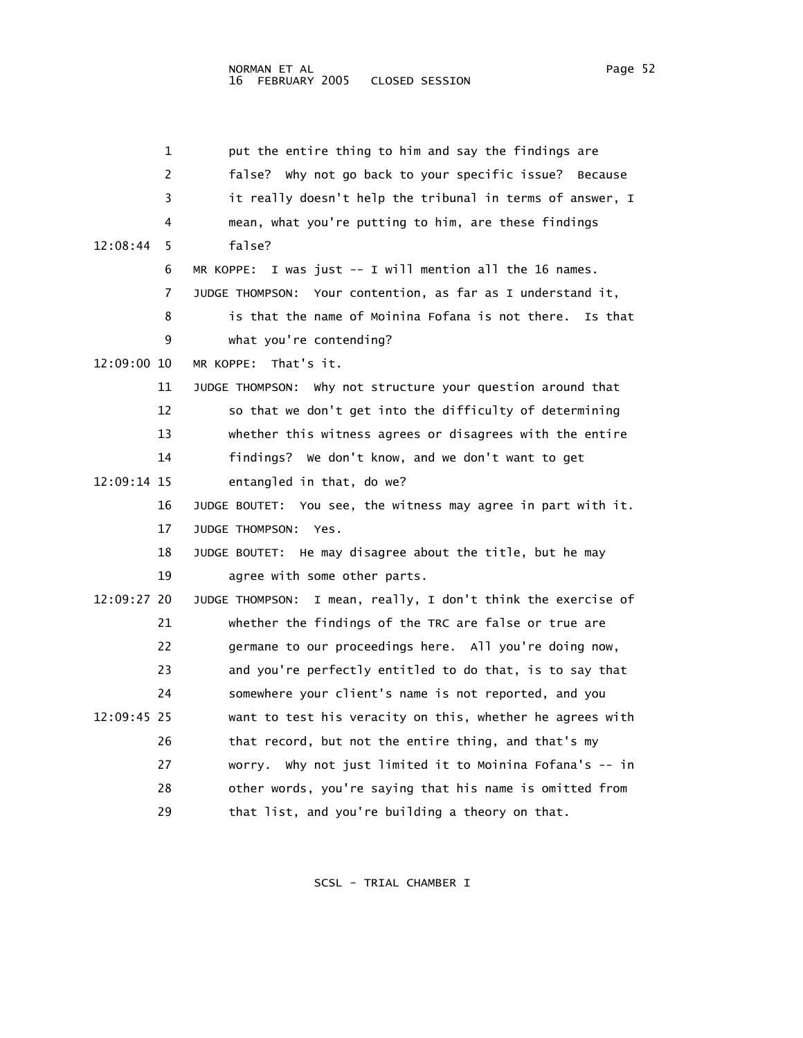put the entire thing to him and say the findings are false? Why not go back to your specific issue? Because it really doesn't help the tribunal in terms of answer, I mean, what you're putting to him, are these findings false?

MR KOPPE: I was just -- I will mention all the 16 names.

JUDGE THOMPSON: Your contention, as far as I understand it, is that the name of Moinina Fofana is not there. Is that what you're contending?

MR KOPPE: That's it.

JUDGE THOMPSON: Why not structure your question around that so that we don't get into the difficulty of determining whether this witness agrees or disagrees with the entire findings? We don't know, and we don't want to get entangled in that, do we?

JUDGE BOUTET: You see, the witness may agree in part with it.

JUDGE THOMPSON: Yes.

JUDGE BOUTET: He may disagree about the title, but he may agree with some other parts.

JUDGE THOMPSON: I mean, really, I don't think the exercise of whether the findings of the TRC are false or true are germane to our proceedings here. All you're doing now, and you're perfectly entitled to do that, is to say that somewhere your client's name is not reported, and you want to test his veracity on this, whether he agrees with that record, but not the entire thing, and that's my worry. Why not just limited it to Moinina Fofana's -- in other words, you're saying that his name is omitted from that list, and you're building a theory on that.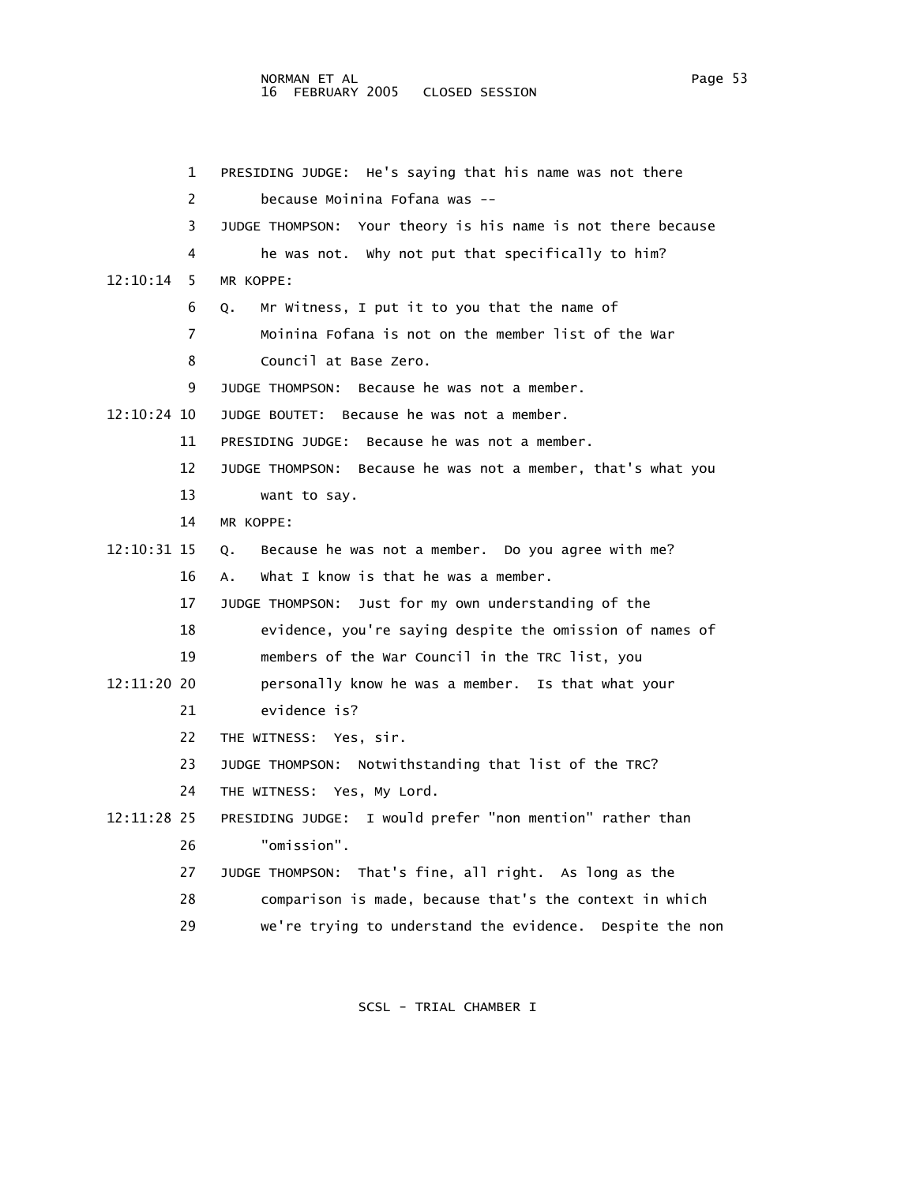PRESIDING JUDGE: He's saying that his name was not there because Moinina Fofana was --

JUDGE THOMPSON: Your theory is his name is not there because he was not. Why not put that specifically to him?

12:10:14 MR KOPPE:

Q. Mr Witness, I put it to you that the name of Moinina Fofana is not on the member list of the War Council at Base Zero.

JUDGE THOMPSON: Because he was not a member.

12:10:24 JUDGE BOUTET: Because he was not a member.

PRESIDING JUDGE: Because he was not a member.

JUDGE THOMPSON: Because he was not a member, that's what you want to say.

MR KOPPE:

12:10:31 Q. Because he was not a member. Do you agree with me?

A. What I know is that he was a member.

JUDGE THOMPSON: Just for my own understanding of the evidence, you're saying despite the omission of names of members of the War Council in the TRC list, you

12:11:20 personally know he was a member. Is that what your evidence is?

THE WITNESS: Yes, sir.

JUDGE THOMPSON: Notwithstanding that list of the TRC?

THE WITNESS: Yes, My Lord.

12:11:28 PRESIDING JUDGE: I would prefer "non mention" rather than "omission".

JUDGE THOMPSON: That's fine, all right. As long as the comparison is made, because that's the context in which we're trying to understand the evidence. Despite the non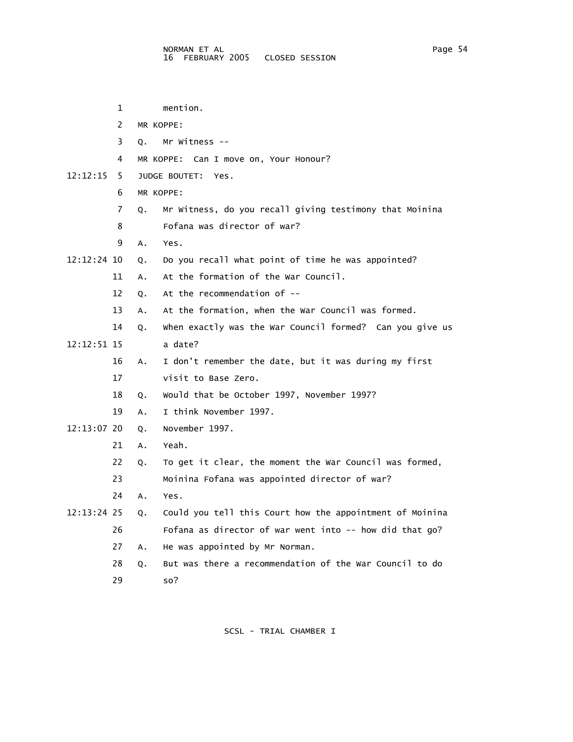mention.

MR KOPPE:

Q. Mr Witness --

MR KOPPE: Can I move on, Your Honour?

JUDGE BOUTET: Yes.

MR KOPPE:

Q. Mr Witness, do you recall giving testimony that Moinina Fofana was director of war?

A. Yes.

Q. Do you recall what point of time he was appointed?

A. At the formation of the War Council.

Q. At the recommendation of --

A. At the formation, when the War Council was formed.

Q. When exactly was the War Council formed? Can you give us a date?

A. I don't remember the date, but it was during my first visit to Base Zero.

Q. Would that be October 1997, November 1997?

A. I think November 1997.

Q. November 1997.

A. Yeah.

Q. To get it clear, the moment the War Council was formed, Moinina Fofana was appointed director of war?

A. Yes.

Q. Could you tell this Court how the appointment of Moinina Fofana as director of war went into -- how did that go?

A. He was appointed by Mr Norman.

Q. But was there a recommendation of the War Council to do so?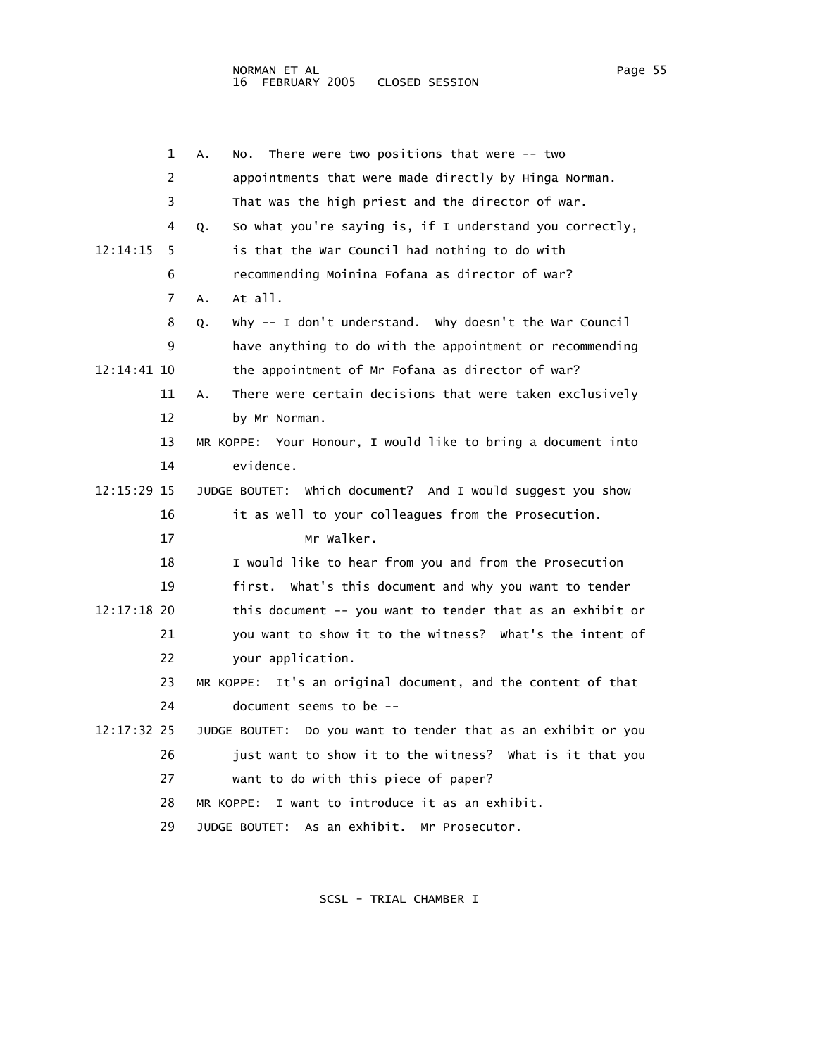A. No. There were two positions that were -- two appointments that were made directly by Hinga Norman. That was the high priest and the director of war.

Q. So what you're saying is, if I understand you correctly, is that the War Council had nothing to do with recommending Moinina Fofana as director of war?

A. At all.

Q. Why -- I don't understand. Why doesn't the War Council have anything to do with the appointment or recommending the appointment of Mr Fofana as director of war?

A. There were certain decisions that were taken exclusively by Mr Norman.

MR KOPPE: Your Honour, I would like to bring a document into evidence.

JUDGE BOUTET: Which document? And I would suggest you show it as well to your colleagues from the Prosecution.

Mr Walker.

I would like to hear from you and from the Prosecution first. What's this document and why you want to tender this document -- you want to tender that as an exhibit or you want to show it to the witness? What's the intent of your application.

MR KOPPE: It's an original document, and the content of that document seems to be --

JUDGE BOUTET: Do you want to tender that as an exhibit or you just want to show it to the witness? What is it that you want to do with this piece of paper?

MR KOPPE: I want to introduce it as an exhibit.

JUDGE BOUTET: As an exhibit. Mr Prosecutor.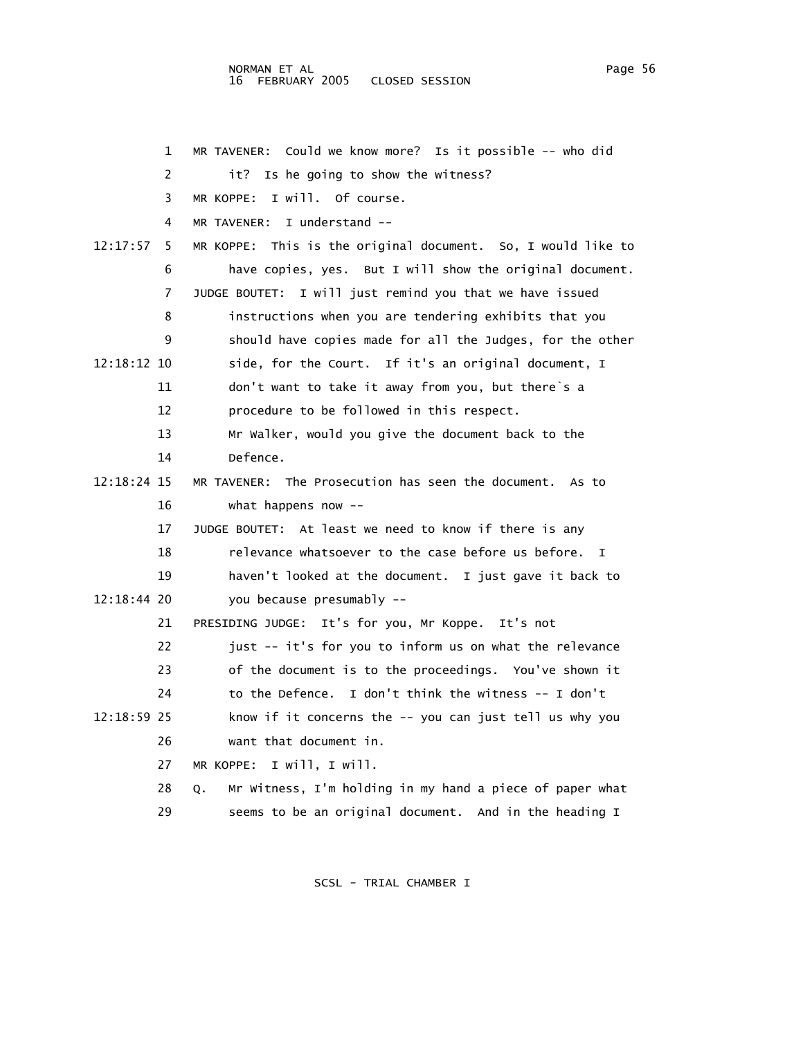MR TAVENER: Could we know more? Is it possible -- who did it? Is he going to show the witness?

MR KOPPE: I will. Of course.

MR TAVENER: I understand --

MR KOPPE: This is the original document. So, I would like to have copies, yes. But I will show the original document.

JUDGE BOUTET: I will just remind you that we have issued instructions when you are tendering exhibits that you should have copies made for all the Judges, for the other side, for the Court. If it's an original document, I don't want to take it away from you, but there`s a procedure to be followed in this respect.

Mr Walker, would you give the document back to the Defence.

MR TAVENER: The Prosecution has seen the document. As to what happens now --

JUDGE BOUTET: At least we need to know if there is any relevance whatsoever to the case before us before. I haven't looked at the document. I just gave it back to you because presumably --

PRESIDING JUDGE: It's for you, Mr Koppe. It's not just -- it's for you to inform us on what the relevance of the document is to the proceedings. You've shown it to the Defence. I don't think the witness -- I don't know if it concerns the -- you can just tell us why you want that document in.

MR KOPPE: I will, I will.

Q. Mr Witness, I'm holding in my hand a piece of paper what seems to be an original document. And in the heading I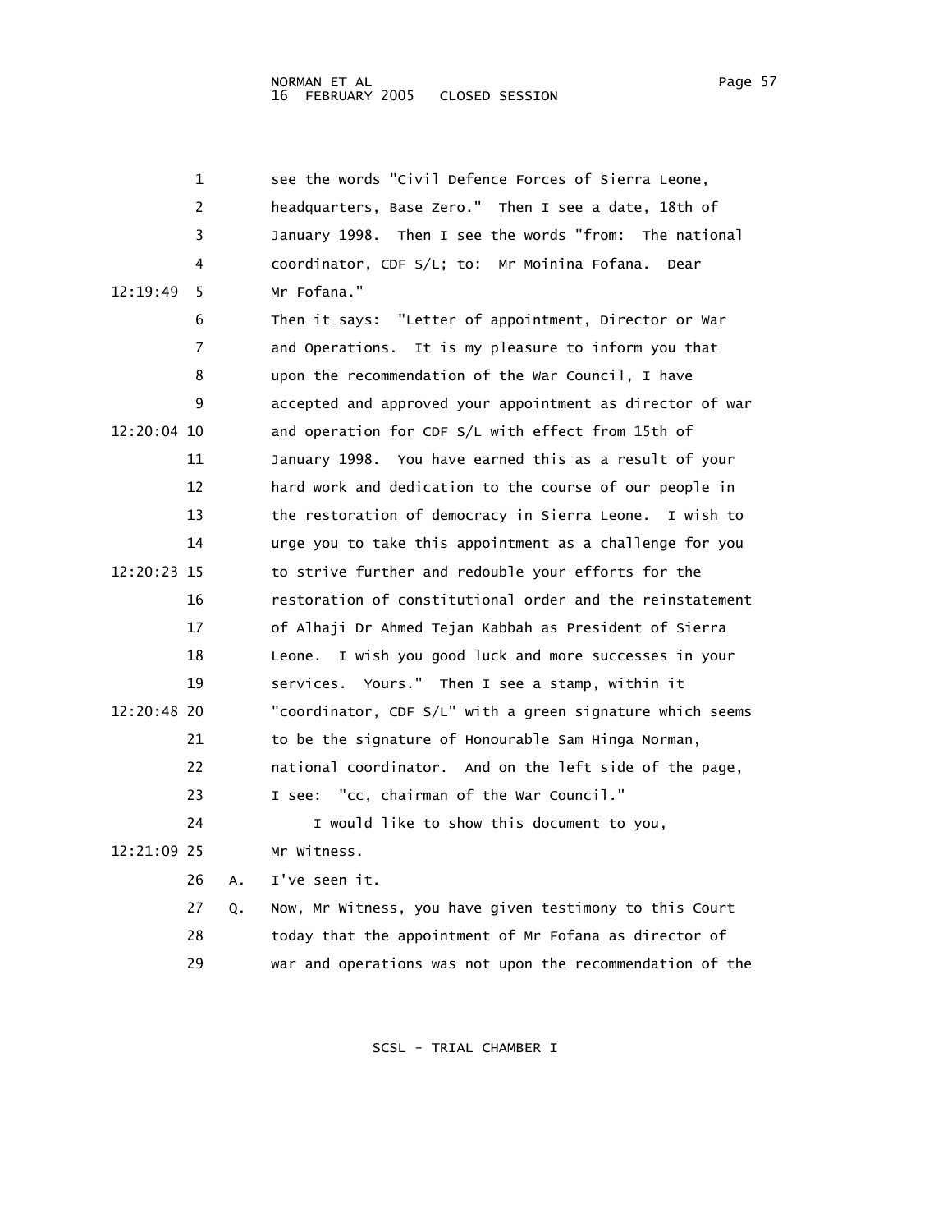1 see the words "Civil Defence Forces of Sierra Leone,
2 headquarters, Base Zero." Then I see a date, 18th of
3 January 1998. Then I see the words "from: The national
4 coordinator, CDF S/L; to: Mr Moinina Fofana. Dear
12:19:49 5 Mr Fofana."
6 Then it says: "Letter of appointment, Director or War
7 and Operations. It is my pleasure to inform you that
8 upon the recommendation of the War Council, I have
9 accepted and approved your appointment as director of war
12:20:04 10 and operation for CDF S/L with effect from 15th of
11 January 1998. You have earned this as a result of your
12 hard work and dedication to the course of our people in
13 the restoration of democracy in Sierra Leone. I wish to
14 urge you to take this appointment as a challenge for you
12:20:23 15 to strive further and redouble your efforts for the
16 restoration of constitutional order and the reinstatement
17 of Alhaji Dr Ahmed Tejan Kabbah as President of Sierra
18 Leone. I wish you good luck and more successes in your
19 services. Yours." Then I see a stamp, within it
12:20:48 20 "coordinator, CDF S/L" with a green signature which seems
21 to be the signature of Honourable Sam Hinga Norman,
22 national coordinator. And on the left side of the page,
23 I see: "cc, chairman of the War Council."
24 I would like to show this document to you,
12:21:09 25 Mr Witness.
26 A. I've seen it.
27 Q. Now, Mr Witness, you have given testimony to this Court
28 today that the appointment of Mr Fofana as director of
29 war and operations was not upon the recommendation of the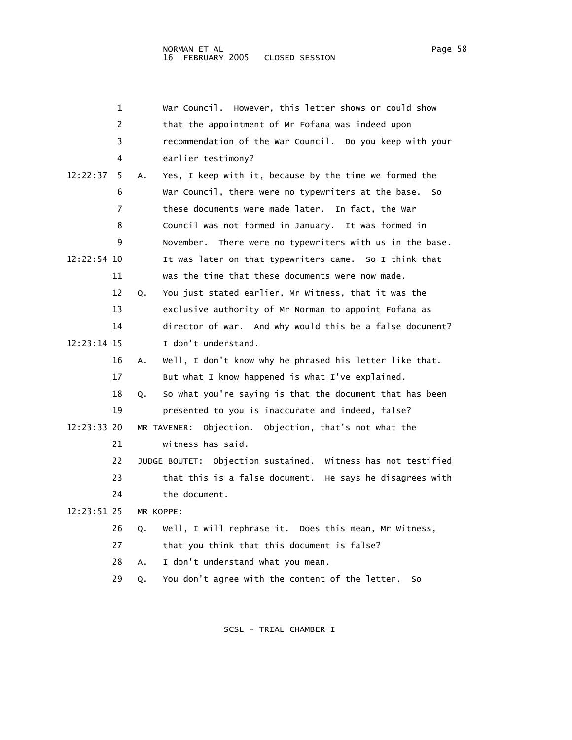1 War Council. However, this letter shows or could show
2 that the appointment of Mr Fofana was indeed upon
3 recommendation of the War Council. Do you keep with your
4 earlier testimony?

12:22:37 5 A. Yes, I keep with it, because by the time we formed the
6 War Council, there were no typewriters at the base. So
7 these documents were made later. In fact, the War
8 Council was not formed in January. It was formed in
9 November. There were no typewriters with us in the base.

12:22:54 10 It was later on that typewriters came. So I think that
11 was the time that these documents were now made.
12 Q. You just stated earlier, Mr Witness, that it was the
13 exclusive authority of Mr Norman to appoint Fofana as
14 director of war. And why would this be a false document?

12:23:14 15 I don't understand.
16 A. Well, I don't know why he phrased his letter like that.
17 But what I know happened is what I've explained.
18 Q. So what you're saying is that the document that has been
19 presented to you is inaccurate and indeed, false?

12:23:33 20 MR TAVENER: Objection. Objection, that's not what the
21 witness has said.
22 JUDGE BOUTET: Objection sustained. Witness has not testified
23 that this is a false document. He says he disagrees with
24 the document.

12:23:51 25 MR KOPPE:
26 Q. Well, I will rephrase it. Does this mean, Mr Witness,
27 that you think that this document is false?
28 A. I don't understand what you mean.
29 Q. You don't agree with the content of the letter. So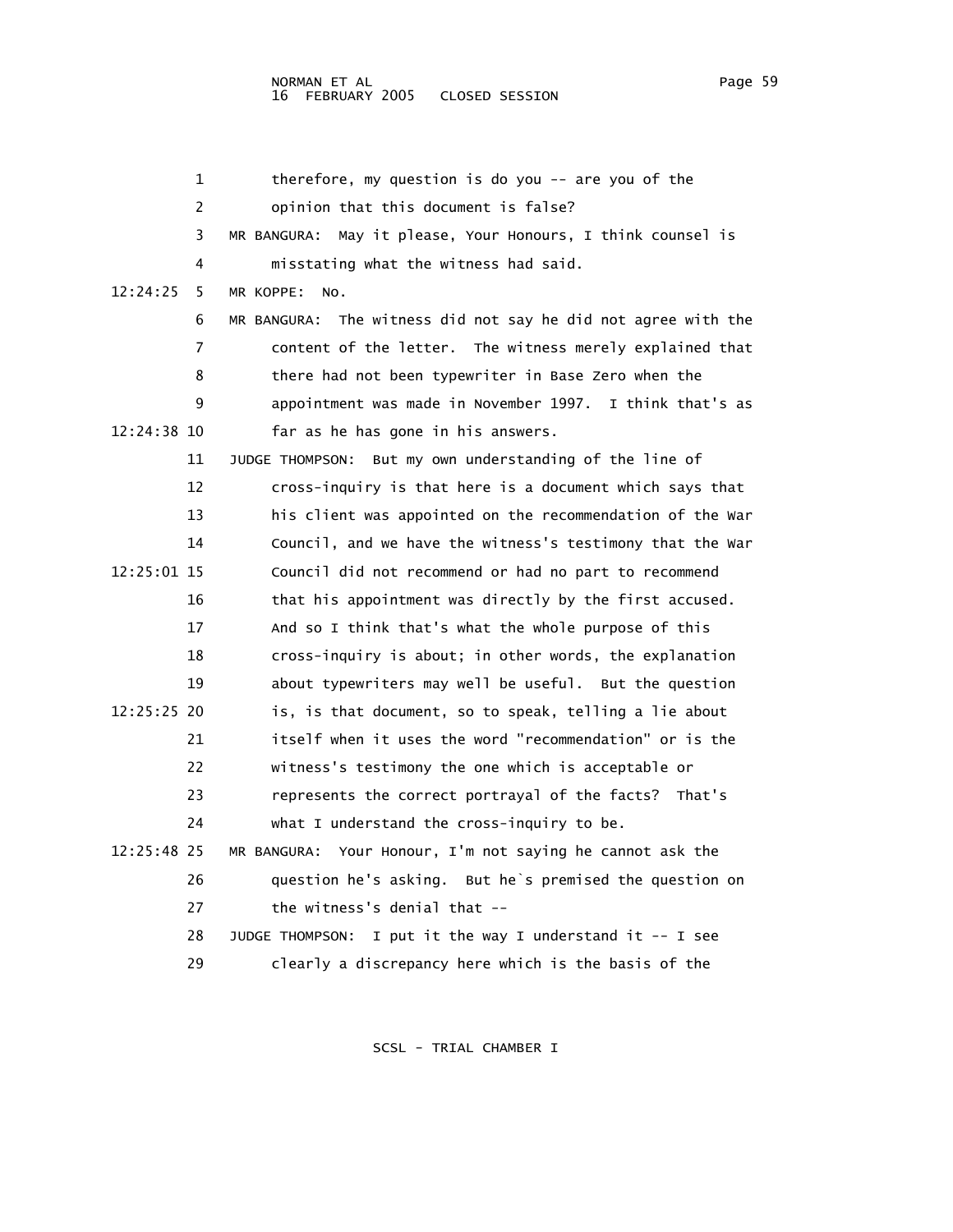1 therefore, my question is do you -- are you of the
2 opinion that this document is false?
3 MR BANGURA: May it please, Your Honours, I think counsel is
4 misstating what the witness had said.
12:24:25 5 MR KOPPE: No.
6 MR BANGURA: The witness did not say he did not agree with the
7 content of the letter. The witness merely explained that
8 there had not been typewriter in Base Zero when the
9 appointment was made in November 1997. I think that's as
12:24:38 10 far as he has gone in his answers.
11 JUDGE THOMPSON: But my own understanding of the line of
12 cross-inquiry is that here is a document which says that
13 his client was appointed on the recommendation of the War
14 Council, and we have the witness's testimony that the War
12:25:01 15 Council did not recommend or had no part to recommend
16 that his appointment was directly by the first accused.
17 And so I think that's what the whole purpose of this
18 cross-inquiry is about; in other words, the explanation
19 about typewriters may well be useful. But the question
12:25:25 20 is, is that document, so to speak, telling a lie about
21 itself when it uses the word "recommendation" or is the
22 witness's testimony the one which is acceptable or
23 represents the correct portrayal of the facts? That's
24 what I understand the cross-inquiry to be.
12:25:48 25 MR BANGURA: Your Honour, I'm not saying he cannot ask the
26 question he's asking. But he`s premised the question on
27 the witness's denial that --
28 JUDGE THOMPSON: I put it the way I understand it -- I see
29 clearly a discrepancy here which is the basis of the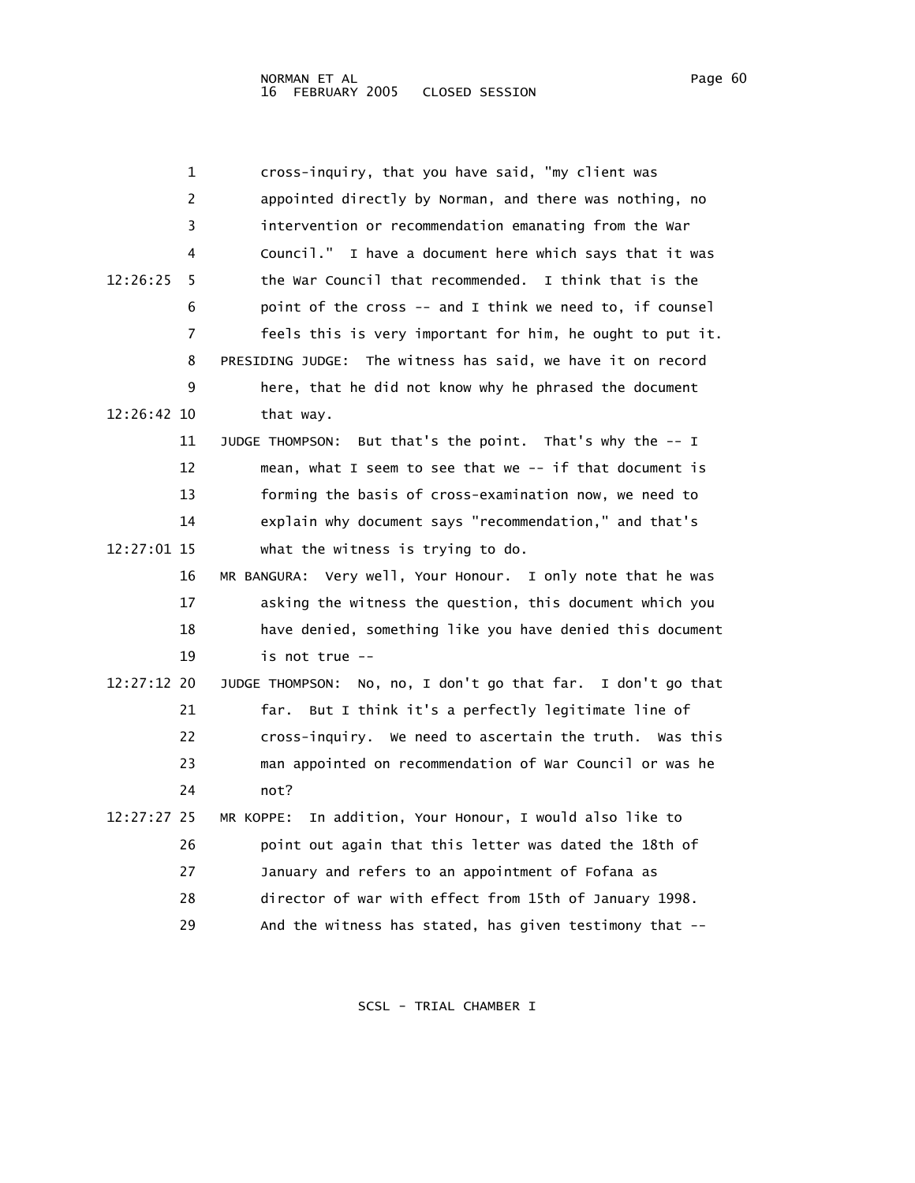cross-inquiry, that you have said, "my client was appointed directly by Norman, and there was nothing, no intervention or recommendation emanating from the War Council." I have a document here which says that it was the War Council that recommended. I think that is the point of the cross -- and I think we need to, if counsel feels this is very important for him, he ought to put it.

PRESIDING JUDGE: The witness has said, we have it on record here, that he did not know why he phrased the document that way.

JUDGE THOMPSON: But that's the point. That's why the -- I mean, what I seem to see that we -- if that document is forming the basis of cross-examination now, we need to explain why document says "recommendation," and that's what the witness is trying to do.

MR BANGURA: Very well, Your Honour. I only note that he was asking the witness the question, this document which you have denied, something like you have denied this document is not true --

JUDGE THOMPSON: No, no, I don't go that far. I don't go that far. But I think it's a perfectly legitimate line of cross-inquiry. We need to ascertain the truth. Was this man appointed on recommendation of War Council or was he not?

MR KOPPE: In addition, Your Honour, I would also like to point out again that this letter was dated the 18th of January and refers to an appointment of Fofana as director of war with effect from 15th of January 1998. And the witness has stated, has given testimony that --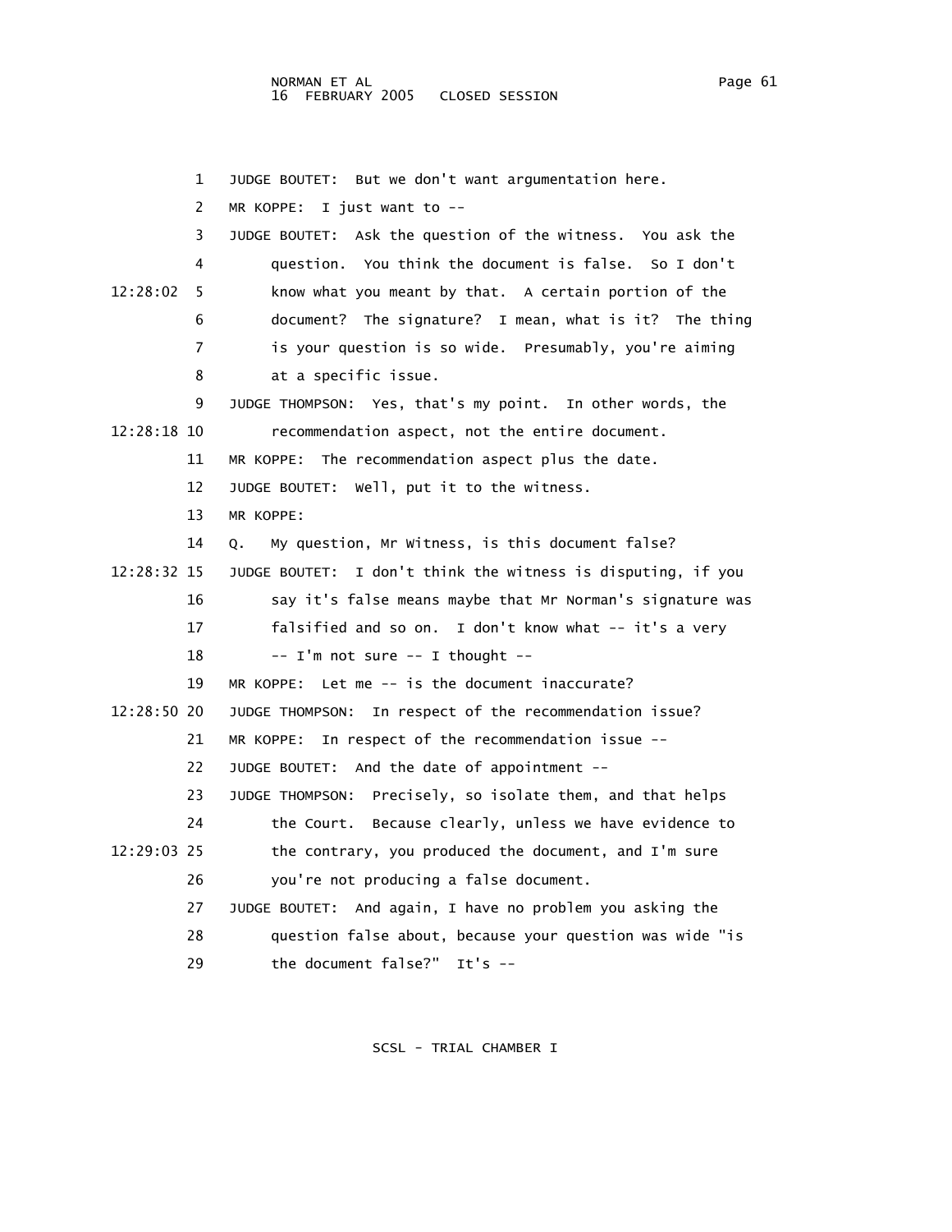JUDGE BOUTET: But we don't want argumentation here.

MR KOPPE: I just want to --

JUDGE BOUTET: Ask the question of the witness. You ask the question. You think the document is false. So I don't know what you meant by that. A certain portion of the document? The signature? I mean, what is it? The thing is your question is so wide. Presumably, you're aiming at a specific issue.

JUDGE THOMPSON: Yes, that's my point. In other words, the recommendation aspect, not the entire document.

MR KOPPE: The recommendation aspect plus the date.

JUDGE BOUTET: Well, put it to the witness.

MR KOPPE:

Q. My question, Mr Witness, is this document false?

JUDGE BOUTET: I don't think the witness is disputing, if you say it's false means maybe that Mr Norman's signature was falsified and so on. I don't know what -- it's a very -- I'm not sure -- I thought --

MR KOPPE: Let me -- is the document inaccurate?

JUDGE THOMPSON: In respect of the recommendation issue?

MR KOPPE: In respect of the recommendation issue --

JUDGE BOUTET: And the date of appointment --

JUDGE THOMPSON: Precisely, so isolate them, and that helps the Court. Because clearly, unless we have evidence to the contrary, you produced the document, and I'm sure you're not producing a false document.

JUDGE BOUTET: And again, I have no problem you asking the question false about, because your question was wide "is the document false?" It's --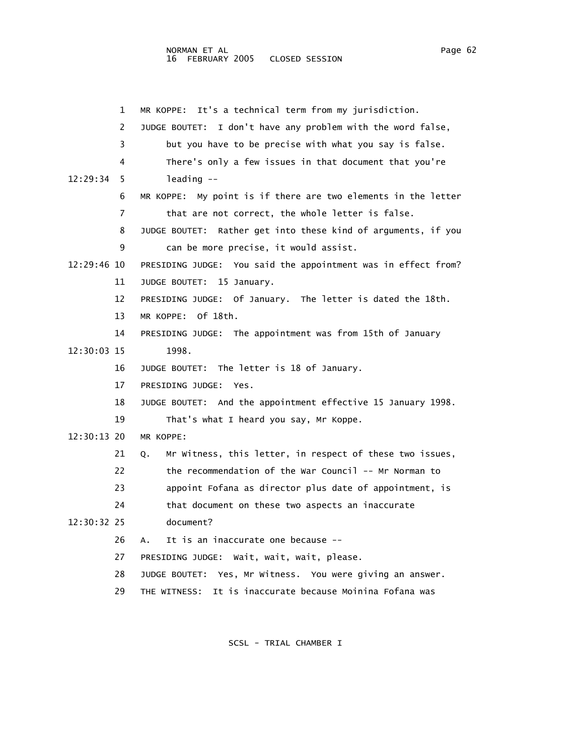1 MR KOPPE: It's a technical term from my jurisdiction.

2 JUDGE BOUTET: I don't have any problem with the word false,

3 but you have to be precise with what you say is false.

4 There's only a few issues in that document that you're

12:29:34 5 leading --

6 MR KOPPE: My point is if there are two elements in the letter

7 that are not correct, the whole letter is false.

8 JUDGE BOUTET: Rather get into these kind of arguments, if you

9 can be more precise, it would assist.

12:29:46 10 PRESIDING JUDGE: You said the appointment was in effect from?

11 JUDGE BOUTET: 15 January.

12 PRESIDING JUDGE: Of January. The letter is dated the 18th.

13 MR KOPPE: Of 18th.

14 PRESIDING JUDGE: The appointment was from 15th of January

12:30:03 15 1998.

16 JUDGE BOUTET: The letter is 18 of January.

17 PRESIDING JUDGE: Yes.

18 JUDGE BOUTET: And the appointment effective 15 January 1998.

19 That's what I heard you say, Mr Koppe.

12:30:13 20 MR KOPPE:

21 Q. Mr Witness, this letter, in respect of these two issues,

22 the recommendation of the War Council -- Mr Norman to

23 appoint Fofana as director plus date of appointment, is

24 that document on these two aspects an inaccurate

12:30:32 25 document?

26 A. It is an inaccurate one because --

27 PRESIDING JUDGE: Wait, wait, wait, please.

28 JUDGE BOUTET: Yes, Mr Witness. You were giving an answer.

29 THE WITNESS: It is inaccurate because Moinina Fofana was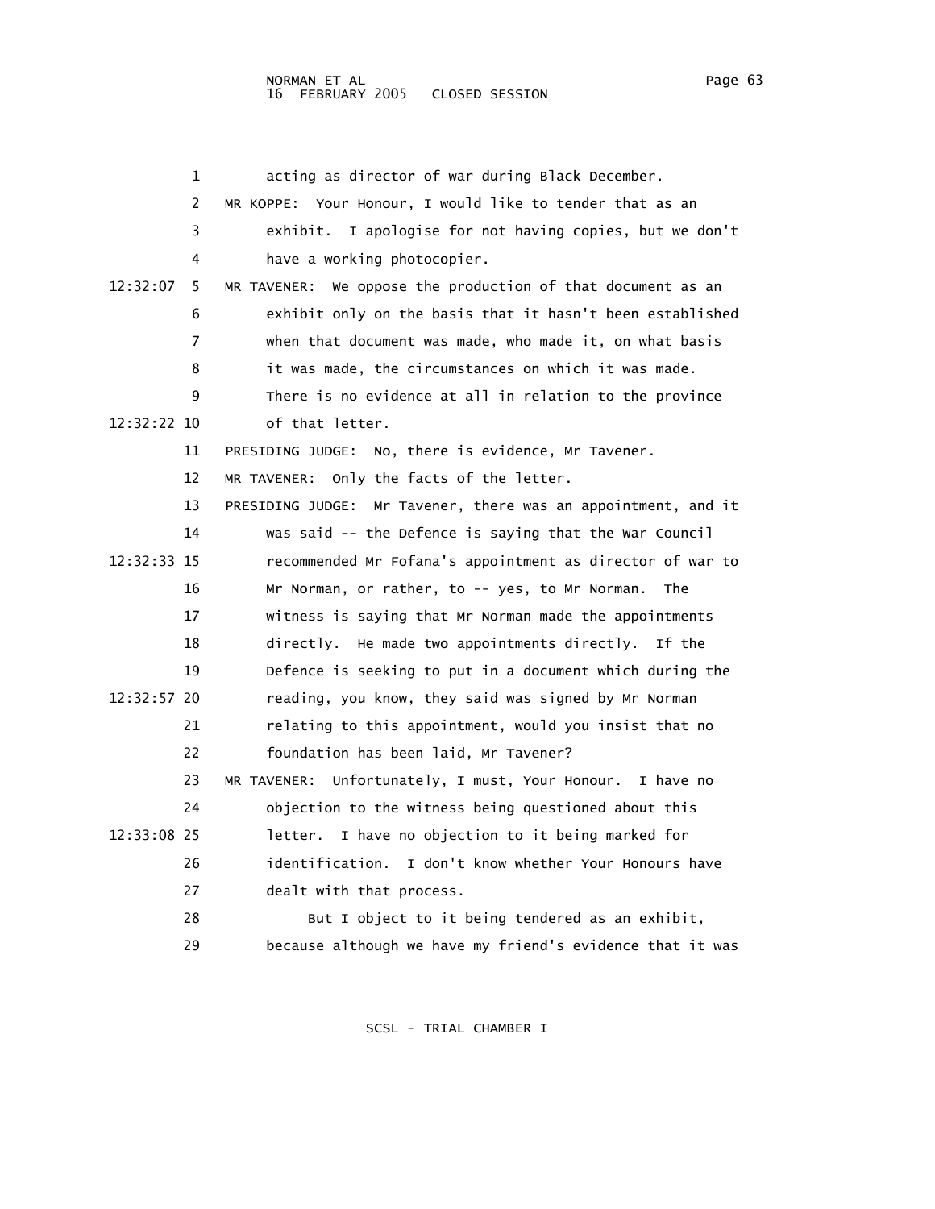1 acting as director of war during Black December.

2 MR KOPPE: Your Honour, I would like to tender that as an

3 exhibit. I apologise for not having copies, but we don't

4 have a working photocopier.

12:32:07 5 MR TAVENER: We oppose the production of that document as an

6 exhibit only on the basis that it hasn't been established

7 when that document was made, who made it, on what basis

8 it was made, the circumstances on which it was made.

9 There is no evidence at all in relation to the province

12:32:22 10 of that letter.

11 PRESIDING JUDGE: No, there is evidence, Mr Tavener.

12 MR TAVENER: Only the facts of the letter.

13 PRESIDING JUDGE: Mr Tavener, there was an appointment, and it

14 was said -- the Defence is saying that the War Council

12:32:33 15 recommended Mr Fofana's appointment as director of war to

16 Mr Norman, or rather, to -- yes, to Mr Norman. The

17 witness is saying that Mr Norman made the appointments

18 directly. He made two appointments directly. If the

19 Defence is seeking to put in a document which during the

12:32:57 20 reading, you know, they said was signed by Mr Norman

21 relating to this appointment, would you insist that no

22 foundation has been laid, Mr Tavener?

23 MR TAVENER: Unfortunately, I must, Your Honour. I have no

24 objection to the witness being questioned about this

12:33:08 25 letter. I have no objection to it being marked for

26 identification. I don't know whether Your Honours have

27 dealt with that process.

28 But I object to it being tendered as an exhibit,

29 because although we have my friend's evidence that it was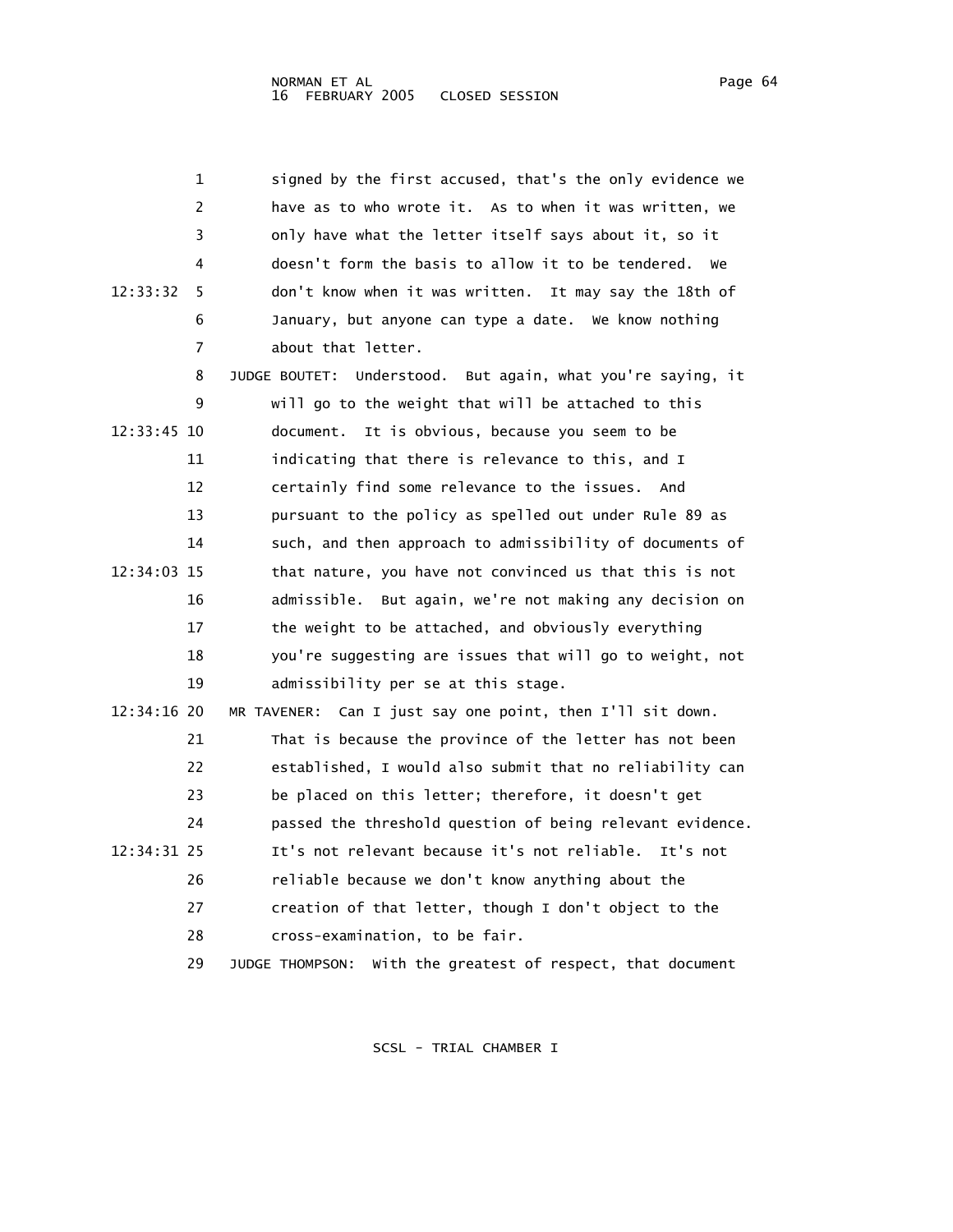signed by the first accused, that's the only evidence we have as to who wrote it. As to when it was written, we only have what the letter itself says about it, so it doesn't form the basis to allow it to be tendered. We don't know when it was written. It may say the 18th of January, but anyone can type a date. We know nothing about that letter.

JUDGE BOUTET: Understood. But again, what you're saying, it will go to the weight that will be attached to this document. It is obvious, because you seem to be indicating that there is relevance to this, and I certainly find some relevance to the issues. And pursuant to the policy as spelled out under Rule 89 as such, and then approach to admissibility of documents of that nature, you have not convinced us that this is not admissible. But again, we're not making any decision on the weight to be attached, and obviously everything you're suggesting are issues that will go to weight, not admissibility per se at this stage.

MR TAVENER: Can I just say one point, then I'll sit down. That is because the province of the letter has not been established, I would also submit that no reliability can be placed on this letter; therefore, it doesn't get passed the threshold question of being relevant evidence. It's not relevant because it's not reliable. It's not reliable because we don't know anything about the creation of that letter, though I don't object to the cross-examination, to be fair.

JUDGE THOMPSON: With the greatest of respect, that document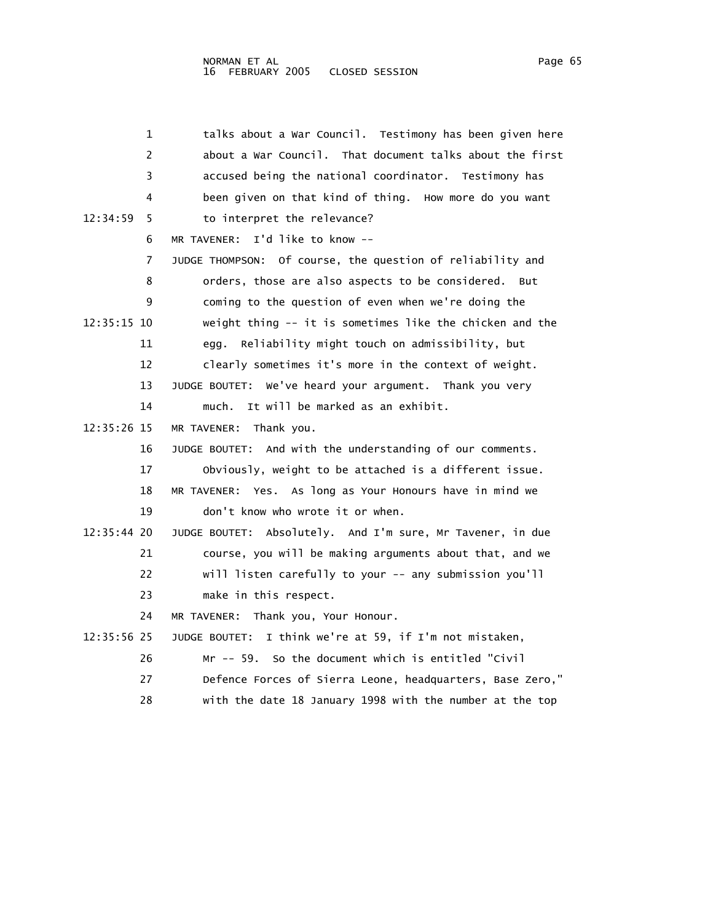talks about a War Council. Testimony has been given here about a War Council. That document talks about the first accused being the national coordinator. Testimony has been given on that kind of thing. How more do you want to interpret the relevance?

MR TAVENER: I'd like to know --

JUDGE THOMPSON: Of course, the question of reliability and orders, those are also aspects to be considered. But coming to the question of even when we're doing the weight thing -- it is sometimes like the chicken and the egg. Reliability might touch on admissibility, but clearly sometimes it's more in the context of weight.

JUDGE BOUTET: We've heard your argument. Thank you very much. It will be marked as an exhibit.

MR TAVENER: Thank you.

JUDGE BOUTET: And with the understanding of our comments. Obviously, weight to be attached is a different issue.

MR TAVENER: Yes. As long as Your Honours have in mind we don't know who wrote it or when.

JUDGE BOUTET: Absolutely. And I'm sure, Mr Tavener, in due course, you will be making arguments about that, and we will listen carefully to your -- any submission you'll make in this respect.

MR TAVENER: Thank you, Your Honour.

JUDGE BOUTET: I think we're at 59, if I'm not mistaken, Mr -- 59. So the document which is entitled "Civil Defence Forces of Sierra Leone, headquarters, Base Zero," with the date 18 January 1998 with the number at the top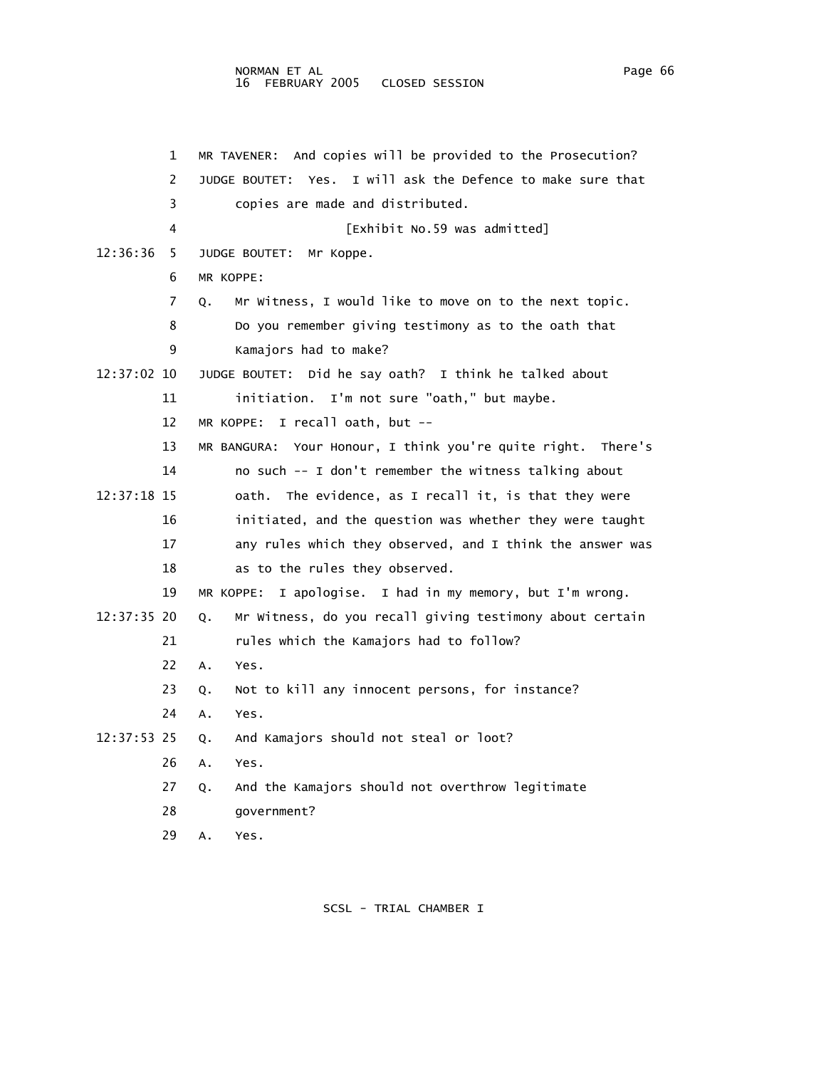MR TAVENER: And copies will be provided to the Prosecution?

JUDGE BOUTET: Yes. I will ask the Defence to make sure that copies are made and distributed.

[Exhibit No.59 was admitted]

JUDGE BOUTET: Mr Koppe.

MR KOPPE:

Q. Mr Witness, I would like to move on to the next topic. Do you remember giving testimony as to the oath that Kamajors had to make?

JUDGE BOUTET: Did he say oath? I think he talked about initiation. I'm not sure "oath," but maybe.

MR KOPPE: I recall oath, but --

MR BANGURA: Your Honour, I think you're quite right. There's no such -- I don't remember the witness talking about oath. The evidence, as I recall it, is that they were initiated, and the question was whether they were taught any rules which they observed, and I think the answer was as to the rules they observed.

MR KOPPE: I apologise. I had in my memory, but I'm wrong.

Q. Mr Witness, do you recall giving testimony about certain rules which the Kamajors had to follow?

A. Yes.

Q. Not to kill any innocent persons, for instance?

A. Yes.

Q. And Kamajors should not steal or loot?

A. Yes.

Q. And the Kamajors should not overthrow legitimate government?

A. Yes.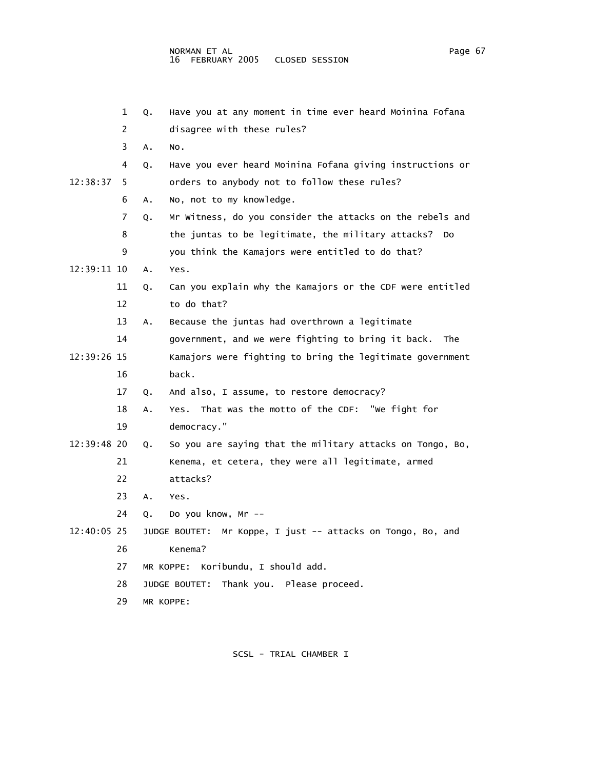Q. Have you at any moment in time ever heard Moinina Fofana disagree with these rules?

A. No.

Q. Have you ever heard Moinina Fofana giving instructions or orders to anybody not to follow these rules?

A. No, not to my knowledge.

Q. Mr Witness, do you consider the attacks on the rebels and the juntas to be legitimate, the military attacks? Do you think the Kamajors were entitled to do that?

A. Yes.

Q. Can you explain why the Kamajors or the CDF were entitled to do that?

A. Because the juntas had overthrown a legitimate government, and we were fighting to bring it back. The Kamajors were fighting to bring the legitimate government back.

Q. And also, I assume, to restore democracy?

A. Yes. That was the motto of the CDF: "We fight for democracy."

Q. So you are saying that the military attacks on Tongo, Bo, Kenema, et cetera, they were all legitimate, armed attacks?

A. Yes.

Q. Do you know, Mr --

JUDGE BOUTET: Mr Koppe, I just -- attacks on Tongo, Bo, and Kenema?

MR KOPPE: Koribundu, I should add.

JUDGE BOUTET: Thank you. Please proceed.

MR KOPPE: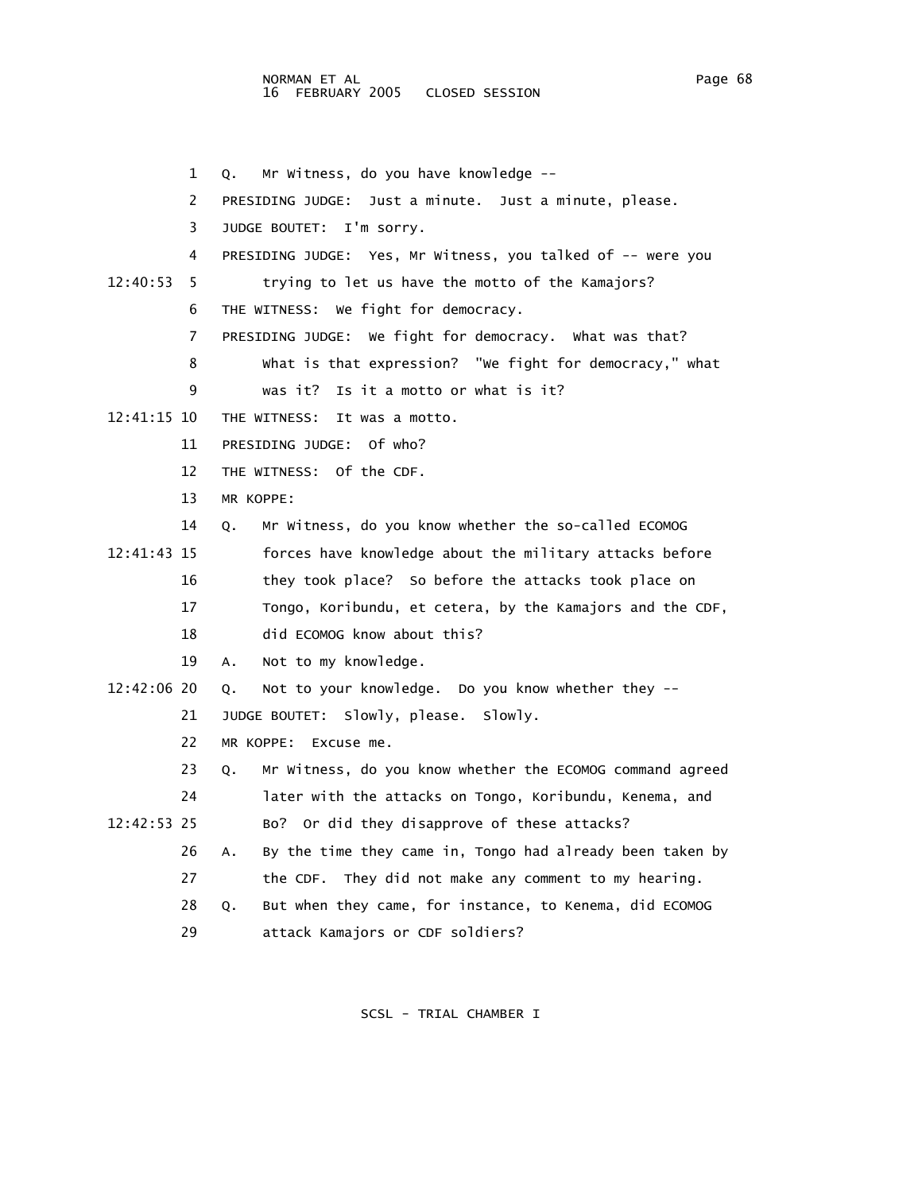1 Q. Mr Witness, do you have knowledge --

2 PRESIDING JUDGE: Just a minute. Just a minute, please.

3 JUDGE BOUTET: I'm sorry.

4 PRESIDING JUDGE: Yes, Mr Witness, you talked of -- were you

12:40:53 5 trying to let us have the motto of the Kamajors?

6 THE WITNESS: We fight for democracy.

7 PRESIDING JUDGE: We fight for democracy. What was that?

8 What is that expression? "We fight for democracy," what

9 was it? Is it a motto or what is it?

12:41:15 10 THE WITNESS: It was a motto.

11 PRESIDING JUDGE: Of who?

12 THE WITNESS: Of the CDF.

13 MR KOPPE:

14 Q. Mr Witness, do you know whether the so-called ECOMOG

12:41:43 15 forces have knowledge about the military attacks before

16 they took place? So before the attacks took place on

17 Tongo, Koribundu, et cetera, by the Kamajors and the CDF,

18 did ECOMOG know about this?

19 A. Not to my knowledge.

12:42:06 20 Q. Not to your knowledge. Do you know whether they --

21 JUDGE BOUTET: Slowly, please. Slowly.

22 MR KOPPE: Excuse me.

23 Q. Mr Witness, do you know whether the ECOMOG command agreed

24 later with the attacks on Tongo, Koribundu, Kenema, and

12:42:53 25 Bo? Or did they disapprove of these attacks?

26 A. By the time they came in, Tongo had already been taken by

27 the CDF. They did not make any comment to my hearing.

28 Q. But when they came, for instance, to Kenema, did ECOMOG

29 attack Kamajors or CDF soldiers?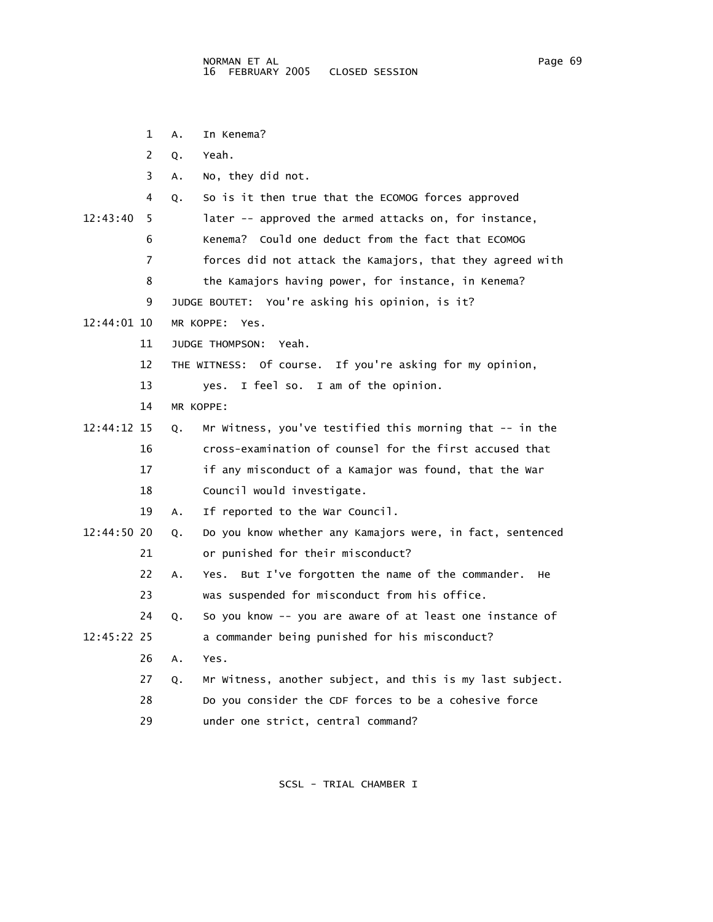1 A. In Kenema?

2 Q. Yeah.

3 A. No, they did not.

4 Q. So is it then true that the ECOMOG forces approved

12:43:40 5 later -- approved the armed attacks on, for instance,

6 Kenema? Could one deduct from the fact that ECOMOG

7 forces did not attack the Kamajors, that they agreed with

8 the Kamajors having power, for instance, in Kenema?

9 JUDGE BOUTET: You're asking his opinion, is it?

12:44:01 10 MR KOPPE: Yes.

11 JUDGE THOMPSON: Yeah.

12 THE WITNESS: Of course. If you're asking for my opinion,

13 yes. I feel so. I am of the opinion.

14 MR KOPPE:

12:44:12 15 Q. Mr Witness, you've testified this morning that -- in the

16 cross-examination of counsel for the first accused that

17 if any misconduct of a Kamajor was found, that the War

18 Council would investigate.

19 A. If reported to the War Council.

12:44:50 20 Q. Do you know whether any Kamajors were, in fact, sentenced

21 or punished for their misconduct?

22 A. Yes. But I've forgotten the name of the commander. He

23 was suspended for misconduct from his office.

24 Q. So you know -- you are aware of at least one instance of

12:45:22 25 a commander being punished for his misconduct?

26 A. Yes.

27 Q. Mr Witness, another subject, and this is my last subject.

28 Do you consider the CDF forces to be a cohesive force

29 under one strict, central command?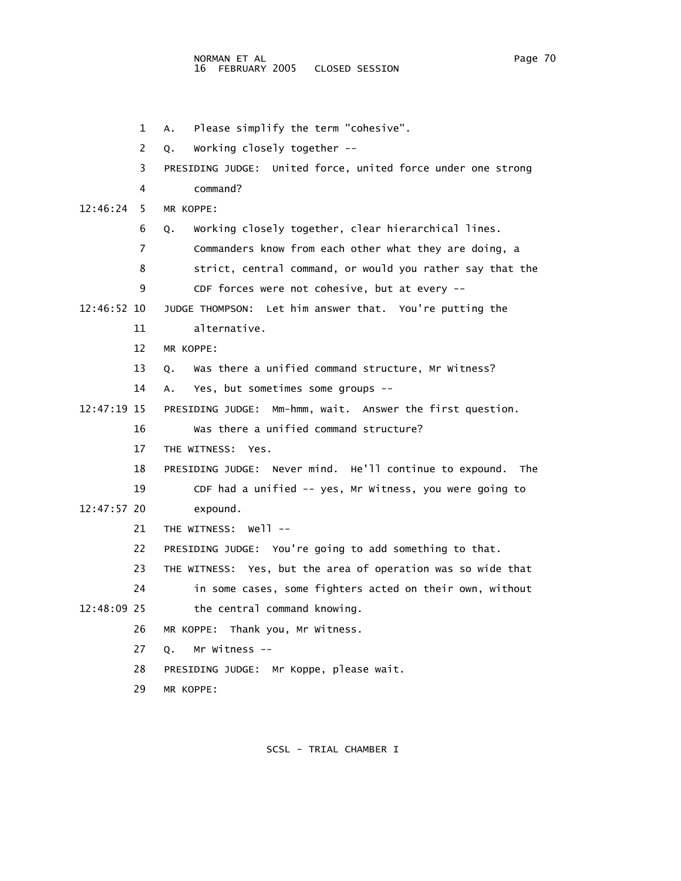1 A. Please simplify the term "cohesive".

2 Q. Working closely together --

3 PRESIDING JUDGE: United force, united force under one strong

4 command?

12:46:24 5 MR KOPPE:

6 Q. Working closely together, clear hierarchical lines.

7 Commanders know from each other what they are doing, a

8 strict, central command, or would you rather say that the

9 CDF forces were not cohesive, but at every --

12:46:52 10 JUDGE THOMPSON: Let him answer that. You're putting the

11 alternative.

12 MR KOPPE:

13 Q. Was there a unified command structure, Mr Witness?

14 A. Yes, but sometimes some groups --

12:47:19 15 PRESIDING JUDGE: Mm-hmm, wait. Answer the first question.

16 Was there a unified command structure?

17 THE WITNESS: Yes.

18 PRESIDING JUDGE: Never mind. He'll continue to expound. The

19 CDF had a unified -- yes, Mr Witness, you were going to

12:47:57 20 expound.

21 THE WITNESS: Well --

22 PRESIDING JUDGE: You're going to add something to that.

23 THE WITNESS: Yes, but the area of operation was so wide that

24 in some cases, some fighters acted on their own, without

12:48:09 25 the central command knowing.

26 MR KOPPE: Thank you, Mr Witness.

27 Q. Mr Witness --

28 PRESIDING JUDGE: Mr Koppe, please wait.

29 MR KOPPE: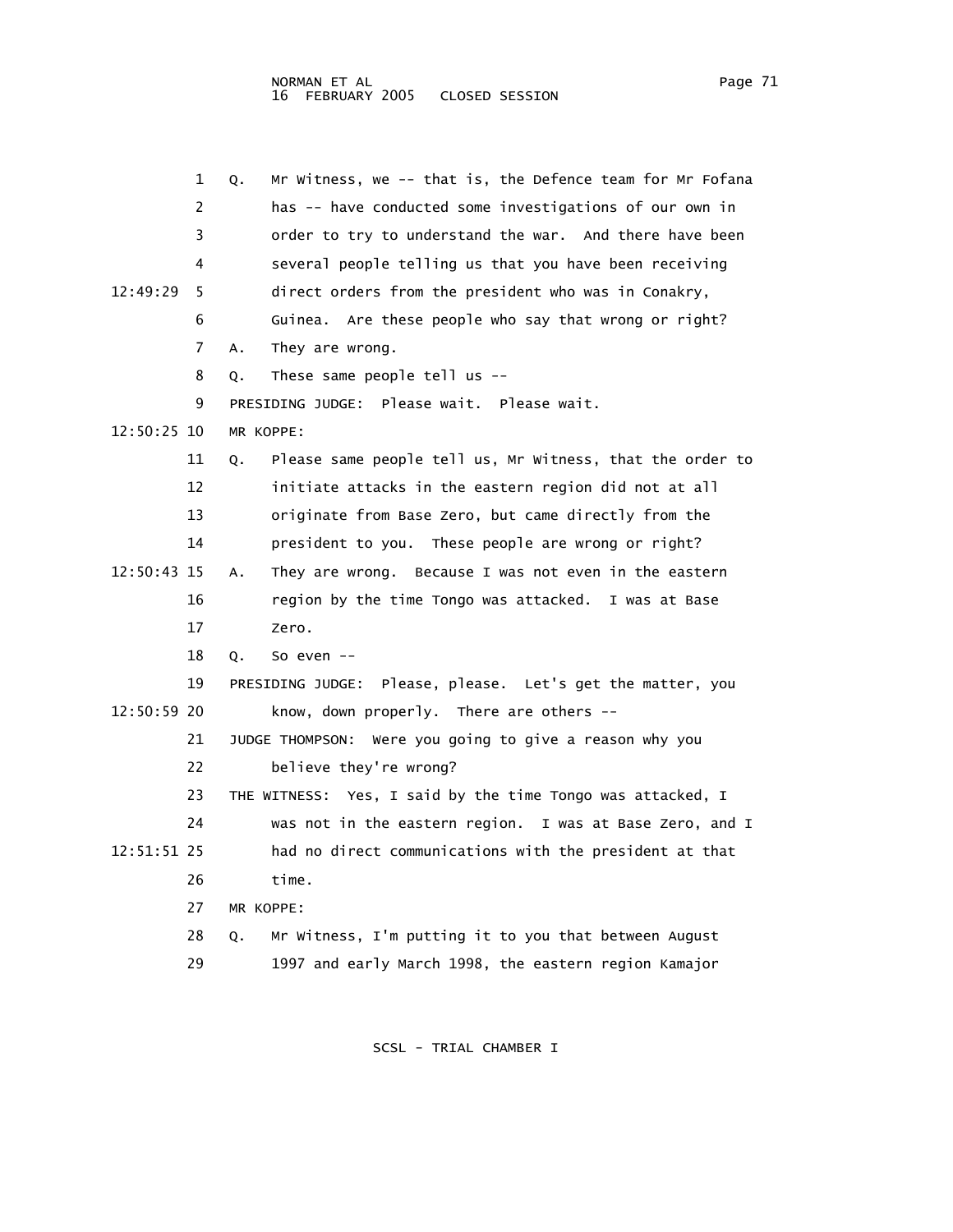Q. Mr Witness, we -- that is, the Defence team for Mr Fofana has -- have conducted some investigations of our own in order to try to understand the war. And there have been several people telling us that you have been receiving direct orders from the president who was in Conakry, Guinea. Are these people who say that wrong or right?

A. They are wrong.

Q. These same people tell us --

PRESIDING JUDGE: Please wait. Please wait.

MR KOPPE:

Q. Please same people tell us, Mr Witness, that the order to initiate attacks in the eastern region did not at all originate from Base Zero, but came directly from the president to you. These people are wrong or right?

A. They are wrong. Because I was not even in the eastern region by the time Tongo was attacked. I was at Base Zero.

Q. So even --

PRESIDING JUDGE: Please, please. Let's get the matter, you know, down properly. There are others --

JUDGE THOMPSON: Were you going to give a reason why you believe they're wrong?

THE WITNESS: Yes, I said by the time Tongo was attacked, I was not in the eastern region. I was at Base Zero, and I had no direct communications with the president at that time.

MR KOPPE:

Q. Mr Witness, I'm putting it to you that between August 1997 and early March 1998, the eastern region Kamajor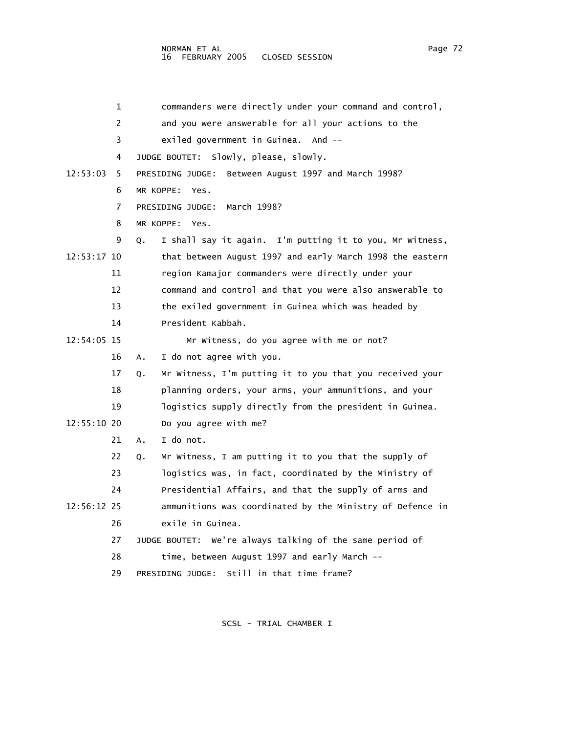commanders were directly under your command and control, and you were answerable for all your actions to the exiled government in Guinea. And --

JUDGE BOUTET: Slowly, please, slowly.

PRESIDING JUDGE: Between August 1997 and March 1998?

MR KOPPE: Yes.

PRESIDING JUDGE: March 1998?

MR KOPPE: Yes.

Q. I shall say it again. I'm putting it to you, Mr Witness, that between August 1997 and early March 1998 the eastern region Kamajor commanders were directly under your command and control and that you were also answerable to the exiled government in Guinea which was headed by President Kabbah.

Mr Witness, do you agree with me or not?

A. I do not agree with you.

Q. Mr Witness, I'm putting it to you that you received your planning orders, your arms, your ammunitions, and your logistics supply directly from the president in Guinea. Do you agree with me?

A. I do not.

Q. Mr Witness, I am putting it to you that the supply of logistics was, in fact, coordinated by the Ministry of Presidential Affairs, and that the supply of arms and ammunitions was coordinated by the Ministry of Defence in exile in Guinea.

JUDGE BOUTET: We're always talking of the same period of time, between August 1997 and early March --

PRESIDING JUDGE: Still in that time frame?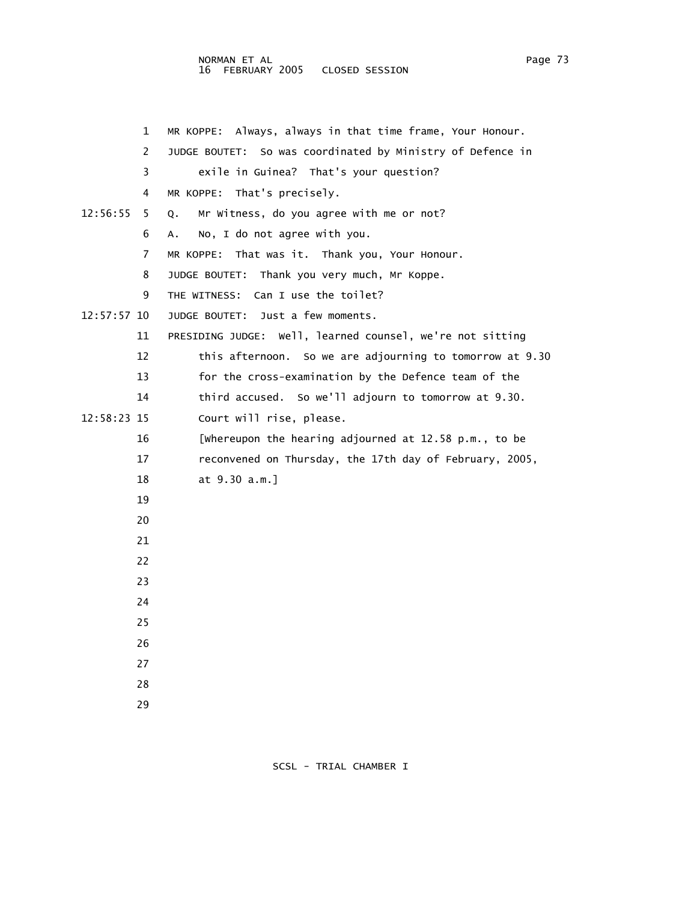MR KOPPE: Always, always in that time frame, Your Honour.

JUDGE BOUTET: So was coordinated by Ministry of Defence in exile in Guinea? That's your question?

MR KOPPE: That's precisely.

Q. Mr Witness, do you agree with me or not?

A. No, I do not agree with you.

MR KOPPE: That was it. Thank you, Your Honour.

JUDGE BOUTET: Thank you very much, Mr Koppe.

THE WITNESS: Can I use the toilet?

JUDGE BOUTET: Just a few moments.

PRESIDING JUDGE: Well, learned counsel, we're not sitting this afternoon. So we are adjourning to tomorrow at 9.30 for the cross-examination by the Defence team of the third accused. So we'll adjourn to tomorrow at 9.30. Court will rise, please.

[Whereupon the hearing adjourned at 12.58 p.m., to be reconvened on Thursday, the 17th day of February, 2005, at 9.30 a.m.]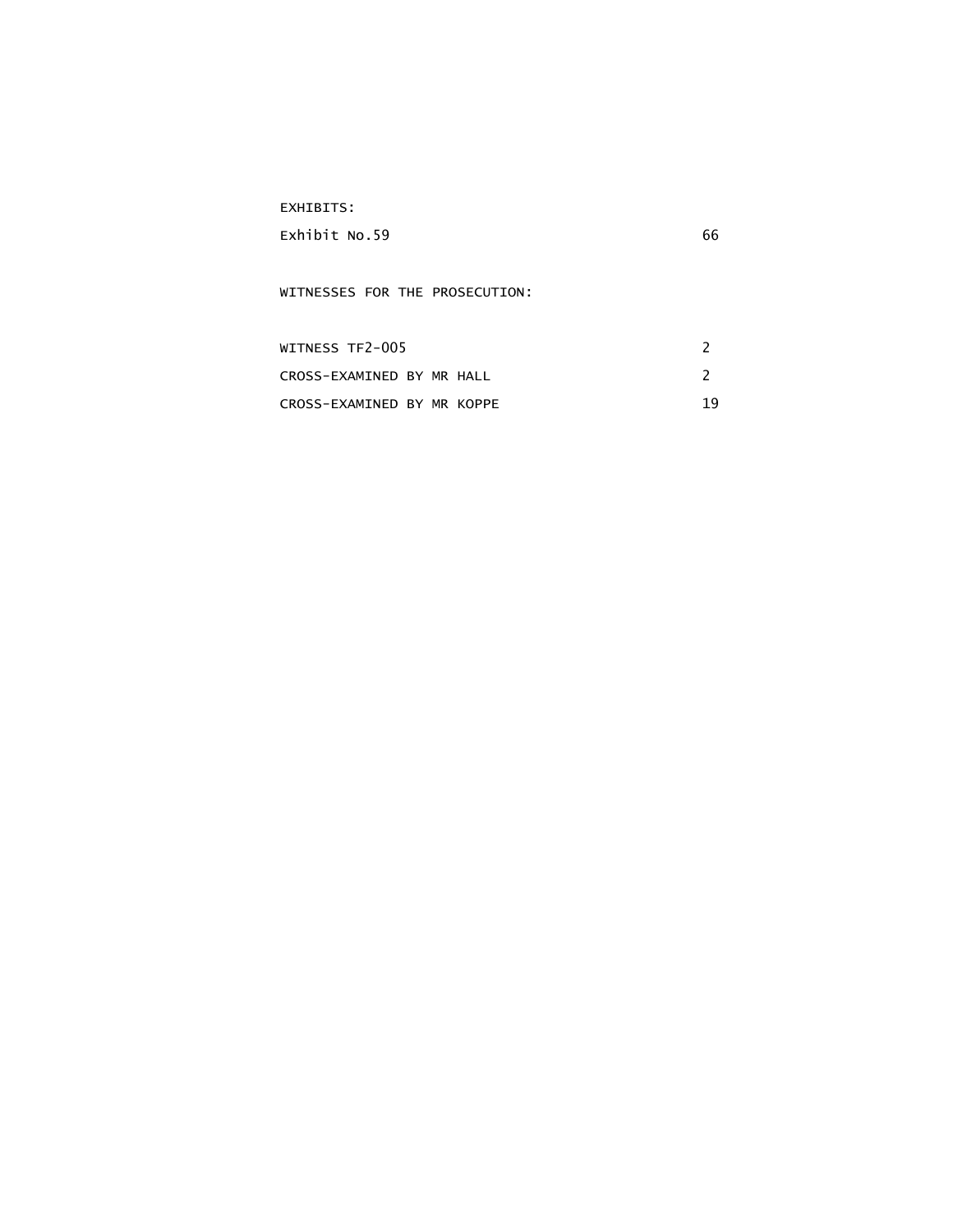EXHIBITS:

| | |
|---|---|
| Exhibit No.59 | 66 |

WITNESSES FOR THE PROSECUTION:

| | |
|---|---|
| WITNESS TF2-005 | 2 |
| CROSS-EXAMINED BY MR HALL | 2 |
| CROSS-EXAMINED BY MR KOPPE | 19 |